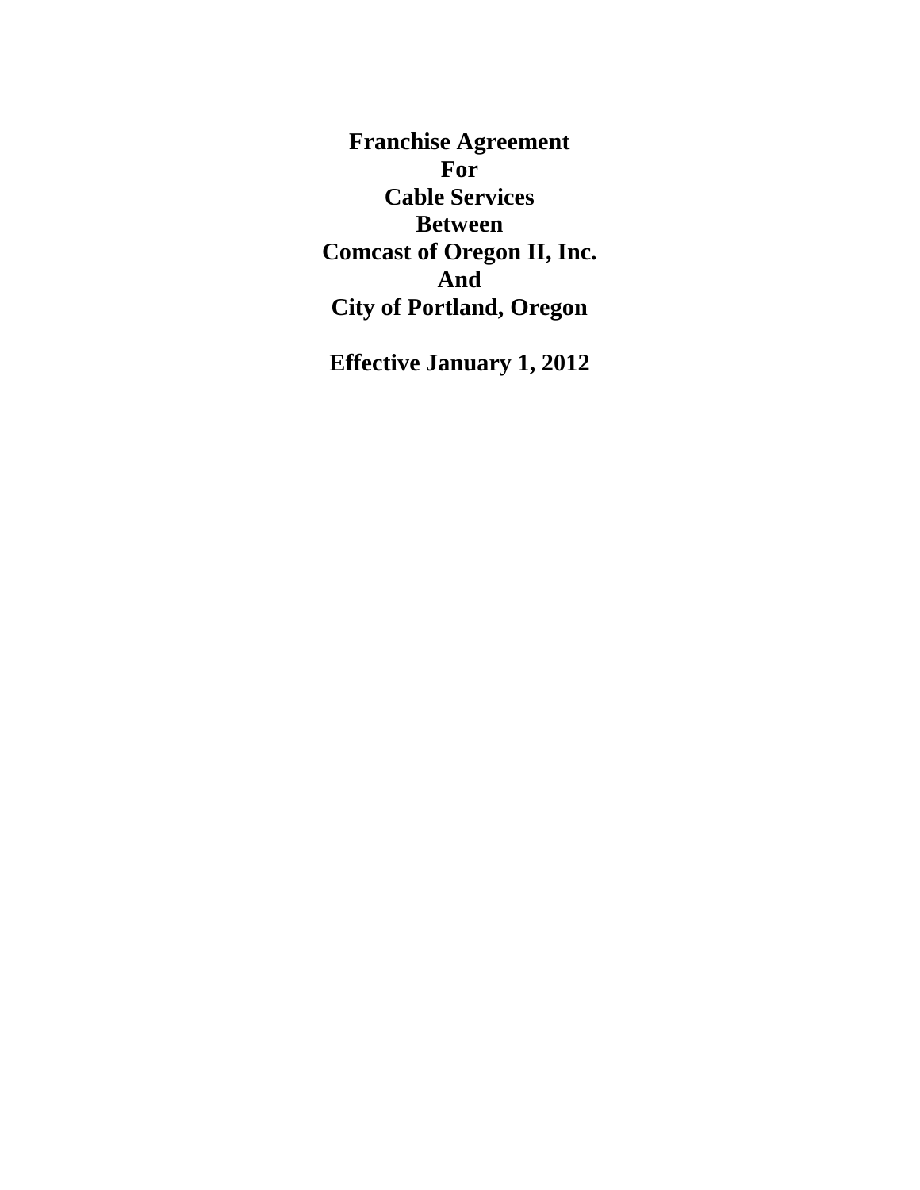# Franchise Agreement For Cable Services Between Comcast of Oregon II, Inc. And City of Portland, Oregon

**Effective January 1, 2012**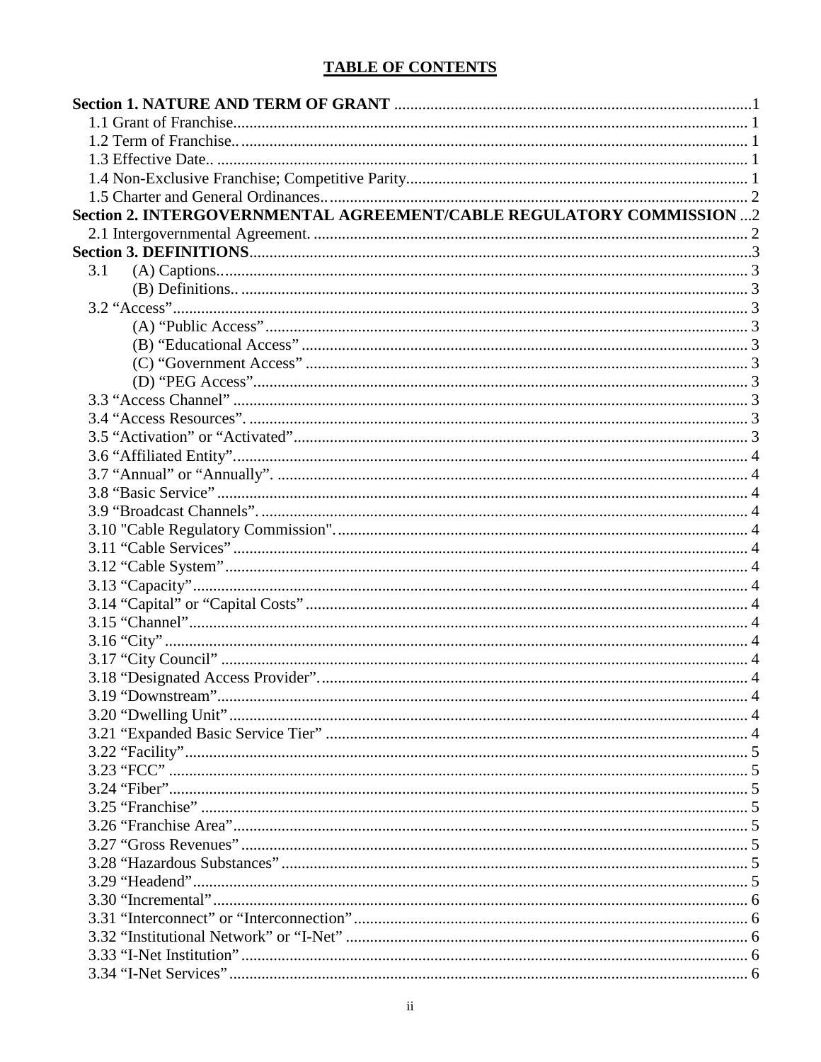# TABLE OF CONTENTS

**Section 1. NATURE AND TERM OF GRANT** ........................................................................................1

1.1 Grant of Franchise................................................................................................................ 1

1.2 Term of Franchise.. .............................................................................................................. 1

1.3 Effective Date.. ................................................................................................................... 1

1.4 Non-Exclusive Franchise; Competitive Parity..................................................................... 1

1.5 Charter and General Ordinances.. ....................................................................................... 2

**Section 2. INTERGOVERNMENTAL AGREEMENT/CABLE REGULATORY COMMISSION** ...2

2.1 Intergovernmental Agreement. ........................................................................................... 2

**Section 3. DEFINITIONS**...........................................................................................................3

3.1 (A) Captions.. ................................................................................................................. 3

(B) Definitions.. ............................................................................................................. 3

3.2 "Access"............................................................................................................................. 3

(A) "Public Access" ....................................................................................................... 3

(B) "Educational Access" .............................................................................................. 3

(C) "Government Access" ............................................................................................. 3

(D) "PEG Access"........................................................................................................... 3

3.3 "Access Channel" ............................................................................................................... 3

3.4 "Access Resources". ........................................................................................................... 3

3.5 "Activation" or "Activated"................................................................................................ 3

3.6 "Affiliated Entity"............................................................................................................... 4

3.7 "Annual" or "Annually". .................................................................................................... 4

3.8 "Basic Service" ................................................................................................................... 4

3.9 "Broadcast Channels". ........................................................................................................ 4

3.10 "Cable Regulatory Commission"...................................................................................... 4

3.11 "Cable Services" ............................................................................................................... 4

3.12 "Cable System".................................................................................................................. 4

3.13 "Capacity"......................................................................................................................... 4

3.14 "Capital" or "Capital Costs" ............................................................................................. 4

3.15 "Channel".......................................................................................................................... 4

3.16 "City" ................................................................................................................................ 4

3.17 "City Council" .................................................................................................................. 4

3.18 "Designated Access Provider". ......................................................................................... 4

3.19 "Downstream"................................................................................................................... 4

3.20 "Dwelling Unit" ................................................................................................................ 4

3.21 "Expanded Basic Service Tier" ........................................................................................ 4

3.22 "Facility"........................................................................................................................... 5

3.23 "FCC" ............................................................................................................................... 5

3.24 "Fiber"............................................................................................................................... 5

3.25 "Franchise" ....................................................................................................................... 5

3.26 "Franchise Area"............................................................................................................... 5

3.27 "Gross Revenues" ............................................................................................................. 5

3.28 "Hazardous Substances" ................................................................................................... 5

3.29 "Headend"......................................................................................................................... 5

3.30 "Incremental".................................................................................................................... 6

3.31 "Interconnect" or "Interconnection"................................................................................. 6

3.32 "Institutional Network" or "I-Net" ................................................................................... 6

3.33 "I-Net Institution" ............................................................................................................. 6

3.34 "I-Net Services" ................................................................................................................ 6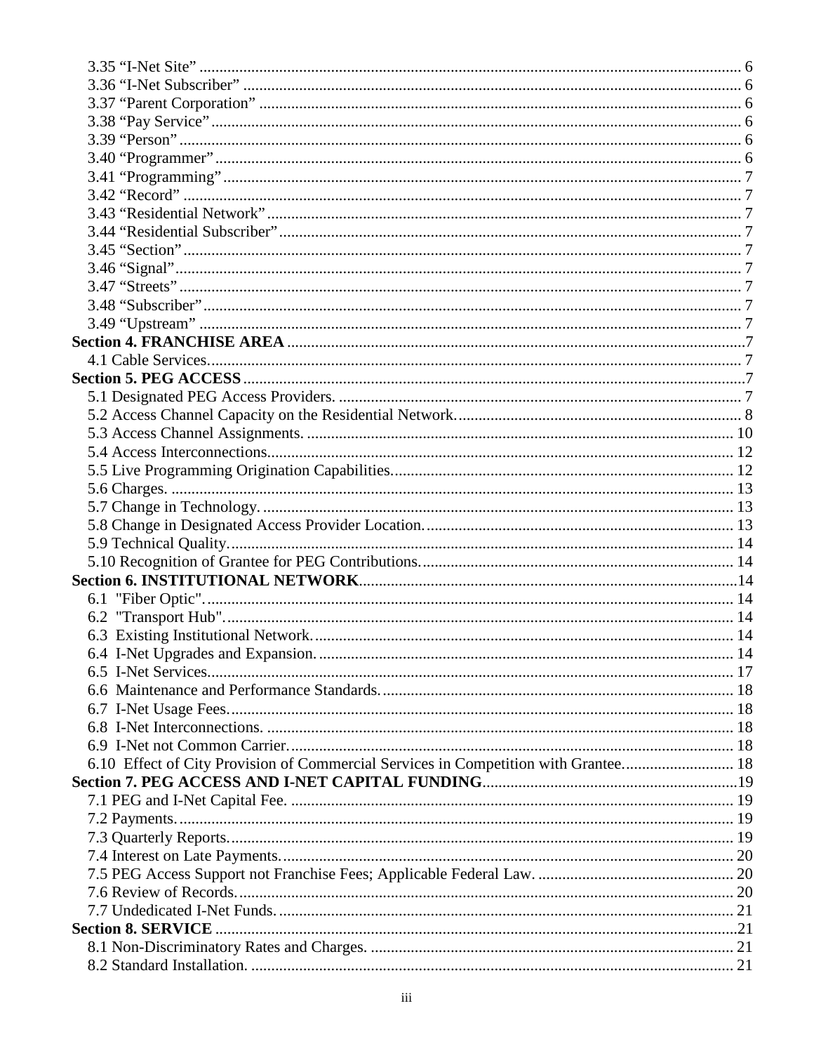3.35 “I-Net Site” .......... 6
3.36 “I-Net Subscriber” .......... 6
3.37 “Parent Corporation” .......... 6
3.38 “Pay Service” .......... 6
3.39 “Person” .......... 6
3.40 “Programmer” .......... 6
3.41 “Programming” .......... 7
3.42 “Record” .......... 7
3.43 “Residential Network” .......... 7
3.44 “Residential Subscriber” .......... 7
3.45 “Section” .......... 7
3.46 “Signal” .......... 7
3.47 “Streets” .......... 7
3.48 “Subscriber” .......... 7
3.49 “Upstream” .......... 7

**Section 4. FRANCHISE AREA** .......... 7
4.1 Cable Services .......... 7

**Section 5. PEG ACCESS** .......... 7
5.1 Designated PEG Access Providers. .......... 7
5.2 Access Channel Capacity on the Residential Network. .......... 8
5.3 Access Channel Assignments. .......... 10
5.4 Access Interconnections .......... 12
5.5 Live Programming Origination Capabilities .......... 12
5.6 Charges. .......... 13
5.7 Change in Technology. .......... 13
5.8 Change in Designated Access Provider Location. .......... 13
5.9 Technical Quality. .......... 14
5.10 Recognition of Grantee for PEG Contributions. .......... 14

**Section 6. INSTITUTIONAL NETWORK** .......... 14
6.1 "Fiber Optic". .......... 14
6.2 "Transport Hub". .......... 14
6.3 Existing Institutional Network. .......... 14
6.4 I-Net Upgrades and Expansion. .......... 14
6.5 I-Net Services .......... 17
6.6 Maintenance and Performance Standards. .......... 18
6.7 I-Net Usage Fees. .......... 18
6.8 I-Net Interconnections. .......... 18
6.9 I-Net not Common Carrier. .......... 18
6.10 Effect of City Provision of Commercial Services in Competition with Grantee. .......... 18

**Section 7. PEG ACCESS AND I-NET CAPITAL FUNDING** .......... 19
7.1 PEG and I-Net Capital Fee. .......... 19
7.2 Payments. .......... 19
7.3 Quarterly Reports. .......... 19
7.4 Interest on Late Payments. .......... 20
7.5 PEG Access Support not Franchise Fees; Applicable Federal Law. .......... 20
7.6 Review of Records. .......... 20
7.7 Undedicated I-Net Funds. .......... 21

**Section 8. SERVICE** .......... 21
8.1 Non-Discriminatory Rates and Charges. .......... 21
8.2 Standard Installation. .......... 21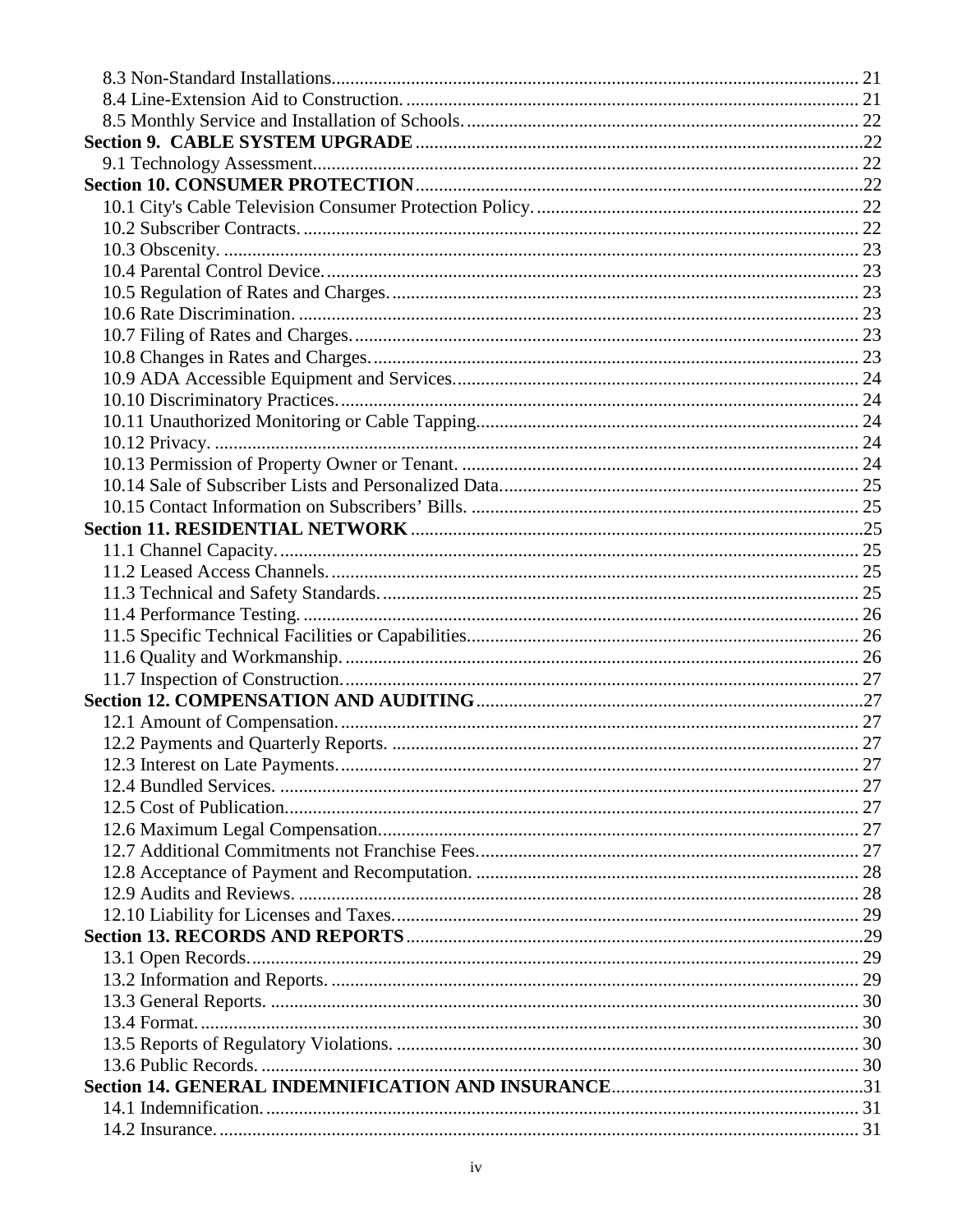8.3 Non-Standard Installations................................................................................................ 21
8.4 Line-Extension Aid to Construction................................................................................ 21
8.5 Monthly Service and Installation of Schools.................................................................... 22
**Section 9. CABLE SYSTEM UPGRADE**...............................................................................22
9.1 Technology Assessment................................................................................................... 22
**Section 10. CONSUMER PROTECTION**..............................................................................22
10.1 City's Cable Television Consumer Protection Policy.................................................... 22
10.2 Subscriber Contracts...................................................................................................... 22
10.3 Obscenity....................................................................................................................... 23
10.4 Parental Control Device................................................................................................. 23
10.5 Regulation of Rates and Charges................................................................................... 23
10.6 Rate Discrimination....................................................................................................... 23
10.7 Filing of Rates and Charges........................................................................................... 23
10.8 Changes in Rates and Charges....................................................................................... 23
10.9 ADA Accessible Equipment and Services..................................................................... 24
10.10 Discriminatory Practices.............................................................................................. 24
10.11 Unauthorized Monitoring or Cable Tapping................................................................ 24
10.12 Privacy......................................................................................................................... 24
10.13 Permission of Property Owner or Tenant.................................................................... 24
10.14 Sale of Subscriber Lists and Personalized Data........................................................... 25
10.15 Contact Information on Subscribers' Bills................................................................... 25
**Section 11. RESIDENTIAL NETWORK**................................................................................25
11.1 Channel Capacity........................................................................................................... 25
11.2 Leased Access Channels................................................................................................ 25
11.3 Technical and Safety Standards..................................................................................... 25
11.4 Performance Testing...................................................................................................... 26
11.5 Specific Technical Facilities or Capabilities.................................................................. 26
11.6 Quality and Workmanship............................................................................................. 26
11.7 Inspection of Construction............................................................................................. 27
**Section 12. COMPENSATION AND AUDITING**.................................................................27
12.1 Amount of Compensation.............................................................................................. 27
12.2 Payments and Quarterly Reports................................................................................... 27
12.3 Interest on Late Payments.............................................................................................. 27
12.4 Bundled Services........................................................................................................... 27
12.5 Cost of Publication......................................................................................................... 27
12.6 Maximum Legal Compensation..................................................................................... 27
12.7 Additional Commitments not Franchise Fees................................................................ 27
12.8 Acceptance of Payment and Recomputation.................................................................. 28
12.9 Audits and Reviews........................................................................................................ 28
12.10 Liability for Licenses and Taxes.................................................................................. 29
**Section 13. RECORDS AND REPORTS**................................................................................29
13.1 Open Records................................................................................................................. 29
13.2 Information and Reports................................................................................................ 29
13.3 General Reports.............................................................................................................. 30
13.4 Format............................................................................................................................ 30
13.5 Reports of Regulatory Violations................................................................................... 30
13.6 Public Records................................................................................................................ 30
**Section 14. GENERAL INDEMNIFICATION AND INSURANCE**......................................31
14.1 Indemnification.............................................................................................................. 31
14.2 Insurance........................................................................................................................ 31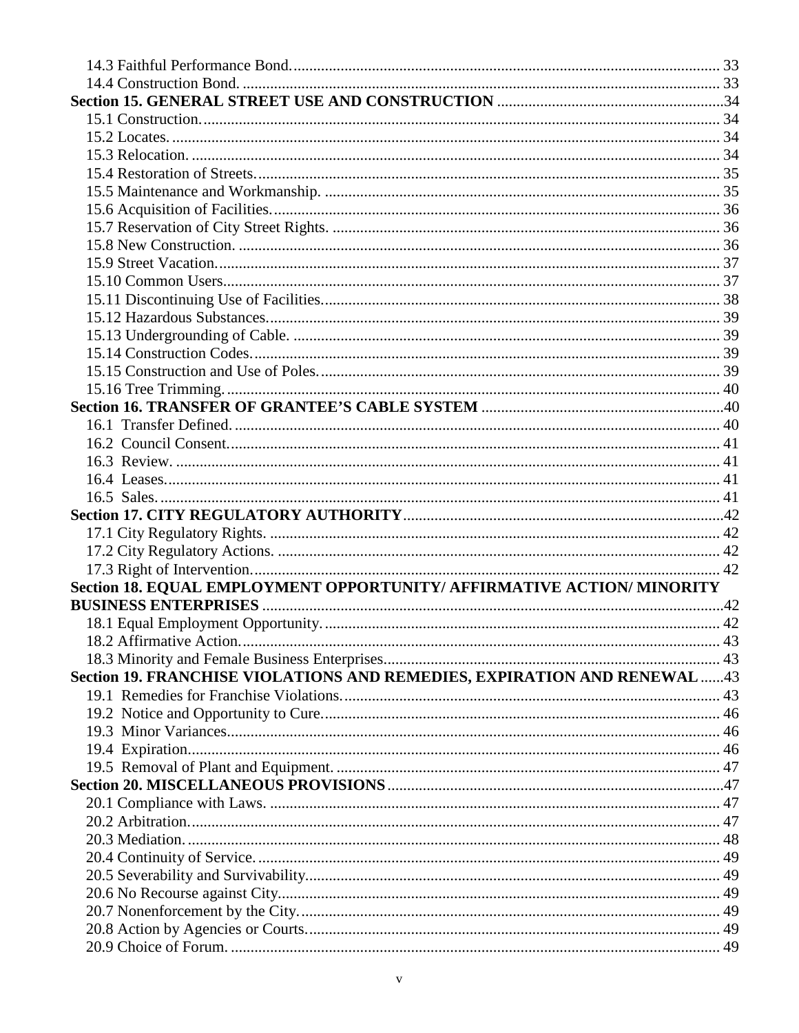14.3 Faithful Performance Bond. 33
14.4 Construction Bond. 33

**Section 15. GENERAL STREET USE AND CONSTRUCTION** 34

15.1 Construction. 34
15.2 Locates. 34
15.3 Relocation. 34
15.4 Restoration of Streets. 35
15.5 Maintenance and Workmanship. 35
15.6 Acquisition of Facilities. 36
15.7 Reservation of City Street Rights. 36
15.8 New Construction. 36
15.9 Street Vacation. 37
15.10 Common Users. 37
15.11 Discontinuing Use of Facilities. 38
15.12 Hazardous Substances. 39
15.13 Undergrounding of Cable. 39
15.14 Construction Codes. 39
15.15 Construction and Use of Poles. 39
15.16 Tree Trimming. 40

**Section 16. TRANSFER OF GRANTEE'S CABLE SYSTEM** 40

16.1 Transfer Defined. 40
16.2 Council Consent. 41
16.3 Review. 41
16.4 Leases. 41
16.5 Sales. 41

**Section 17. CITY REGULATORY AUTHORITY** 42

17.1 City Regulatory Rights. 42
17.2 City Regulatory Actions. 42
17.3 Right of Intervention. 42

**Section 18. EQUAL EMPLOYMENT OPPORTUNITY/ AFFIRMATIVE ACTION/ MINORITY BUSINESS ENTERPRISES** 42

18.1 Equal Employment Opportunity. 42
18.2 Affirmative Action. 43
18.3 Minority and Female Business Enterprises. 43

**Section 19. FRANCHISE VIOLATIONS AND REMEDIES, EXPIRATION AND RENEWAL** 43

19.1 Remedies for Franchise Violations. 43
19.2 Notice and Opportunity to Cure. 46
19.3 Minor Variances. 46
19.4 Expiration. 46
19.5 Removal of Plant and Equipment. 47

**Section 20. MISCELLANEOUS PROVISIONS** 47

20.1 Compliance with Laws. 47
20.2 Arbitration. 47
20.3 Mediation. 48
20.4 Continuity of Service. 49
20.5 Severability and Survivability. 49
20.6 No Recourse against City. 49
20.7 Nonenforcement by the City. 49
20.8 Action by Agencies or Courts. 49
20.9 Choice of Forum. 49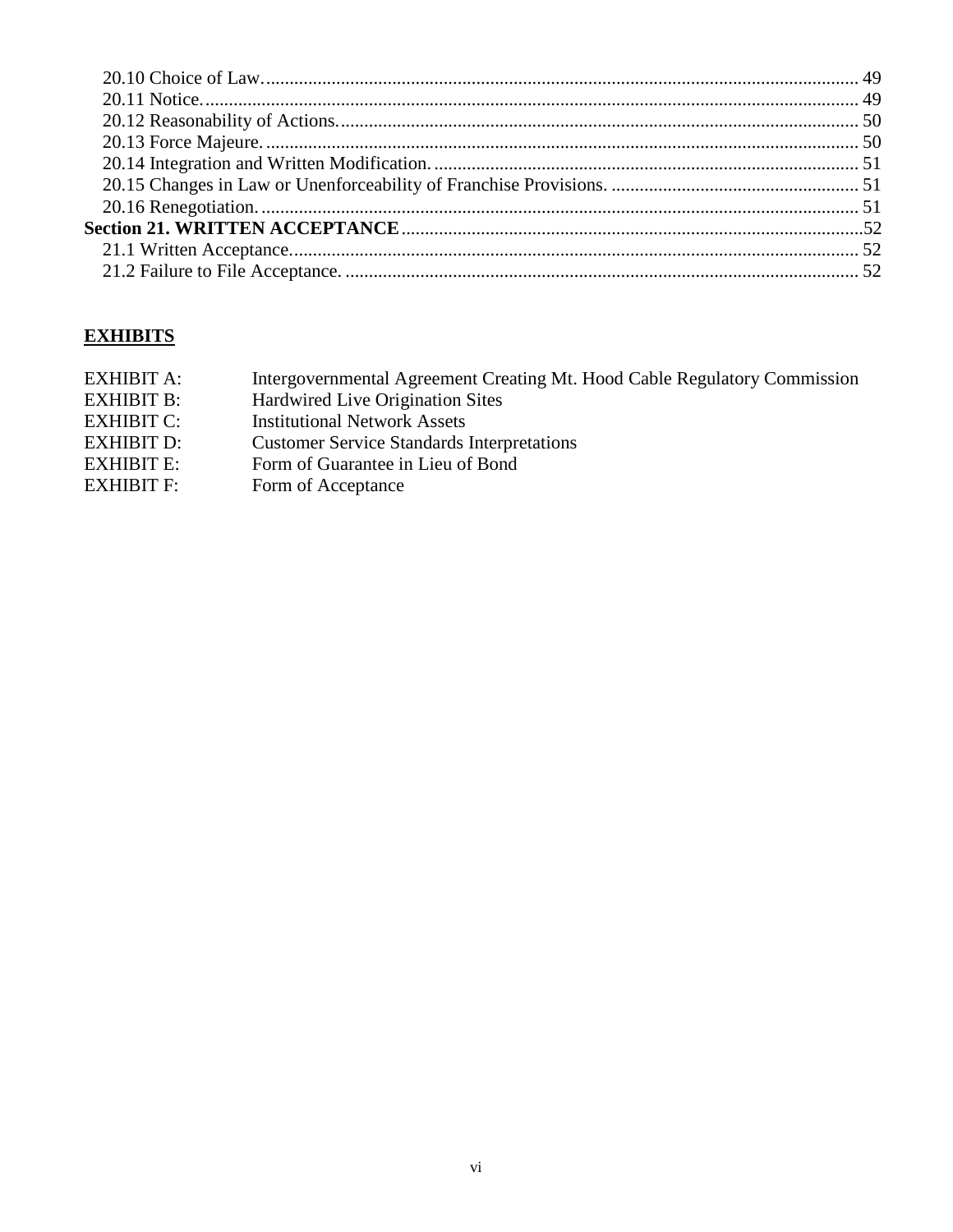20.10 Choice of Law. ............................................................................................................................ 49
20.11 Notice. ......................................................................................................................................... 49
20.12 Reasonability of Actions. ............................................................................................................ 50
20.13 Force Majeure. ............................................................................................................................ 50
20.14 Integration and Written Modification. ......................................................................................... 51
20.15 Changes in Law or Unenforceability of Franchise Provisions. .................................................... 51
20.16 Renegotiation. ............................................................................................................................. 51

**Section 21. WRITTEN ACCEPTANCE** ................................................................................................ 52

21.1 Written Acceptance. ....................................................................................................................... 52
21.2 Failure to File Acceptance. ............................................................................................................ 52

**EXHIBITS**

| | |
|---|---|
| EXHIBIT A: | Intergovernmental Agreement Creating Mt. Hood Cable Regulatory Commission |
| EXHIBIT B: | Hardwired Live Origination Sites |
| EXHIBIT C: | Institutional Network Assets |
| EXHIBIT D: | Customer Service Standards Interpretations |
| EXHIBIT E: | Form of Guarantee in Lieu of Bond |
| EXHIBIT F: | Form of Acceptance |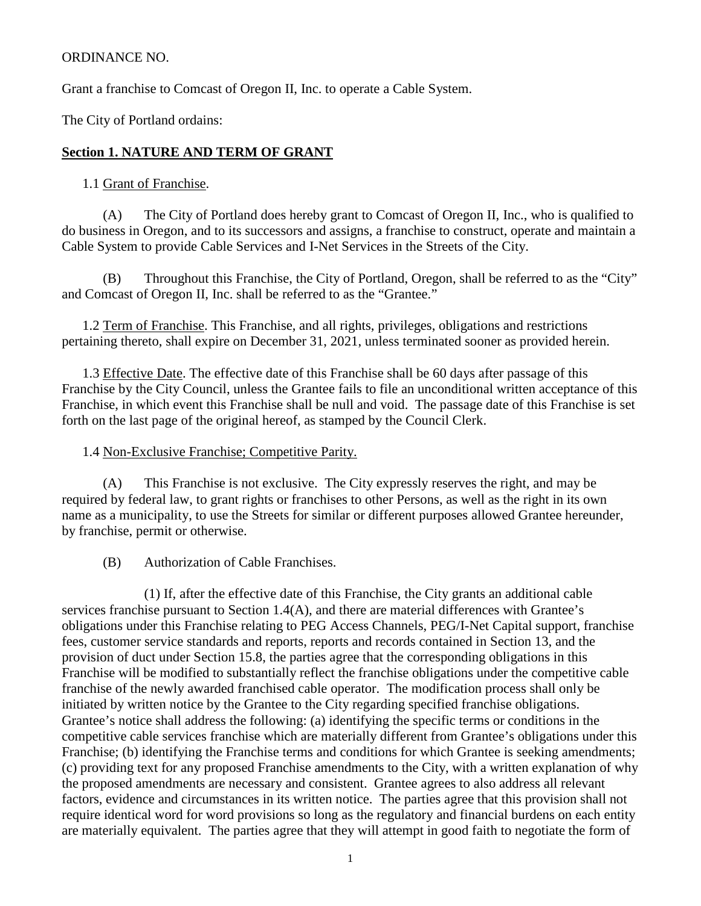ORDINANCE NO.

Grant a franchise to Comcast of Oregon II, Inc. to operate a Cable System.

The City of Portland ordains:

## Section 1. NATURE AND TERM OF GRANT

1.1 Grant of Franchise.

(A) The City of Portland does hereby grant to Comcast of Oregon II, Inc., who is qualified to do business in Oregon, and to its successors and assigns, a franchise to construct, operate and maintain a Cable System to provide Cable Services and I-Net Services in the Streets of the City.

(B) Throughout this Franchise, the City of Portland, Oregon, shall be referred to as the "City" and Comcast of Oregon II, Inc. shall be referred to as the "Grantee."

1.2 Term of Franchise. This Franchise, and all rights, privileges, obligations and restrictions pertaining thereto, shall expire on December 31, 2021, unless terminated sooner as provided herein.

1.3 Effective Date. The effective date of this Franchise shall be 60 days after passage of this Franchise by the City Council, unless the Grantee fails to file an unconditional written acceptance of this Franchise, in which event this Franchise shall be null and void. The passage date of this Franchise is set forth on the last page of the original hereof, as stamped by the Council Clerk.

1.4 Non-Exclusive Franchise; Competitive Parity.

(A) This Franchise is not exclusive. The City expressly reserves the right, and may be required by federal law, to grant rights or franchises to other Persons, as well as the right in its own name as a municipality, to use the Streets for similar or different purposes allowed Grantee hereunder, by franchise, permit or otherwise.

(B) Authorization of Cable Franchises.

(1) If, after the effective date of this Franchise, the City grants an additional cable services franchise pursuant to Section 1.4(A), and there are material differences with Grantee's obligations under this Franchise relating to PEG Access Channels, PEG/I-Net Capital support, franchise fees, customer service standards and reports, reports and records contained in Section 13, and the provision of duct under Section 15.8, the parties agree that the corresponding obligations in this Franchise will be modified to substantially reflect the franchise obligations under the competitive cable franchise of the newly awarded franchised cable operator. The modification process shall only be initiated by written notice by the Grantee to the City regarding specified franchise obligations. Grantee's notice shall address the following: (a) identifying the specific terms or conditions in the competitive cable services franchise which are materially different from Grantee's obligations under this Franchise; (b) identifying the Franchise terms and conditions for which Grantee is seeking amendments; (c) providing text for any proposed Franchise amendments to the City, with a written explanation of why the proposed amendments are necessary and consistent. Grantee agrees to also address all relevant factors, evidence and circumstances in its written notice. The parties agree that this provision shall not require identical word for word provisions so long as the regulatory and financial burdens on each entity are materially equivalent. The parties agree that they will attempt in good faith to negotiate the form of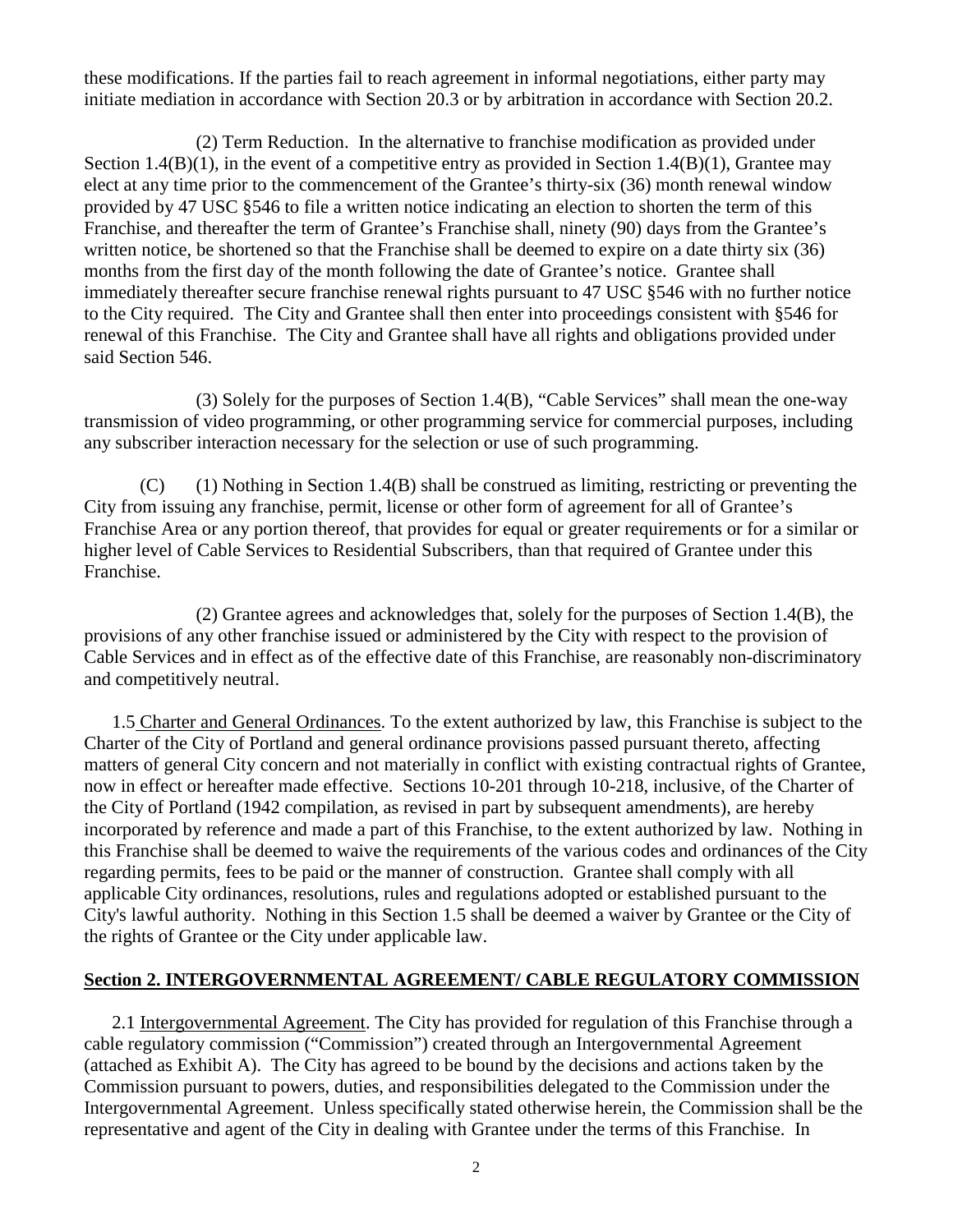these modifications. If the parties fail to reach agreement in informal negotiations, either party may initiate mediation in accordance with Section 20.3 or by arbitration in accordance with Section 20.2.

(2) Term Reduction. In the alternative to franchise modification as provided under Section 1.4(B)(1), in the event of a competitive entry as provided in Section 1.4(B)(1), Grantee may elect at any time prior to the commencement of the Grantee's thirty-six (36) month renewal window provided by 47 USC §546 to file a written notice indicating an election to shorten the term of this Franchise, and thereafter the term of Grantee's Franchise shall, ninety (90) days from the Grantee's written notice, be shortened so that the Franchise shall be deemed to expire on a date thirty six (36) months from the first day of the month following the date of Grantee's notice. Grantee shall immediately thereafter secure franchise renewal rights pursuant to 47 USC §546 with no further notice to the City required. The City and Grantee shall then enter into proceedings consistent with §546 for renewal of this Franchise. The City and Grantee shall have all rights and obligations provided under said Section 546.

(3) Solely for the purposes of Section 1.4(B), "Cable Services" shall mean the one-way transmission of video programming, or other programming service for commercial purposes, including any subscriber interaction necessary for the selection or use of such programming.

(C) (1) Nothing in Section 1.4(B) shall be construed as limiting, restricting or preventing the City from issuing any franchise, permit, license or other form of agreement for all of Grantee's Franchise Area or any portion thereof, that provides for equal or greater requirements or for a similar or higher level of Cable Services to Residential Subscribers, than that required of Grantee under this Franchise.

(2) Grantee agrees and acknowledges that, solely for the purposes of Section 1.4(B), the provisions of any other franchise issued or administered by the City with respect to the provision of Cable Services and in effect as of the effective date of this Franchise, are reasonably non-discriminatory and competitively neutral.

1.5 Charter and General Ordinances. To the extent authorized by law, this Franchise is subject to the Charter of the City of Portland and general ordinance provisions passed pursuant thereto, affecting matters of general City concern and not materially in conflict with existing contractual rights of Grantee, now in effect or hereafter made effective. Sections 10-201 through 10-218, inclusive, of the Charter of the City of Portland (1942 compilation, as revised in part by subsequent amendments), are hereby incorporated by reference and made a part of this Franchise, to the extent authorized by law. Nothing in this Franchise shall be deemed to waive the requirements of the various codes and ordinances of the City regarding permits, fees to be paid or the manner of construction. Grantee shall comply with all applicable City ordinances, resolutions, rules and regulations adopted or established pursuant to the City's lawful authority. Nothing in this Section 1.5 shall be deemed a waiver by Grantee or the City of the rights of Grantee or the City under applicable law.

## Section 2. INTERGOVERNMENTAL AGREEMENT/ CABLE REGULATORY COMMISSION

2.1 Intergovernmental Agreement. The City has provided for regulation of this Franchise through a cable regulatory commission ("Commission") created through an Intergovernmental Agreement (attached as Exhibit A). The City has agreed to be bound by the decisions and actions taken by the Commission pursuant to powers, duties, and responsibilities delegated to the Commission under the Intergovernmental Agreement. Unless specifically stated otherwise herein, the Commission shall be the representative and agent of the City in dealing with Grantee under the terms of this Franchise. In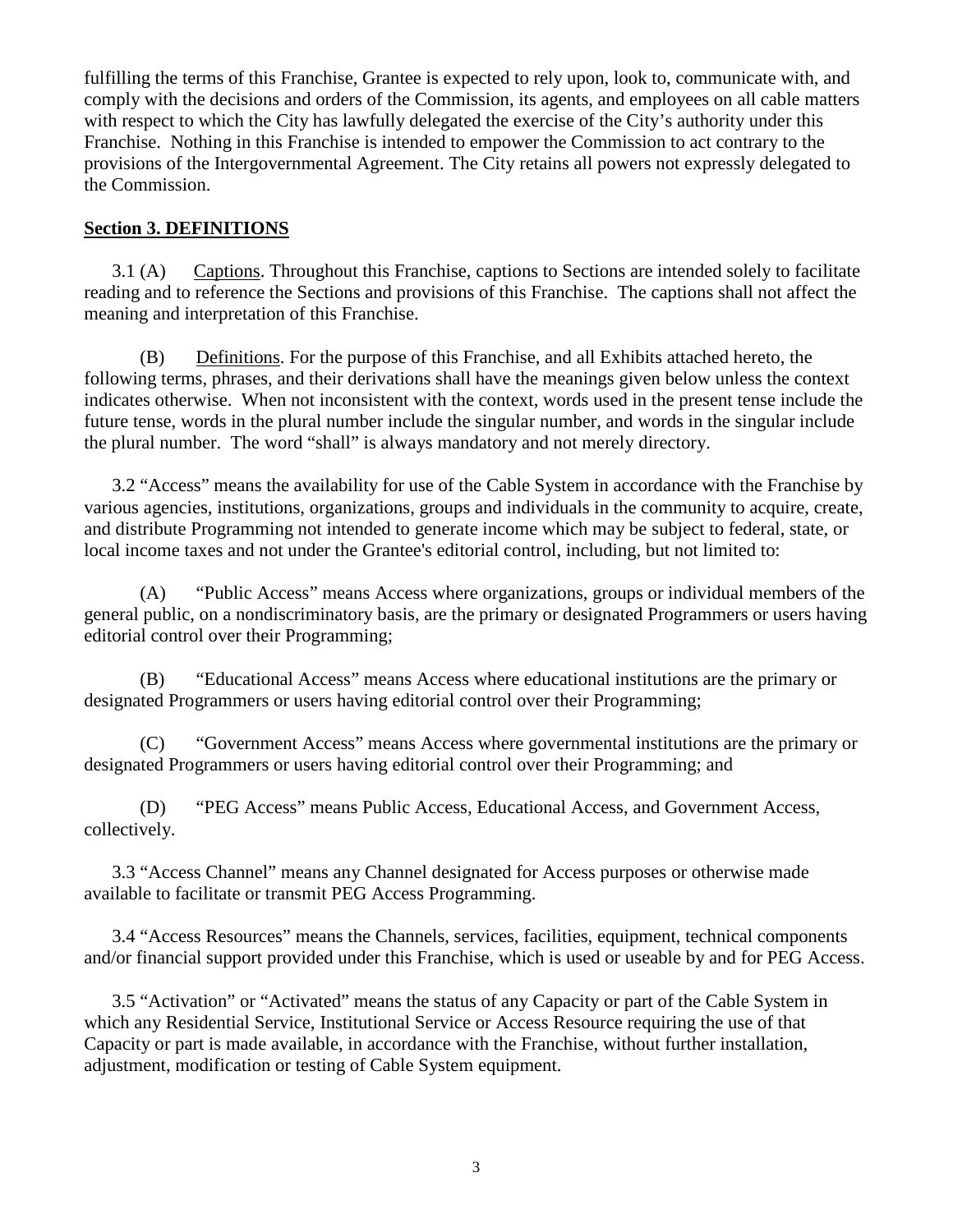fulfilling the terms of this Franchise, Grantee is expected to rely upon, look to, communicate with, and comply with the decisions and orders of the Commission, its agents, and employees on all cable matters with respect to which the City has lawfully delegated the exercise of the City's authority under this Franchise. Nothing in this Franchise is intended to empower the Commission to act contrary to the provisions of the Intergovernmental Agreement. The City retains all powers not expressly delegated to the Commission.

## Section 3. DEFINITIONS

3.1 (A) Captions. Throughout this Franchise, captions to Sections are intended solely to facilitate reading and to reference the Sections and provisions of this Franchise. The captions shall not affect the meaning and interpretation of this Franchise.

(B) Definitions. For the purpose of this Franchise, and all Exhibits attached hereto, the following terms, phrases, and their derivations shall have the meanings given below unless the context indicates otherwise. When not inconsistent with the context, words used in the present tense include the future tense, words in the plural number include the singular number, and words in the singular include the plural number. The word "shall" is always mandatory and not merely directory.

3.2 "Access" means the availability for use of the Cable System in accordance with the Franchise by various agencies, institutions, organizations, groups and individuals in the community to acquire, create, and distribute Programming not intended to generate income which may be subject to federal, state, or local income taxes and not under the Grantee's editorial control, including, but not limited to:

(A) "Public Access" means Access where organizations, groups or individual members of the general public, on a nondiscriminatory basis, are the primary or designated Programmers or users having editorial control over their Programming;

(B) "Educational Access" means Access where educational institutions are the primary or designated Programmers or users having editorial control over their Programming;

(C) "Government Access" means Access where governmental institutions are the primary or designated Programmers or users having editorial control over their Programming; and

(D) "PEG Access" means Public Access, Educational Access, and Government Access, collectively.

3.3 "Access Channel" means any Channel designated for Access purposes or otherwise made available to facilitate or transmit PEG Access Programming.

3.4 "Access Resources" means the Channels, services, facilities, equipment, technical components and/or financial support provided under this Franchise, which is used or useable by and for PEG Access.

3.5 "Activation" or "Activated" means the status of any Capacity or part of the Cable System in which any Residential Service, Institutional Service or Access Resource requiring the use of that Capacity or part is made available, in accordance with the Franchise, without further installation, adjustment, modification or testing of Cable System equipment.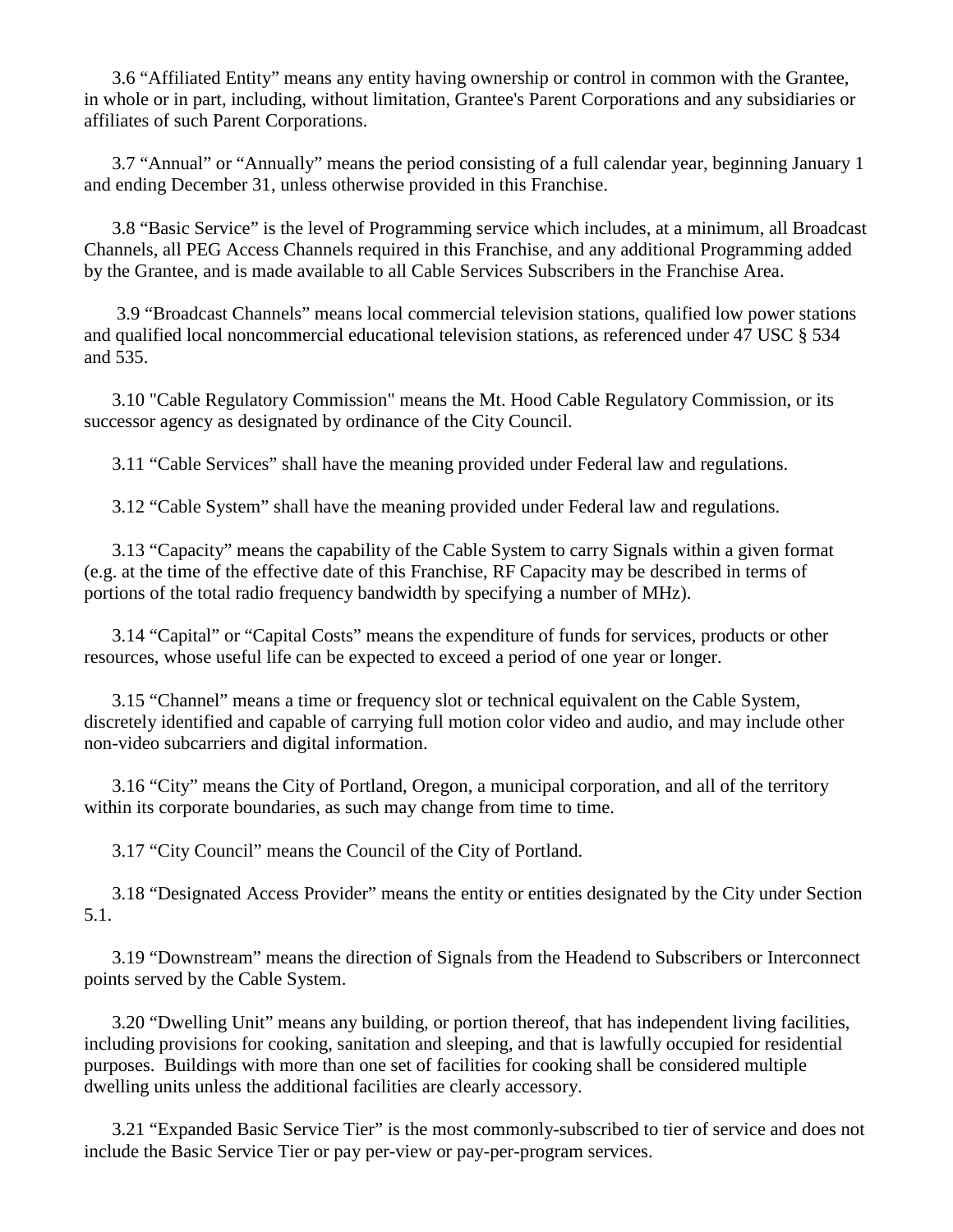3.6 “Affiliated Entity” means any entity having ownership or control in common with the Grantee, in whole or in part, including, without limitation, Grantee's Parent Corporations and any subsidiaries or affiliates of such Parent Corporations.

3.7 “Annual” or “Annually” means the period consisting of a full calendar year, beginning January 1 and ending December 31, unless otherwise provided in this Franchise.

3.8 “Basic Service” is the level of Programming service which includes, at a minimum, all Broadcast Channels, all PEG Access Channels required in this Franchise, and any additional Programming added by the Grantee, and is made available to all Cable Services Subscribers in the Franchise Area.

3.9 “Broadcast Channels” means local commercial television stations, qualified low power stations and qualified local noncommercial educational television stations, as referenced under 47 USC § 534 and 535.

3.10 "Cable Regulatory Commission" means the Mt. Hood Cable Regulatory Commission, or its successor agency as designated by ordinance of the City Council.

3.11 “Cable Services” shall have the meaning provided under Federal law and regulations.

3.12 “Cable System” shall have the meaning provided under Federal law and regulations.

3.13 “Capacity” means the capability of the Cable System to carry Signals within a given format (e.g. at the time of the effective date of this Franchise, RF Capacity may be described in terms of portions of the total radio frequency bandwidth by specifying a number of MHz).

3.14 “Capital” or “Capital Costs” means the expenditure of funds for services, products or other resources, whose useful life can be expected to exceed a period of one year or longer.

3.15 “Channel” means a time or frequency slot or technical equivalent on the Cable System, discretely identified and capable of carrying full motion color video and audio, and may include other non-video subcarriers and digital information.

3.16 “City” means the City of Portland, Oregon, a municipal corporation, and all of the territory within its corporate boundaries, as such may change from time to time.

3.17 “City Council” means the Council of the City of Portland.

3.18 “Designated Access Provider” means the entity or entities designated by the City under Section 5.1.

3.19 “Downstream” means the direction of Signals from the Headend to Subscribers or Interconnect points served by the Cable System.

3.20 “Dwelling Unit” means any building, or portion thereof, that has independent living facilities, including provisions for cooking, sanitation and sleeping, and that is lawfully occupied for residential purposes. Buildings with more than one set of facilities for cooking shall be considered multiple dwelling units unless the additional facilities are clearly accessory.

3.21 “Expanded Basic Service Tier” is the most commonly-subscribed to tier of service and does not include the Basic Service Tier or pay per-view or pay-per-program services.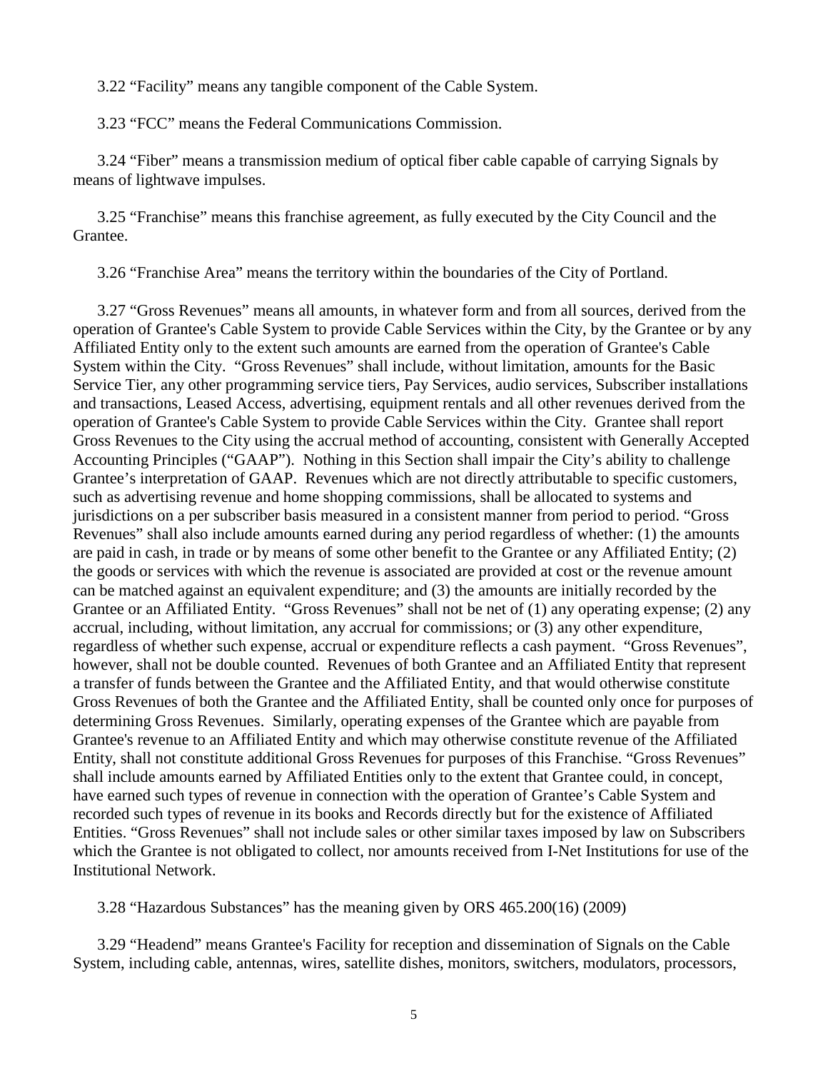3.22 “Facility” means any tangible component of the Cable System.

3.23 “FCC” means the Federal Communications Commission.

3.24 “Fiber” means a transmission medium of optical fiber cable capable of carrying Signals by means of lightwave impulses.

3.25 “Franchise” means this franchise agreement, as fully executed by the City Council and the Grantee.

3.26 “Franchise Area” means the territory within the boundaries of the City of Portland.

3.27 “Gross Revenues” means all amounts, in whatever form and from all sources, derived from the operation of Grantee's Cable System to provide Cable Services within the City, by the Grantee or by any Affiliated Entity only to the extent such amounts are earned from the operation of Grantee's Cable System within the City. “Gross Revenues” shall include, without limitation, amounts for the Basic Service Tier, any other programming service tiers, Pay Services, audio services, Subscriber installations and transactions, Leased Access, advertising, equipment rentals and all other revenues derived from the operation of Grantee's Cable System to provide Cable Services within the City. Grantee shall report Gross Revenues to the City using the accrual method of accounting, consistent with Generally Accepted Accounting Principles (“GAAP”). Nothing in this Section shall impair the City’s ability to challenge Grantee’s interpretation of GAAP. Revenues which are not directly attributable to specific customers, such as advertising revenue and home shopping commissions, shall be allocated to systems and jurisdictions on a per subscriber basis measured in a consistent manner from period to period. “Gross Revenues” shall also include amounts earned during any period regardless of whether: (1) the amounts are paid in cash, in trade or by means of some other benefit to the Grantee or any Affiliated Entity; (2) the goods or services with which the revenue is associated are provided at cost or the revenue amount can be matched against an equivalent expenditure; and (3) the amounts are initially recorded by the Grantee or an Affiliated Entity. “Gross Revenues” shall not be net of (1) any operating expense; (2) any accrual, including, without limitation, any accrual for commissions; or (3) any other expenditure, regardless of whether such expense, accrual or expenditure reflects a cash payment. “Gross Revenues”, however, shall not be double counted. Revenues of both Grantee and an Affiliated Entity that represent a transfer of funds between the Grantee and the Affiliated Entity, and that would otherwise constitute Gross Revenues of both the Grantee and the Affiliated Entity, shall be counted only once for purposes of determining Gross Revenues. Similarly, operating expenses of the Grantee which are payable from Grantee's revenue to an Affiliated Entity and which may otherwise constitute revenue of the Affiliated Entity, shall not constitute additional Gross Revenues for purposes of this Franchise. “Gross Revenues” shall include amounts earned by Affiliated Entities only to the extent that Grantee could, in concept, have earned such types of revenue in connection with the operation of Grantee’s Cable System and recorded such types of revenue in its books and Records directly but for the existence of Affiliated Entities. “Gross Revenues” shall not include sales or other similar taxes imposed by law on Subscribers which the Grantee is not obligated to collect, nor amounts received from I-Net Institutions for use of the Institutional Network.

3.28 “Hazardous Substances” has the meaning given by ORS 465.200(16) (2009)

3.29 “Headend” means Grantee's Facility for reception and dissemination of Signals on the Cable System, including cable, antennas, wires, satellite dishes, monitors, switchers, modulators, processors,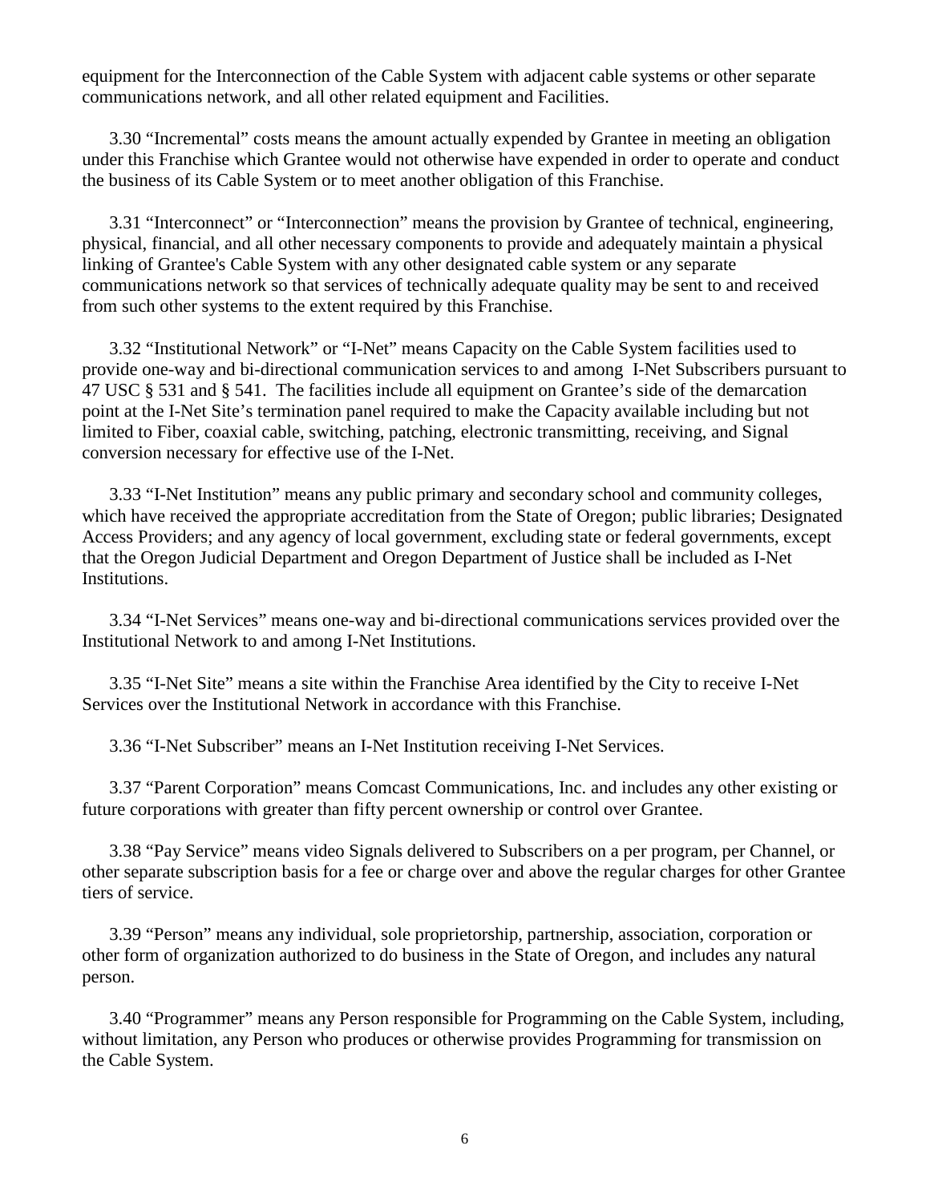equipment for the Interconnection of the Cable System with adjacent cable systems or other separate communications network, and all other related equipment and Facilities.

3.30 "Incremental" costs means the amount actually expended by Grantee in meeting an obligation under this Franchise which Grantee would not otherwise have expended in order to operate and conduct the business of its Cable System or to meet another obligation of this Franchise.

3.31 "Interconnect" or "Interconnection" means the provision by Grantee of technical, engineering, physical, financial, and all other necessary components to provide and adequately maintain a physical linking of Grantee's Cable System with any other designated cable system or any separate communications network so that services of technically adequate quality may be sent to and received from such other systems to the extent required by this Franchise.

3.32 "Institutional Network" or "I-Net" means Capacity on the Cable System facilities used to provide one-way and bi-directional communication services to and among I-Net Subscribers pursuant to 47 USC § 531 and § 541. The facilities include all equipment on Grantee's side of the demarcation point at the I-Net Site's termination panel required to make the Capacity available including but not limited to Fiber, coaxial cable, switching, patching, electronic transmitting, receiving, and Signal conversion necessary for effective use of the I-Net.

3.33 "I-Net Institution" means any public primary and secondary school and community colleges, which have received the appropriate accreditation from the State of Oregon; public libraries; Designated Access Providers; and any agency of local government, excluding state or federal governments, except that the Oregon Judicial Department and Oregon Department of Justice shall be included as I-Net Institutions.

3.34 "I-Net Services" means one-way and bi-directional communications services provided over the Institutional Network to and among I-Net Institutions.

3.35 "I-Net Site" means a site within the Franchise Area identified by the City to receive I-Net Services over the Institutional Network in accordance with this Franchise.

3.36 "I-Net Subscriber" means an I-Net Institution receiving I-Net Services.

3.37 "Parent Corporation" means Comcast Communications, Inc. and includes any other existing or future corporations with greater than fifty percent ownership or control over Grantee.

3.38 "Pay Service" means video Signals delivered to Subscribers on a per program, per Channel, or other separate subscription basis for a fee or charge over and above the regular charges for other Grantee tiers of service.

3.39 "Person" means any individual, sole proprietorship, partnership, association, corporation or other form of organization authorized to do business in the State of Oregon, and includes any natural person.

3.40 "Programmer" means any Person responsible for Programming on the Cable System, including, without limitation, any Person who produces or otherwise provides Programming for transmission on the Cable System.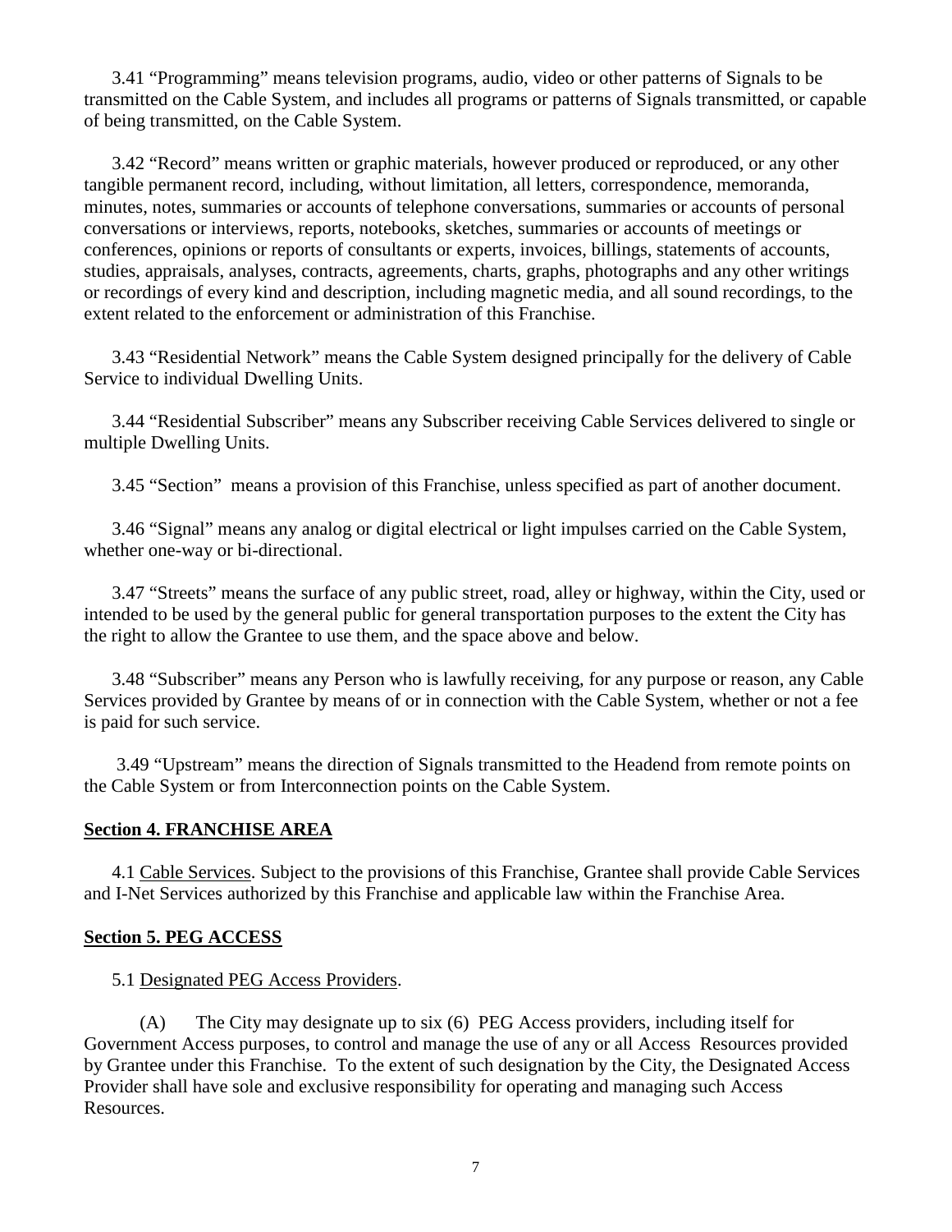3.41 “Programming” means television programs, audio, video or other patterns of Signals to be transmitted on the Cable System, and includes all programs or patterns of Signals transmitted, or capable of being transmitted, on the Cable System.

3.42 “Record” means written or graphic materials, however produced or reproduced, or any other tangible permanent record, including, without limitation, all letters, correspondence, memoranda, minutes, notes, summaries or accounts of telephone conversations, summaries or accounts of personal conversations or interviews, reports, notebooks, sketches, summaries or accounts of meetings or conferences, opinions or reports of consultants or experts, invoices, billings, statements of accounts, studies, appraisals, analyses, contracts, agreements, charts, graphs, photographs and any other writings or recordings of every kind and description, including magnetic media, and all sound recordings, to the extent related to the enforcement or administration of this Franchise.

3.43 “Residential Network” means the Cable System designed principally for the delivery of Cable Service to individual Dwelling Units.

3.44 “Residential Subscriber” means any Subscriber receiving Cable Services delivered to single or multiple Dwelling Units.

3.45 “Section” means a provision of this Franchise, unless specified as part of another document.

3.46 “Signal” means any analog or digital electrical or light impulses carried on the Cable System, whether one-way or bi-directional.

3.47 “Streets” means the surface of any public street, road, alley or highway, within the City, used or intended to be used by the general public for general transportation purposes to the extent the City has the right to allow the Grantee to use them, and the space above and below.

3.48 “Subscriber” means any Person who is lawfully receiving, for any purpose or reason, any Cable Services provided by Grantee by means of or in connection with the Cable System, whether or not a fee is paid for such service.

3.49 “Upstream” means the direction of Signals transmitted to the Headend from remote points on the Cable System or from Interconnection points on the Cable System.

## Section 4. FRANCHISE AREA

4.1 Cable Services. Subject to the provisions of this Franchise, Grantee shall provide Cable Services and I-Net Services authorized by this Franchise and applicable law within the Franchise Area.

## Section 5. PEG ACCESS

5.1 Designated PEG Access Providers.

(A) The City may designate up to six (6) PEG Access providers, including itself for Government Access purposes, to control and manage the use of any or all Access Resources provided by Grantee under this Franchise. To the extent of such designation by the City, the Designated Access Provider shall have sole and exclusive responsibility for operating and managing such Access Resources.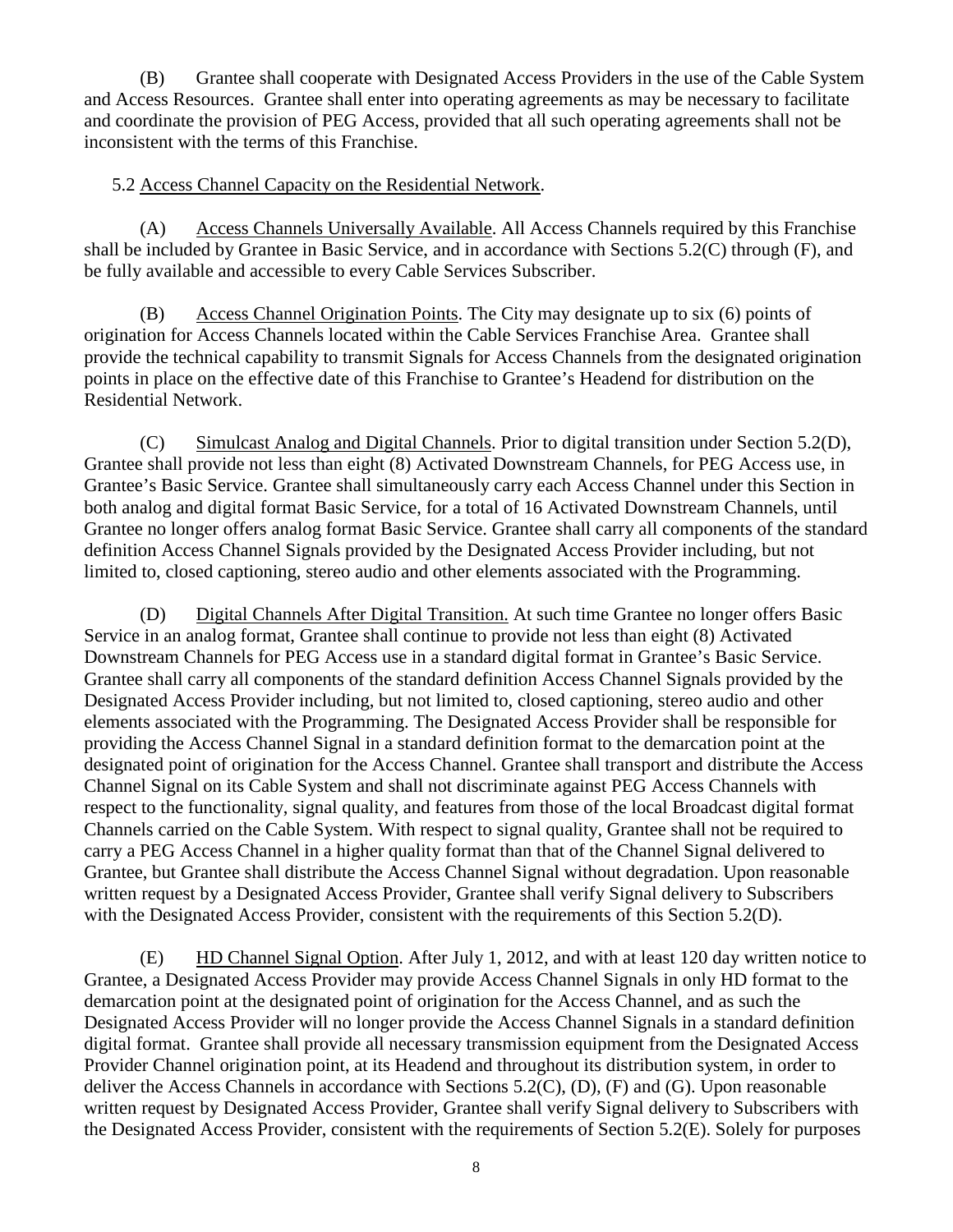(B) Grantee shall cooperate with Designated Access Providers in the use of the Cable System and Access Resources. Grantee shall enter into operating agreements as may be necessary to facilitate and coordinate the provision of PEG Access, provided that all such operating agreements shall not be inconsistent with the terms of this Franchise.

5.2 Access Channel Capacity on the Residential Network.

(A) Access Channels Universally Available. All Access Channels required by this Franchise shall be included by Grantee in Basic Service, and in accordance with Sections 5.2(C) through (F), and be fully available and accessible to every Cable Services Subscriber.

(B) Access Channel Origination Points. The City may designate up to six (6) points of origination for Access Channels located within the Cable Services Franchise Area. Grantee shall provide the technical capability to transmit Signals for Access Channels from the designated origination points in place on the effective date of this Franchise to Grantee's Headend for distribution on the Residential Network.

(C) Simulcast Analog and Digital Channels. Prior to digital transition under Section 5.2(D), Grantee shall provide not less than eight (8) Activated Downstream Channels, for PEG Access use, in Grantee's Basic Service. Grantee shall simultaneously carry each Access Channel under this Section in both analog and digital format Basic Service, for a total of 16 Activated Downstream Channels, until Grantee no longer offers analog format Basic Service. Grantee shall carry all components of the standard definition Access Channel Signals provided by the Designated Access Provider including, but not limited to, closed captioning, stereo audio and other elements associated with the Programming.

(D) Digital Channels After Digital Transition. At such time Grantee no longer offers Basic Service in an analog format, Grantee shall continue to provide not less than eight (8) Activated Downstream Channels for PEG Access use in a standard digital format in Grantee's Basic Service. Grantee shall carry all components of the standard definition Access Channel Signals provided by the Designated Access Provider including, but not limited to, closed captioning, stereo audio and other elements associated with the Programming. The Designated Access Provider shall be responsible for providing the Access Channel Signal in a standard definition format to the demarcation point at the designated point of origination for the Access Channel. Grantee shall transport and distribute the Access Channel Signal on its Cable System and shall not discriminate against PEG Access Channels with respect to the functionality, signal quality, and features from those of the local Broadcast digital format Channels carried on the Cable System. With respect to signal quality, Grantee shall not be required to carry a PEG Access Channel in a higher quality format than that of the Channel Signal delivered to Grantee, but Grantee shall distribute the Access Channel Signal without degradation. Upon reasonable written request by a Designated Access Provider, Grantee shall verify Signal delivery to Subscribers with the Designated Access Provider, consistent with the requirements of this Section 5.2(D).

(E) HD Channel Signal Option. After July 1, 2012, and with at least 120 day written notice to Grantee, a Designated Access Provider may provide Access Channel Signals in only HD format to the demarcation point at the designated point of origination for the Access Channel, and as such the Designated Access Provider will no longer provide the Access Channel Signals in a standard definition digital format. Grantee shall provide all necessary transmission equipment from the Designated Access Provider Channel origination point, at its Headend and throughout its distribution system, in order to deliver the Access Channels in accordance with Sections 5.2(C), (D), (F) and (G). Upon reasonable written request by Designated Access Provider, Grantee shall verify Signal delivery to Subscribers with the Designated Access Provider, consistent with the requirements of Section 5.2(E). Solely for purposes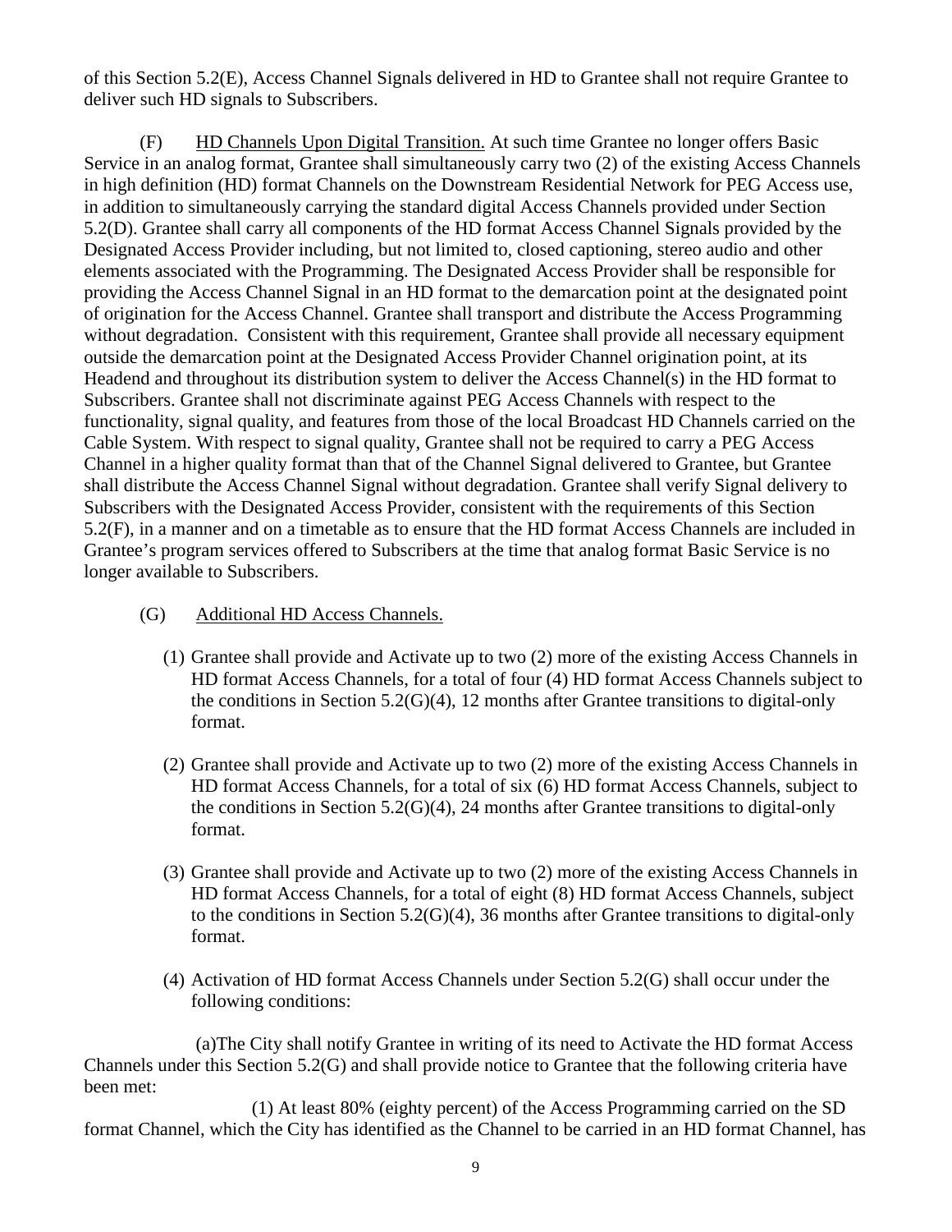of this Section 5.2(E), Access Channel Signals delivered in HD to Grantee shall not require Grantee to deliver such HD signals to Subscribers.

(F) HD Channels Upon Digital Transition. At such time Grantee no longer offers Basic Service in an analog format, Grantee shall simultaneously carry two (2) of the existing Access Channels in high definition (HD) format Channels on the Downstream Residential Network for PEG Access use, in addition to simultaneously carrying the standard digital Access Channels provided under Section 5.2(D). Grantee shall carry all components of the HD format Access Channel Signals provided by the Designated Access Provider including, but not limited to, closed captioning, stereo audio and other elements associated with the Programming. The Designated Access Provider shall be responsible for providing the Access Channel Signal in an HD format to the demarcation point at the designated point of origination for the Access Channel. Grantee shall transport and distribute the Access Programming without degradation. Consistent with this requirement, Grantee shall provide all necessary equipment outside the demarcation point at the Designated Access Provider Channel origination point, at its Headend and throughout its distribution system to deliver the Access Channel(s) in the HD format to Subscribers. Grantee shall not discriminate against PEG Access Channels with respect to the functionality, signal quality, and features from those of the local Broadcast HD Channels carried on the Cable System. With respect to signal quality, Grantee shall not be required to carry a PEG Access Channel in a higher quality format than that of the Channel Signal delivered to Grantee, but Grantee shall distribute the Access Channel Signal without degradation. Grantee shall verify Signal delivery to Subscribers with the Designated Access Provider, consistent with the requirements of this Section 5.2(F), in a manner and on a timetable as to ensure that the HD format Access Channels are included in Grantee's program services offered to Subscribers at the time that analog format Basic Service is no longer available to Subscribers.

(G) Additional HD Access Channels.

(1) Grantee shall provide and Activate up to two (2) more of the existing Access Channels in HD format Access Channels, for a total of four (4) HD format Access Channels subject to the conditions in Section 5.2(G)(4), 12 months after Grantee transitions to digital-only format.

(2) Grantee shall provide and Activate up to two (2) more of the existing Access Channels in HD format Access Channels, for a total of six (6) HD format Access Channels, subject to the conditions in Section 5.2(G)(4), 24 months after Grantee transitions to digital-only format.

(3) Grantee shall provide and Activate up to two (2) more of the existing Access Channels in HD format Access Channels, for a total of eight (8) HD format Access Channels, subject to the conditions in Section 5.2(G)(4), 36 months after Grantee transitions to digital-only format.

(4) Activation of HD format Access Channels under Section 5.2(G) shall occur under the following conditions:

(a)The City shall notify Grantee in writing of its need to Activate the HD format Access Channels under this Section 5.2(G) and shall provide notice to Grantee that the following criteria have been met:

(1) At least 80% (eighty percent) of the Access Programming carried on the SD format Channel, which the City has identified as the Channel to be carried in an HD format Channel, has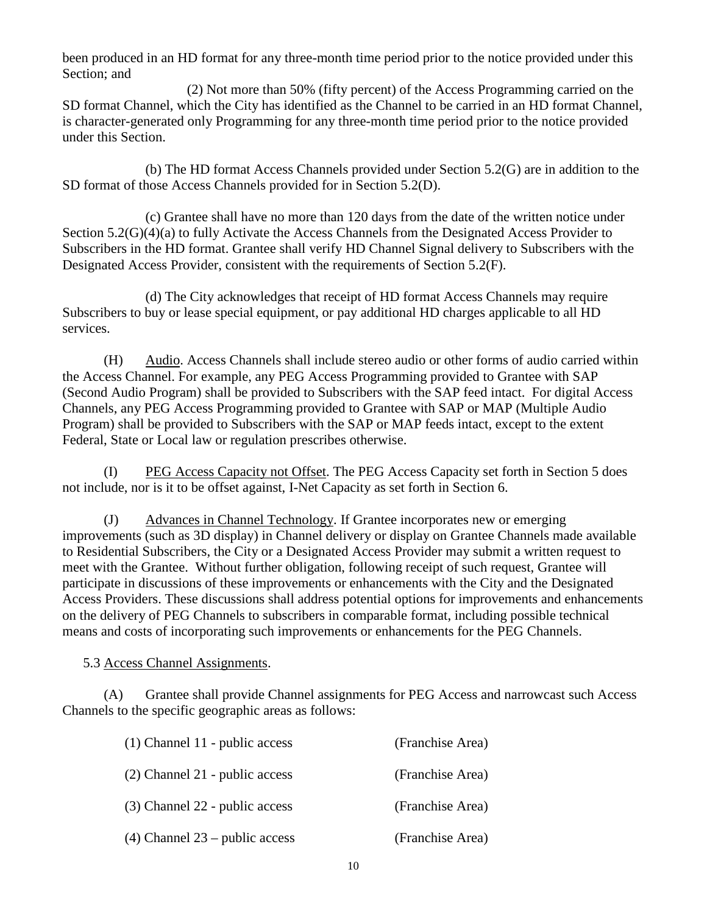been produced in an HD format for any three-month time period prior to the notice provided under this Section; and

(2) Not more than 50% (fifty percent) of the Access Programming carried on the SD format Channel, which the City has identified as the Channel to be carried in an HD format Channel, is character-generated only Programming for any three-month time period prior to the notice provided under this Section.

(b) The HD format Access Channels provided under Section 5.2(G) are in addition to the SD format of those Access Channels provided for in Section 5.2(D).

(c) Grantee shall have no more than 120 days from the date of the written notice under Section 5.2(G)(4)(a) to fully Activate the Access Channels from the Designated Access Provider to Subscribers in the HD format. Grantee shall verify HD Channel Signal delivery to Subscribers with the Designated Access Provider, consistent with the requirements of Section 5.2(F).

(d) The City acknowledges that receipt of HD format Access Channels may require Subscribers to buy or lease special equipment, or pay additional HD charges applicable to all HD services.

(H) Audio. Access Channels shall include stereo audio or other forms of audio carried within the Access Channel. For example, any PEG Access Programming provided to Grantee with SAP (Second Audio Program) shall be provided to Subscribers with the SAP feed intact. For digital Access Channels, any PEG Access Programming provided to Grantee with SAP or MAP (Multiple Audio Program) shall be provided to Subscribers with the SAP or MAP feeds intact, except to the extent Federal, State or Local law or regulation prescribes otherwise.

(I) PEG Access Capacity not Offset. The PEG Access Capacity set forth in Section 5 does not include, nor is it to be offset against, I-Net Capacity as set forth in Section 6.

(J) Advances in Channel Technology. If Grantee incorporates new or emerging improvements (such as 3D display) in Channel delivery or display on Grantee Channels made available to Residential Subscribers, the City or a Designated Access Provider may submit a written request to meet with the Grantee. Without further obligation, following receipt of such request, Grantee will participate in discussions of these improvements or enhancements with the City and the Designated Access Providers. These discussions shall address potential options for improvements and enhancements on the delivery of PEG Channels to subscribers in comparable format, including possible technical means and costs of incorporating such improvements or enhancements for the PEG Channels.

5.3 Access Channel Assignments.

(A) Grantee shall provide Channel assignments for PEG Access and narrowcast such Access Channels to the specific geographic areas as follows:

| | |
|---|---|
| (1) Channel 11 - public access | (Franchise Area) |
| (2) Channel 21 - public access | (Franchise Area) |
| (3) Channel 22 - public access | (Franchise Area) |
| (4) Channel 23 – public access | (Franchise Area) |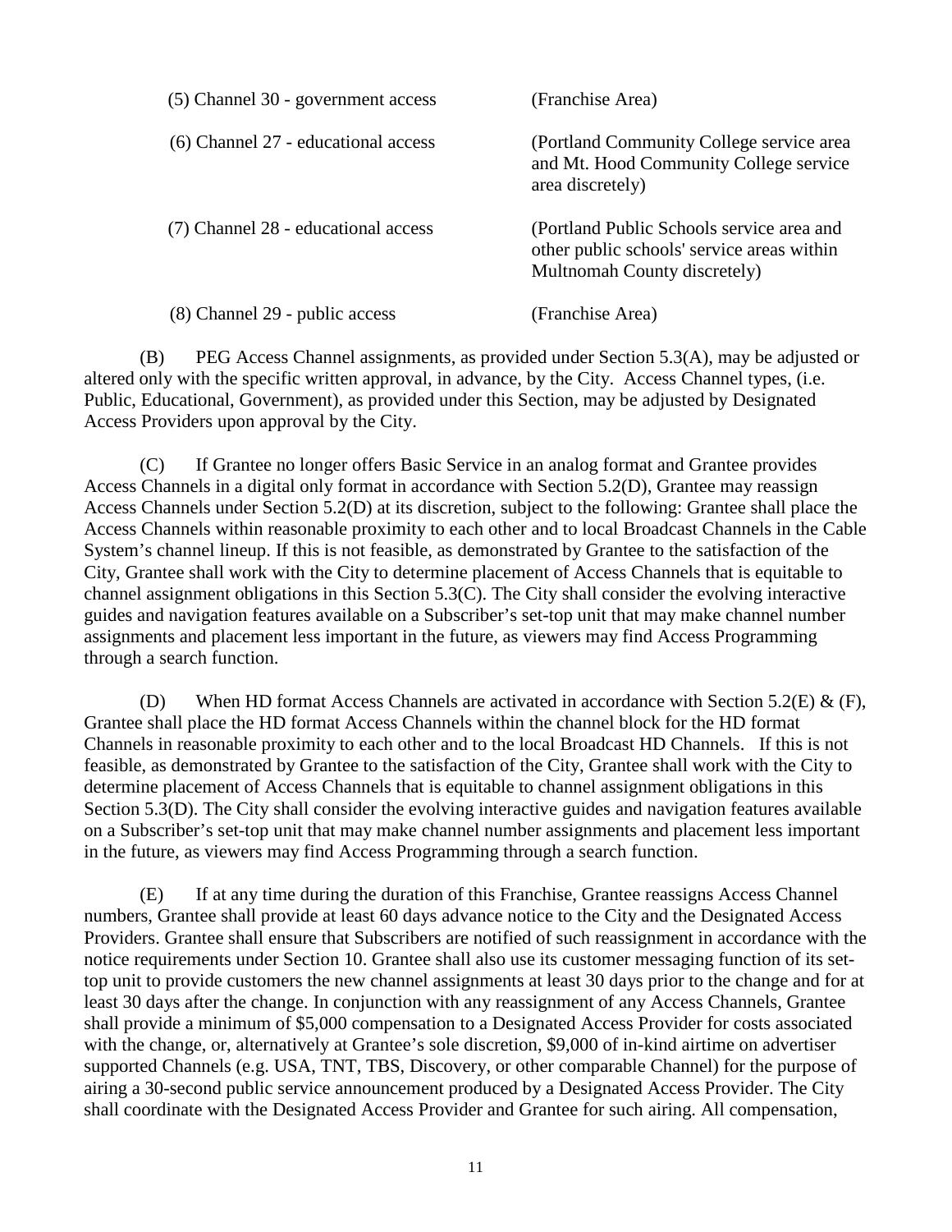(5) Channel 30 - government access (Franchise Area)

(6) Channel 27 - educational access (Portland Community College service area and Mt. Hood Community College service area discretely)

(7) Channel 28 - educational access (Portland Public Schools service area and other public schools' service areas within Multnomah County discretely)

(8) Channel 29 - public access (Franchise Area)

(B) PEG Access Channel assignments, as provided under Section 5.3(A), may be adjusted or altered only with the specific written approval, in advance, by the City. Access Channel types, (i.e. Public, Educational, Government), as provided under this Section, may be adjusted by Designated Access Providers upon approval by the City.

(C) If Grantee no longer offers Basic Service in an analog format and Grantee provides Access Channels in a digital only format in accordance with Section 5.2(D), Grantee may reassign Access Channels under Section 5.2(D) at its discretion, subject to the following: Grantee shall place the Access Channels within reasonable proximity to each other and to local Broadcast Channels in the Cable System's channel lineup. If this is not feasible, as demonstrated by Grantee to the satisfaction of the City, Grantee shall work with the City to determine placement of Access Channels that is equitable to channel assignment obligations in this Section 5.3(C). The City shall consider the evolving interactive guides and navigation features available on a Subscriber's set-top unit that may make channel number assignments and placement less important in the future, as viewers may find Access Programming through a search function.

(D) When HD format Access Channels are activated in accordance with Section 5.2(E) & (F), Grantee shall place the HD format Access Channels within the channel block for the HD format Channels in reasonable proximity to each other and to the local Broadcast HD Channels. If this is not feasible, as demonstrated by Grantee to the satisfaction of the City, Grantee shall work with the City to determine placement of Access Channels that is equitable to channel assignment obligations in this Section 5.3(D). The City shall consider the evolving interactive guides and navigation features available on a Subscriber's set-top unit that may make channel number assignments and placement less important in the future, as viewers may find Access Programming through a search function.

(E) If at any time during the duration of this Franchise, Grantee reassigns Access Channel numbers, Grantee shall provide at least 60 days advance notice to the City and the Designated Access Providers. Grantee shall ensure that Subscribers are notified of such reassignment in accordance with the notice requirements under Section 10. Grantee shall also use its customer messaging function of its set-top unit to provide customers the new channel assignments at least 30 days prior to the change and for at least 30 days after the change. In conjunction with any reassignment of any Access Channels, Grantee shall provide a minimum of $5,000 compensation to a Designated Access Provider for costs associated with the change, or, alternatively at Grantee's sole discretion, $9,000 of in-kind airtime on advertiser supported Channels (e.g. USA, TNT, TBS, Discovery, or other comparable Channel) for the purpose of airing a 30-second public service announcement produced by a Designated Access Provider. The City shall coordinate with the Designated Access Provider and Grantee for such airing. All compensation,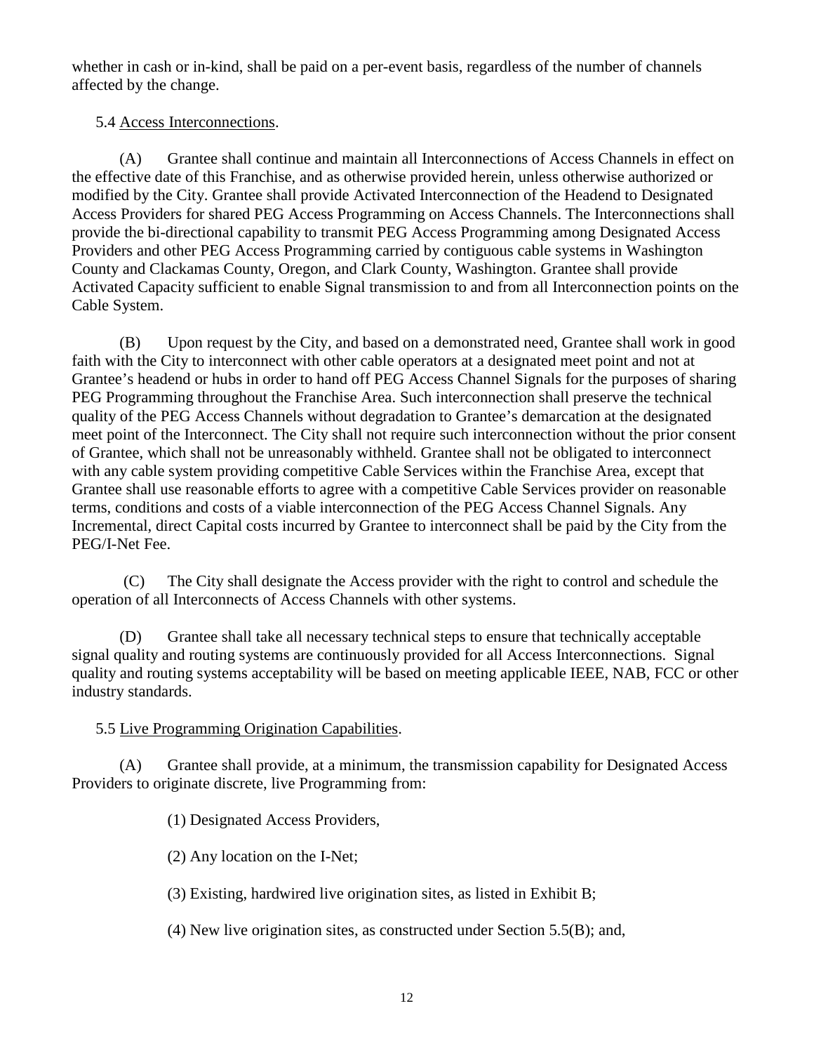whether in cash or in-kind, shall be paid on a per-event basis, regardless of the number of channels affected by the change.

5.4 Access Interconnections.

(A) Grantee shall continue and maintain all Interconnections of Access Channels in effect on the effective date of this Franchise, and as otherwise provided herein, unless otherwise authorized or modified by the City. Grantee shall provide Activated Interconnection of the Headend to Designated Access Providers for shared PEG Access Programming on Access Channels. The Interconnections shall provide the bi-directional capability to transmit PEG Access Programming among Designated Access Providers and other PEG Access Programming carried by contiguous cable systems in Washington County and Clackamas County, Oregon, and Clark County, Washington. Grantee shall provide Activated Capacity sufficient to enable Signal transmission to and from all Interconnection points on the Cable System.

(B) Upon request by the City, and based on a demonstrated need, Grantee shall work in good faith with the City to interconnect with other cable operators at a designated meet point and not at Grantee's headend or hubs in order to hand off PEG Access Channel Signals for the purposes of sharing PEG Programming throughout the Franchise Area. Such interconnection shall preserve the technical quality of the PEG Access Channels without degradation to Grantee's demarcation at the designated meet point of the Interconnect. The City shall not require such interconnection without the prior consent of Grantee, which shall not be unreasonably withheld. Grantee shall not be obligated to interconnect with any cable system providing competitive Cable Services within the Franchise Area, except that Grantee shall use reasonable efforts to agree with a competitive Cable Services provider on reasonable terms, conditions and costs of a viable interconnection of the PEG Access Channel Signals. Any Incremental, direct Capital costs incurred by Grantee to interconnect shall be paid by the City from the PEG/I-Net Fee.

(C) The City shall designate the Access provider with the right to control and schedule the operation of all Interconnects of Access Channels with other systems.

(D) Grantee shall take all necessary technical steps to ensure that technically acceptable signal quality and routing systems are continuously provided for all Access Interconnections. Signal quality and routing systems acceptability will be based on meeting applicable IEEE, NAB, FCC or other industry standards.

5.5 Live Programming Origination Capabilities.

(A) Grantee shall provide, at a minimum, the transmission capability for Designated Access Providers to originate discrete, live Programming from:

(1) Designated Access Providers,

(2) Any location on the I-Net;

(3) Existing, hardwired live origination sites, as listed in Exhibit B;

(4) New live origination sites, as constructed under Section 5.5(B); and,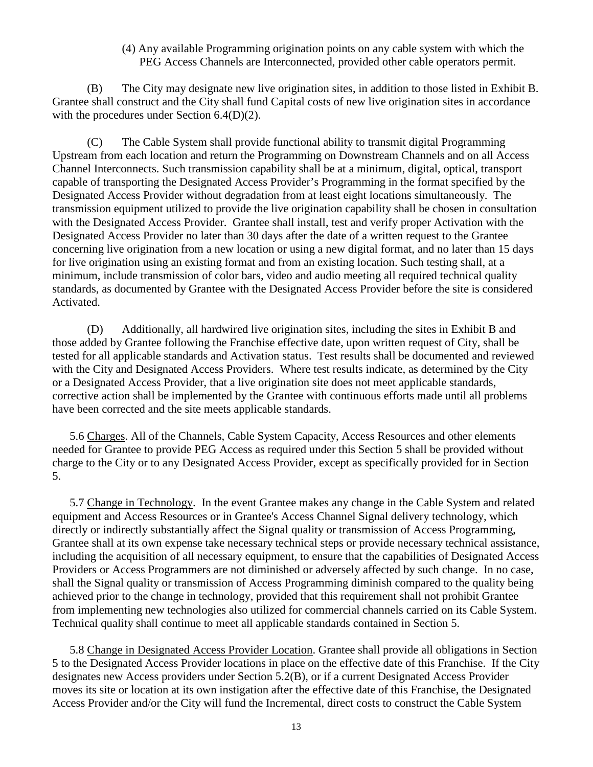(4) Any available Programming origination points on any cable system with which the PEG Access Channels are Interconnected, provided other cable operators permit.

(B) The City may designate new live origination sites, in addition to those listed in Exhibit B. Grantee shall construct and the City shall fund Capital costs of new live origination sites in accordance with the procedures under Section 6.4(D)(2).

(C) The Cable System shall provide functional ability to transmit digital Programming Upstream from each location and return the Programming on Downstream Channels and on all Access Channel Interconnects. Such transmission capability shall be at a minimum, digital, optical, transport capable of transporting the Designated Access Provider's Programming in the format specified by the Designated Access Provider without degradation from at least eight locations simultaneously. The transmission equipment utilized to provide the live origination capability shall be chosen in consultation with the Designated Access Provider. Grantee shall install, test and verify proper Activation with the Designated Access Provider no later than 30 days after the date of a written request to the Grantee concerning live origination from a new location or using a new digital format, and no later than 15 days for live origination using an existing format and from an existing location. Such testing shall, at a minimum, include transmission of color bars, video and audio meeting all required technical quality standards, as documented by Grantee with the Designated Access Provider before the site is considered Activated.

(D) Additionally, all hardwired live origination sites, including the sites in Exhibit B and those added by Grantee following the Franchise effective date, upon written request of City, shall be tested for all applicable standards and Activation status. Test results shall be documented and reviewed with the City and Designated Access Providers. Where test results indicate, as determined by the City or a Designated Access Provider, that a live origination site does not meet applicable standards, corrective action shall be implemented by the Grantee with continuous efforts made until all problems have been corrected and the site meets applicable standards.

5.6 Charges. All of the Channels, Cable System Capacity, Access Resources and other elements needed for Grantee to provide PEG Access as required under this Section 5 shall be provided without charge to the City or to any Designated Access Provider, except as specifically provided for in Section 5.

5.7 Change in Technology. In the event Grantee makes any change in the Cable System and related equipment and Access Resources or in Grantee's Access Channel Signal delivery technology, which directly or indirectly substantially affect the Signal quality or transmission of Access Programming, Grantee shall at its own expense take necessary technical steps or provide necessary technical assistance, including the acquisition of all necessary equipment, to ensure that the capabilities of Designated Access Providers or Access Programmers are not diminished or adversely affected by such change. In no case, shall the Signal quality or transmission of Access Programming diminish compared to the quality being achieved prior to the change in technology, provided that this requirement shall not prohibit Grantee from implementing new technologies also utilized for commercial channels carried on its Cable System. Technical quality shall continue to meet all applicable standards contained in Section 5.

5.8 Change in Designated Access Provider Location. Grantee shall provide all obligations in Section 5 to the Designated Access Provider locations in place on the effective date of this Franchise. If the City designates new Access providers under Section 5.2(B), or if a current Designated Access Provider moves its site or location at its own instigation after the effective date of this Franchise, the Designated Access Provider and/or the City will fund the Incremental, direct costs to construct the Cable System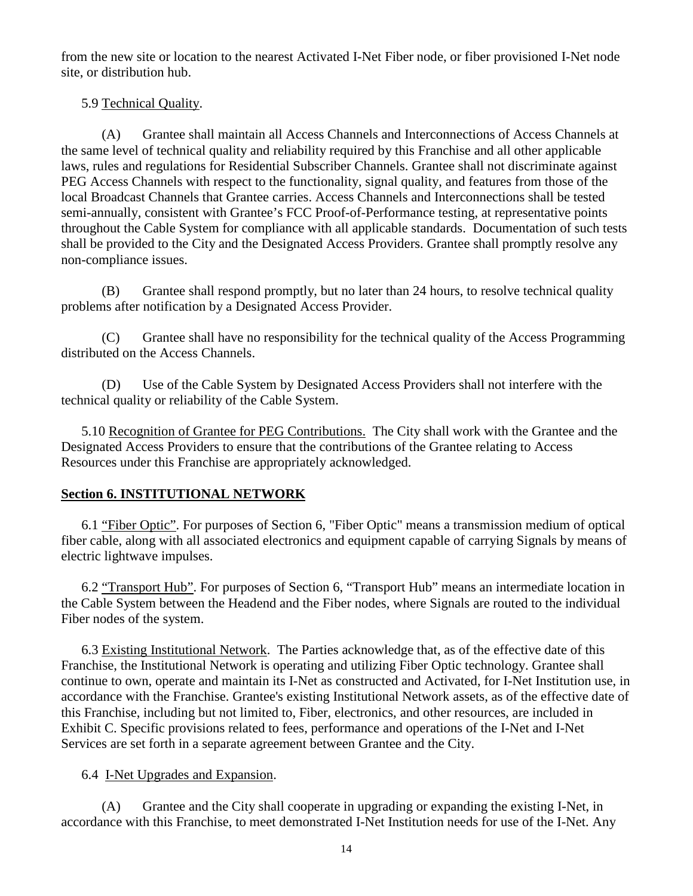from the new site or location to the nearest Activated I-Net Fiber node, or fiber provisioned I-Net node site, or distribution hub.

5.9 Technical Quality.

(A) Grantee shall maintain all Access Channels and Interconnections of Access Channels at the same level of technical quality and reliability required by this Franchise and all other applicable laws, rules and regulations for Residential Subscriber Channels. Grantee shall not discriminate against PEG Access Channels with respect to the functionality, signal quality, and features from those of the local Broadcast Channels that Grantee carries. Access Channels and Interconnections shall be tested semi-annually, consistent with Grantee's FCC Proof-of-Performance testing, at representative points throughout the Cable System for compliance with all applicable standards. Documentation of such tests shall be provided to the City and the Designated Access Providers. Grantee shall promptly resolve any non-compliance issues.

(B) Grantee shall respond promptly, but no later than 24 hours, to resolve technical quality problems after notification by a Designated Access Provider.

(C) Grantee shall have no responsibility for the technical quality of the Access Programming distributed on the Access Channels.

(D) Use of the Cable System by Designated Access Providers shall not interfere with the technical quality or reliability of the Cable System.

5.10 Recognition of Grantee for PEG Contributions. The City shall work with the Grantee and the Designated Access Providers to ensure that the contributions of the Grantee relating to Access Resources under this Franchise are appropriately acknowledged.

## Section 6. INSTITUTIONAL NETWORK

6.1 "Fiber Optic". For purposes of Section 6, "Fiber Optic" means a transmission medium of optical fiber cable, along with all associated electronics and equipment capable of carrying Signals by means of electric lightwave impulses.

6.2 "Transport Hub". For purposes of Section 6, "Transport Hub" means an intermediate location in the Cable System between the Headend and the Fiber nodes, where Signals are routed to the individual Fiber nodes of the system.

6.3 Existing Institutional Network. The Parties acknowledge that, as of the effective date of this Franchise, the Institutional Network is operating and utilizing Fiber Optic technology. Grantee shall continue to own, operate and maintain its I-Net as constructed and Activated, for I-Net Institution use, in accordance with the Franchise. Grantee's existing Institutional Network assets, as of the effective date of this Franchise, including but not limited to, Fiber, electronics, and other resources, are included in Exhibit C. Specific provisions related to fees, performance and operations of the I-Net and I-Net Services are set forth in a separate agreement between Grantee and the City.

6.4 I-Net Upgrades and Expansion.

(A) Grantee and the City shall cooperate in upgrading or expanding the existing I-Net, in accordance with this Franchise, to meet demonstrated I-Net Institution needs for use of the I-Net. Any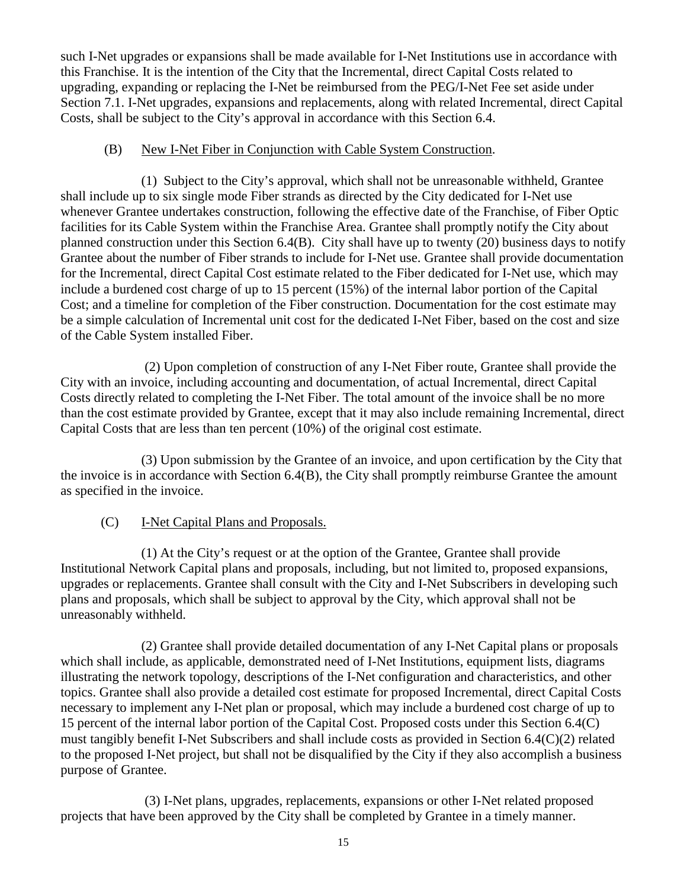such I-Net upgrades or expansions shall be made available for I-Net Institutions use in accordance with this Franchise. It is the intention of the City that the Incremental, direct Capital Costs related to upgrading, expanding or replacing the I-Net be reimbursed from the PEG/I-Net Fee set aside under Section 7.1. I-Net upgrades, expansions and replacements, along with related Incremental, direct Capital Costs, shall be subject to the City's approval in accordance with this Section 6.4.

(B) New I-Net Fiber in Conjunction with Cable System Construction.

(1) Subject to the City's approval, which shall not be unreasonable withheld, Grantee shall include up to six single mode Fiber strands as directed by the City dedicated for I-Net use whenever Grantee undertakes construction, following the effective date of the Franchise, of Fiber Optic facilities for its Cable System within the Franchise Area. Grantee shall promptly notify the City about planned construction under this Section 6.4(B). City shall have up to twenty (20) business days to notify Grantee about the number of Fiber strands to include for I-Net use. Grantee shall provide documentation for the Incremental, direct Capital Cost estimate related to the Fiber dedicated for I-Net use, which may include a burdened cost charge of up to 15 percent (15%) of the internal labor portion of the Capital Cost; and a timeline for completion of the Fiber construction. Documentation for the cost estimate may be a simple calculation of Incremental unit cost for the dedicated I-Net Fiber, based on the cost and size of the Cable System installed Fiber.

(2) Upon completion of construction of any I-Net Fiber route, Grantee shall provide the City with an invoice, including accounting and documentation, of actual Incremental, direct Capital Costs directly related to completing the I-Net Fiber. The total amount of the invoice shall be no more than the cost estimate provided by Grantee, except that it may also include remaining Incremental, direct Capital Costs that are less than ten percent (10%) of the original cost estimate.

(3) Upon submission by the Grantee of an invoice, and upon certification by the City that the invoice is in accordance with Section 6.4(B), the City shall promptly reimburse Grantee the amount as specified in the invoice.

(C) I-Net Capital Plans and Proposals.

(1) At the City's request or at the option of the Grantee, Grantee shall provide Institutional Network Capital plans and proposals, including, but not limited to, proposed expansions, upgrades or replacements. Grantee shall consult with the City and I-Net Subscribers in developing such plans and proposals, which shall be subject to approval by the City, which approval shall not be unreasonably withheld.

(2) Grantee shall provide detailed documentation of any I-Net Capital plans or proposals which shall include, as applicable, demonstrated need of I-Net Institutions, equipment lists, diagrams illustrating the network topology, descriptions of the I-Net configuration and characteristics, and other topics. Grantee shall also provide a detailed cost estimate for proposed Incremental, direct Capital Costs necessary to implement any I-Net plan or proposal, which may include a burdened cost charge of up to 15 percent of the internal labor portion of the Capital Cost. Proposed costs under this Section 6.4(C) must tangibly benefit I-Net Subscribers and shall include costs as provided in Section 6.4(C)(2) related to the proposed I-Net project, but shall not be disqualified by the City if they also accomplish a business purpose of Grantee.

(3) I-Net plans, upgrades, replacements, expansions or other I-Net related proposed projects that have been approved by the City shall be completed by Grantee in a timely manner.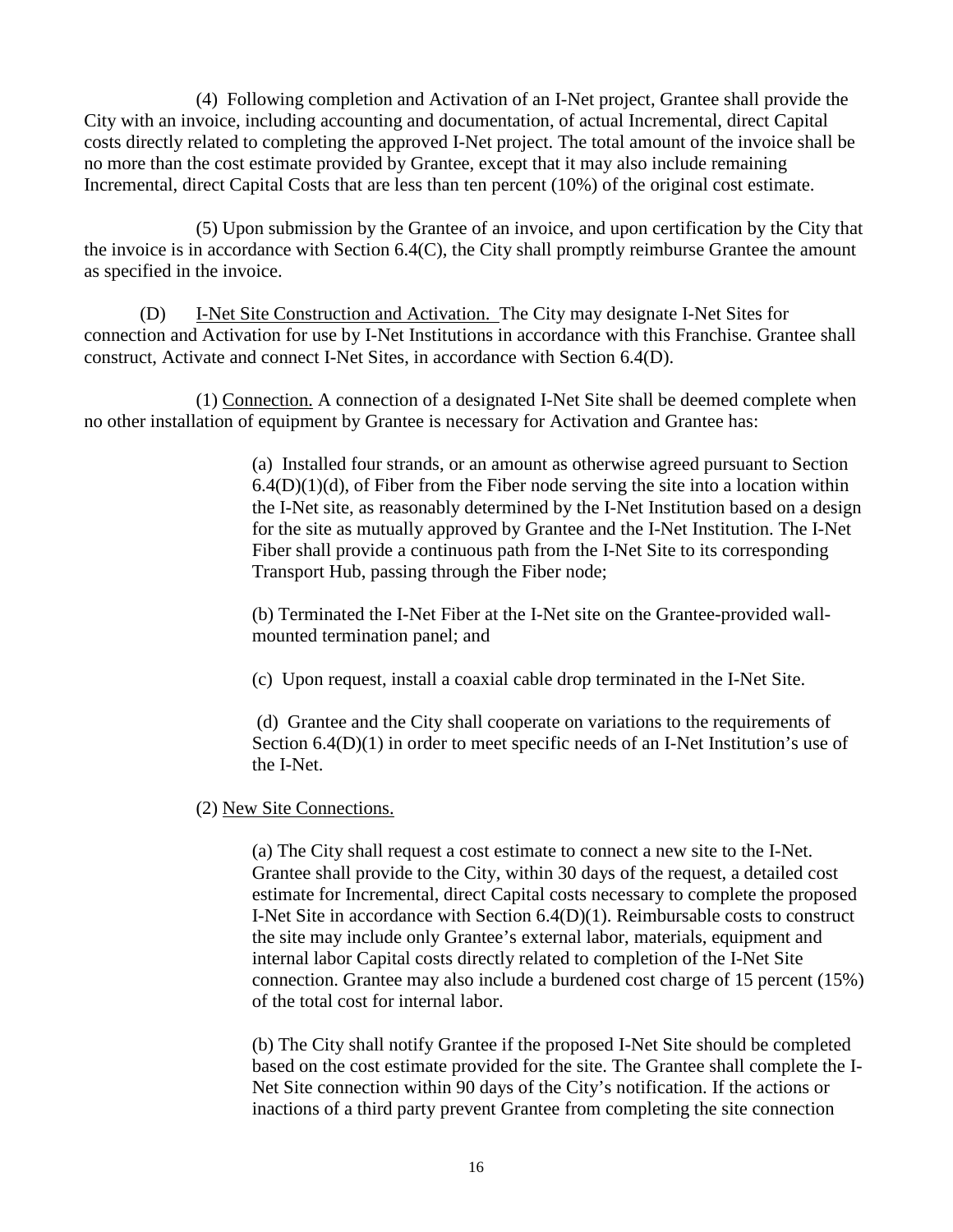(4) Following completion and Activation of an I-Net project, Grantee shall provide the City with an invoice, including accounting and documentation, of actual Incremental, direct Capital costs directly related to completing the approved I-Net project. The total amount of the invoice shall be no more than the cost estimate provided by Grantee, except that it may also include remaining Incremental, direct Capital Costs that are less than ten percent (10%) of the original cost estimate.

(5) Upon submission by the Grantee of an invoice, and upon certification by the City that the invoice is in accordance with Section 6.4(C), the City shall promptly reimburse Grantee the amount as specified in the invoice.

(D) <u>I-Net Site Construction and Activation.</u> The City may designate I-Net Sites for connection and Activation for use by I-Net Institutions in accordance with this Franchise. Grantee shall construct, Activate and connect I-Net Sites, in accordance with Section 6.4(D).

(1) <u>Connection.</u> A connection of a designated I-Net Site shall be deemed complete when no other installation of equipment by Grantee is necessary for Activation and Grantee has:

(a) Installed four strands, or an amount as otherwise agreed pursuant to Section 6.4(D)(1)(d), of Fiber from the Fiber node serving the site into a location within the I-Net site, as reasonably determined by the I-Net Institution based on a design for the site as mutually approved by Grantee and the I-Net Institution. The I-Net Fiber shall provide a continuous path from the I-Net Site to its corresponding Transport Hub, passing through the Fiber node;

(b) Terminated the I-Net Fiber at the I-Net site on the Grantee-provided wall-mounted termination panel; and

(c) Upon request, install a coaxial cable drop terminated in the I-Net Site.

(d) Grantee and the City shall cooperate on variations to the requirements of Section 6.4(D)(1) in order to meet specific needs of an I-Net Institution's use of the I-Net.

(2) <u>New Site Connections.</u>

(a) The City shall request a cost estimate to connect a new site to the I-Net. Grantee shall provide to the City, within 30 days of the request, a detailed cost estimate for Incremental, direct Capital costs necessary to complete the proposed I-Net Site in accordance with Section 6.4(D)(1). Reimbursable costs to construct the site may include only Grantee's external labor, materials, equipment and internal labor Capital costs directly related to completion of the I-Net Site connection. Grantee may also include a burdened cost charge of 15 percent (15%) of the total cost for internal labor.

(b) The City shall notify Grantee if the proposed I-Net Site should be completed based on the cost estimate provided for the site. The Grantee shall complete the I-Net Site connection within 90 days of the City's notification. If the actions or inactions of a third party prevent Grantee from completing the site connection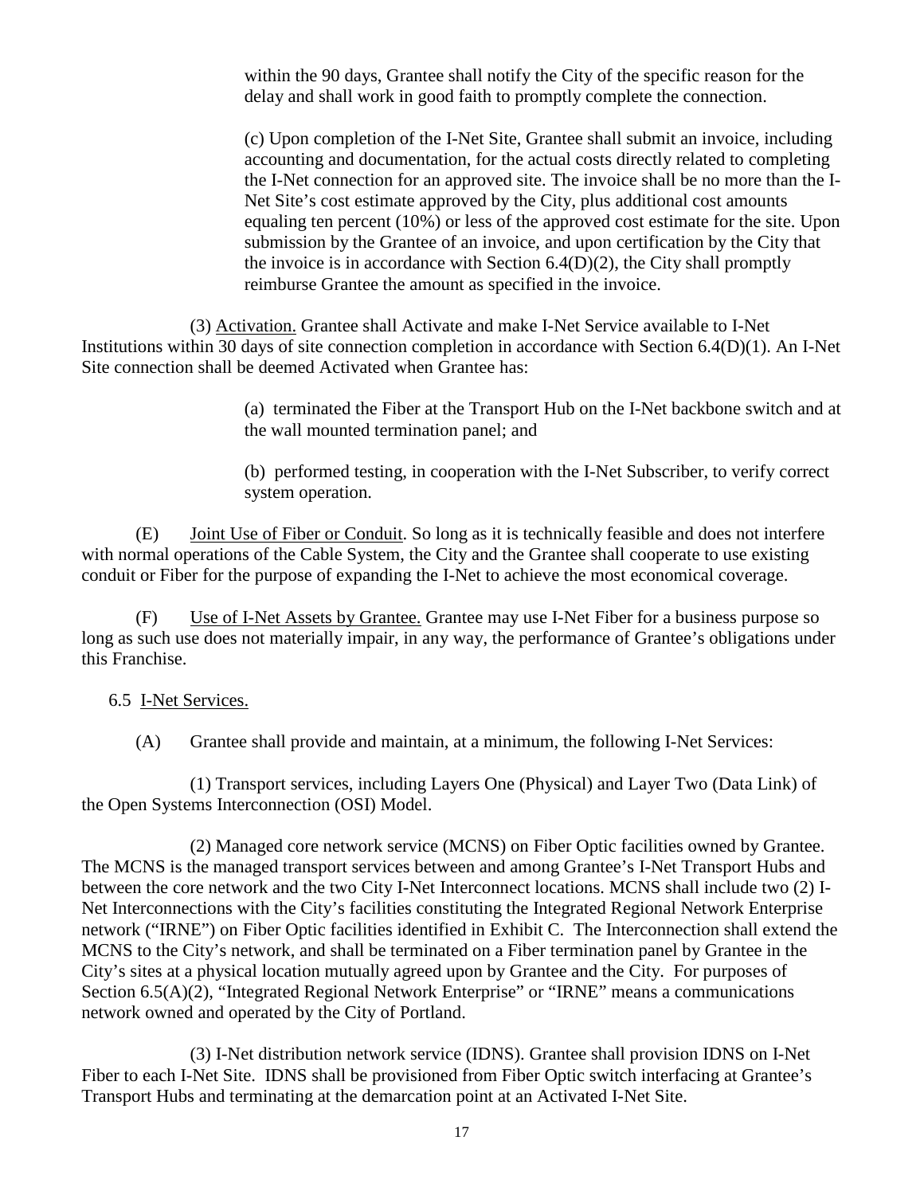within the 90 days, Grantee shall notify the City of the specific reason for the delay and shall work in good faith to promptly complete the connection.

(c) Upon completion of the I-Net Site, Grantee shall submit an invoice, including accounting and documentation, for the actual costs directly related to completing the I-Net connection for an approved site. The invoice shall be no more than the I-Net Site's cost estimate approved by the City, plus additional cost amounts equaling ten percent (10%) or less of the approved cost estimate for the site. Upon submission by the Grantee of an invoice, and upon certification by the City that the invoice is in accordance with Section 6.4(D)(2), the City shall promptly reimburse Grantee the amount as specified in the invoice.

(3) Activation. Grantee shall Activate and make I-Net Service available to I-Net Institutions within 30 days of site connection completion in accordance with Section 6.4(D)(1). An I-Net Site connection shall be deemed Activated when Grantee has:

(a) terminated the Fiber at the Transport Hub on the I-Net backbone switch and at the wall mounted termination panel; and

(b) performed testing, in cooperation with the I-Net Subscriber, to verify correct system operation.

(E) Joint Use of Fiber or Conduit. So long as it is technically feasible and does not interfere with normal operations of the Cable System, the City and the Grantee shall cooperate to use existing conduit or Fiber for the purpose of expanding the I-Net to achieve the most economical coverage.

(F) Use of I-Net Assets by Grantee. Grantee may use I-Net Fiber for a business purpose so long as such use does not materially impair, in any way, the performance of Grantee's obligations under this Franchise.

6.5 I-Net Services.

(A) Grantee shall provide and maintain, at a minimum, the following I-Net Services:

(1) Transport services, including Layers One (Physical) and Layer Two (Data Link) of the Open Systems Interconnection (OSI) Model.

(2) Managed core network service (MCNS) on Fiber Optic facilities owned by Grantee. The MCNS is the managed transport services between and among Grantee's I-Net Transport Hubs and between the core network and the two City I-Net Interconnect locations. MCNS shall include two (2) I-Net Interconnections with the City's facilities constituting the Integrated Regional Network Enterprise network ("IRNE") on Fiber Optic facilities identified in Exhibit C. The Interconnection shall extend the MCNS to the City's network, and shall be terminated on a Fiber termination panel by Grantee in the City's sites at a physical location mutually agreed upon by Grantee and the City. For purposes of Section 6.5(A)(2), "Integrated Regional Network Enterprise" or "IRNE" means a communications network owned and operated by the City of Portland.

(3) I-Net distribution network service (IDNS). Grantee shall provision IDNS on I-Net Fiber to each I-Net Site. IDNS shall be provisioned from Fiber Optic switch interfacing at Grantee's Transport Hubs and terminating at the demarcation point at an Activated I-Net Site.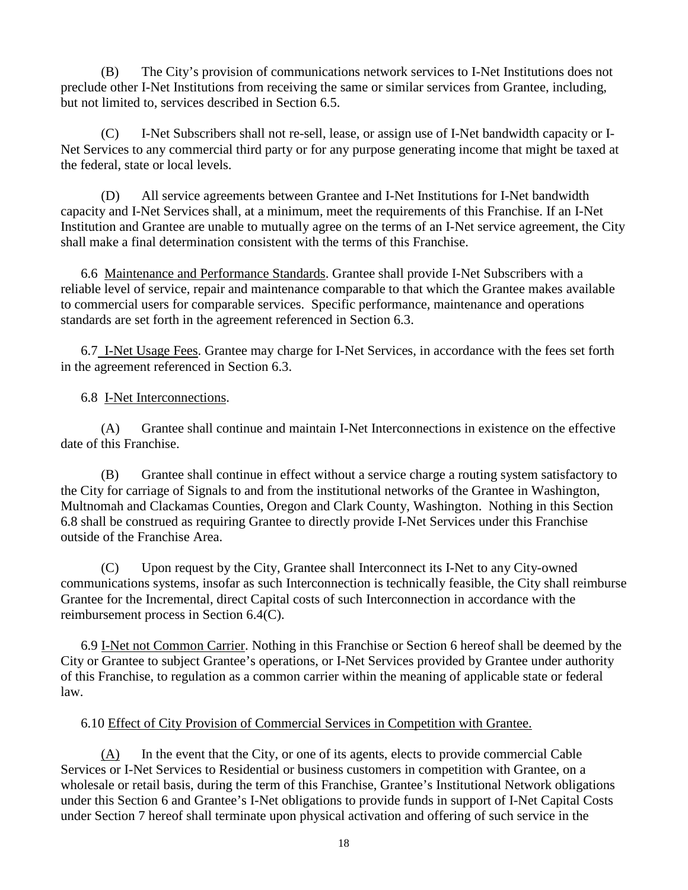(B) The City's provision of communications network services to I-Net Institutions does not preclude other I-Net Institutions from receiving the same or similar services from Grantee, including, but not limited to, services described in Section 6.5.

(C) I-Net Subscribers shall not re-sell, lease, or assign use of I-Net bandwidth capacity or I-Net Services to any commercial third party or for any purpose generating income that might be taxed at the federal, state or local levels.

(D) All service agreements between Grantee and I-Net Institutions for I-Net bandwidth capacity and I-Net Services shall, at a minimum, meet the requirements of this Franchise. If an I-Net Institution and Grantee are unable to mutually agree on the terms of an I-Net service agreement, the City shall make a final determination consistent with the terms of this Franchise.

6.6 Maintenance and Performance Standards. Grantee shall provide I-Net Subscribers with a reliable level of service, repair and maintenance comparable to that which the Grantee makes available to commercial users for comparable services. Specific performance, maintenance and operations standards are set forth in the agreement referenced in Section 6.3.

6.7 I-Net Usage Fees. Grantee may charge for I-Net Services, in accordance with the fees set forth in the agreement referenced in Section 6.3.

6.8 I-Net Interconnections.

(A) Grantee shall continue and maintain I-Net Interconnections in existence on the effective date of this Franchise.

(B) Grantee shall continue in effect without a service charge a routing system satisfactory to the City for carriage of Signals to and from the institutional networks of the Grantee in Washington, Multnomah and Clackamas Counties, Oregon and Clark County, Washington. Nothing in this Section 6.8 shall be construed as requiring Grantee to directly provide I-Net Services under this Franchise outside of the Franchise Area.

(C) Upon request by the City, Grantee shall Interconnect its I-Net to any City-owned communications systems, insofar as such Interconnection is technically feasible, the City shall reimburse Grantee for the Incremental, direct Capital costs of such Interconnection in accordance with the reimbursement process in Section 6.4(C).

6.9 I-Net not Common Carrier. Nothing in this Franchise or Section 6 hereof shall be deemed by the City or Grantee to subject Grantee's operations, or I-Net Services provided by Grantee under authority of this Franchise, to regulation as a common carrier within the meaning of applicable state or federal law.

6.10 Effect of City Provision of Commercial Services in Competition with Grantee.

(A) In the event that the City, or one of its agents, elects to provide commercial Cable Services or I-Net Services to Residential or business customers in competition with Grantee, on a wholesale or retail basis, during the term of this Franchise, Grantee's Institutional Network obligations under this Section 6 and Grantee's I-Net obligations to provide funds in support of I-Net Capital Costs under Section 7 hereof shall terminate upon physical activation and offering of such service in the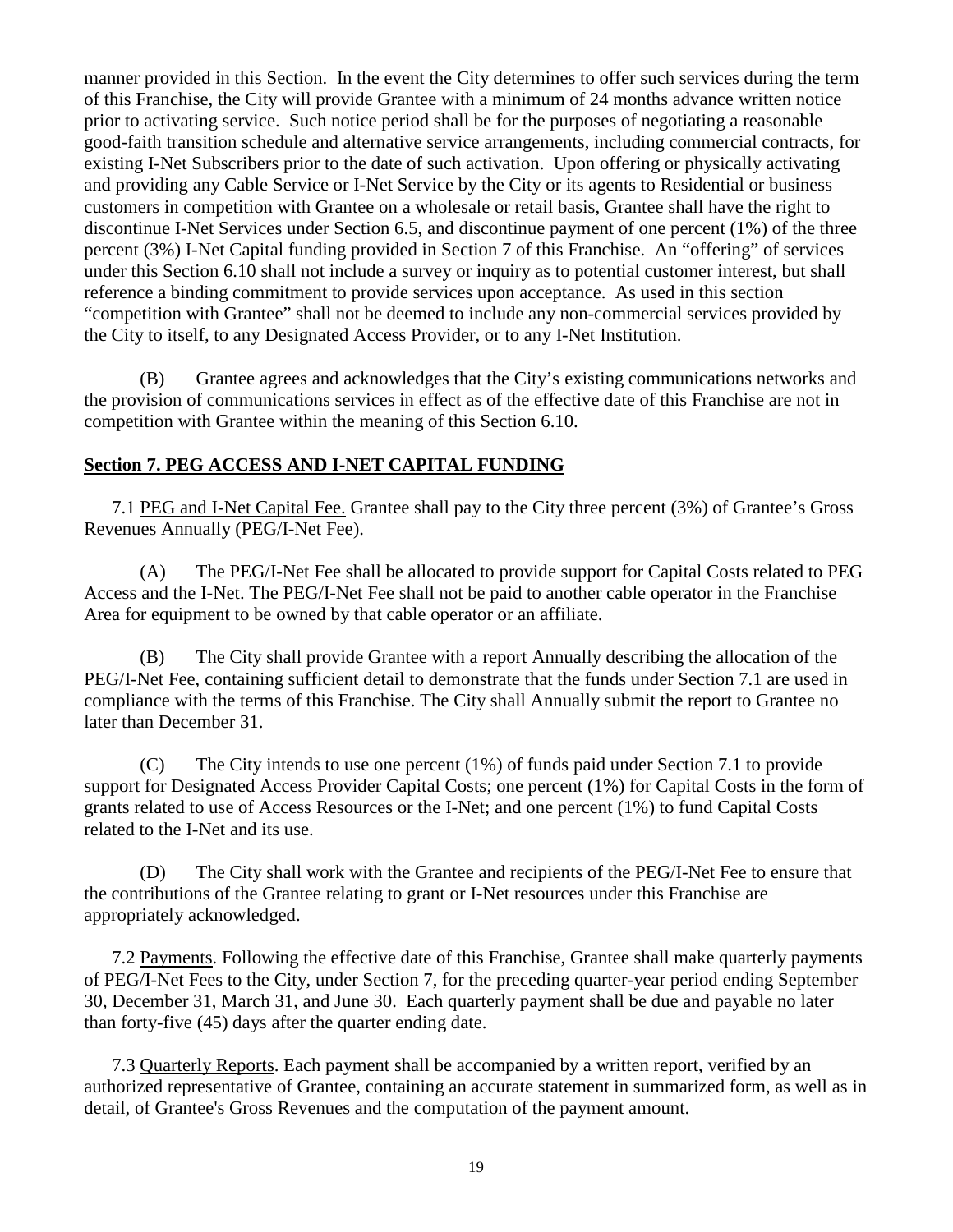manner provided in this Section. In the event the City determines to offer such services during the term of this Franchise, the City will provide Grantee with a minimum of 24 months advance written notice prior to activating service. Such notice period shall be for the purposes of negotiating a reasonable good-faith transition schedule and alternative service arrangements, including commercial contracts, for existing I-Net Subscribers prior to the date of such activation. Upon offering or physically activating and providing any Cable Service or I-Net Service by the City or its agents to Residential or business customers in competition with Grantee on a wholesale or retail basis, Grantee shall have the right to discontinue I-Net Services under Section 6.5, and discontinue payment of one percent (1%) of the three percent (3%) I-Net Capital funding provided in Section 7 of this Franchise. An "offering" of services under this Section 6.10 shall not include a survey or inquiry as to potential customer interest, but shall reference a binding commitment to provide services upon acceptance. As used in this section "competition with Grantee" shall not be deemed to include any non-commercial services provided by the City to itself, to any Designated Access Provider, or to any I-Net Institution.

(B) Grantee agrees and acknowledges that the City's existing communications networks and the provision of communications services in effect as of the effective date of this Franchise are not in competition with Grantee within the meaning of this Section 6.10.

## Section 7. PEG ACCESS AND I-NET CAPITAL FUNDING

7.1 PEG and I-Net Capital Fee. Grantee shall pay to the City three percent (3%) of Grantee's Gross Revenues Annually (PEG/I-Net Fee).

(A) The PEG/I-Net Fee shall be allocated to provide support for Capital Costs related to PEG Access and the I-Net. The PEG/I-Net Fee shall not be paid to another cable operator in the Franchise Area for equipment to be owned by that cable operator or an affiliate.

(B) The City shall provide Grantee with a report Annually describing the allocation of the PEG/I-Net Fee, containing sufficient detail to demonstrate that the funds under Section 7.1 are used in compliance with the terms of this Franchise. The City shall Annually submit the report to Grantee no later than December 31.

(C) The City intends to use one percent (1%) of funds paid under Section 7.1 to provide support for Designated Access Provider Capital Costs; one percent (1%) for Capital Costs in the form of grants related to use of Access Resources or the I-Net; and one percent (1%) to fund Capital Costs related to the I-Net and its use.

(D) The City shall work with the Grantee and recipients of the PEG/I-Net Fee to ensure that the contributions of the Grantee relating to grant or I-Net resources under this Franchise are appropriately acknowledged.

7.2 Payments. Following the effective date of this Franchise, Grantee shall make quarterly payments of PEG/I-Net Fees to the City, under Section 7, for the preceding quarter-year period ending September 30, December 31, March 31, and June 30. Each quarterly payment shall be due and payable no later than forty-five (45) days after the quarter ending date.

7.3 Quarterly Reports. Each payment shall be accompanied by a written report, verified by an authorized representative of Grantee, containing an accurate statement in summarized form, as well as in detail, of Grantee's Gross Revenues and the computation of the payment amount.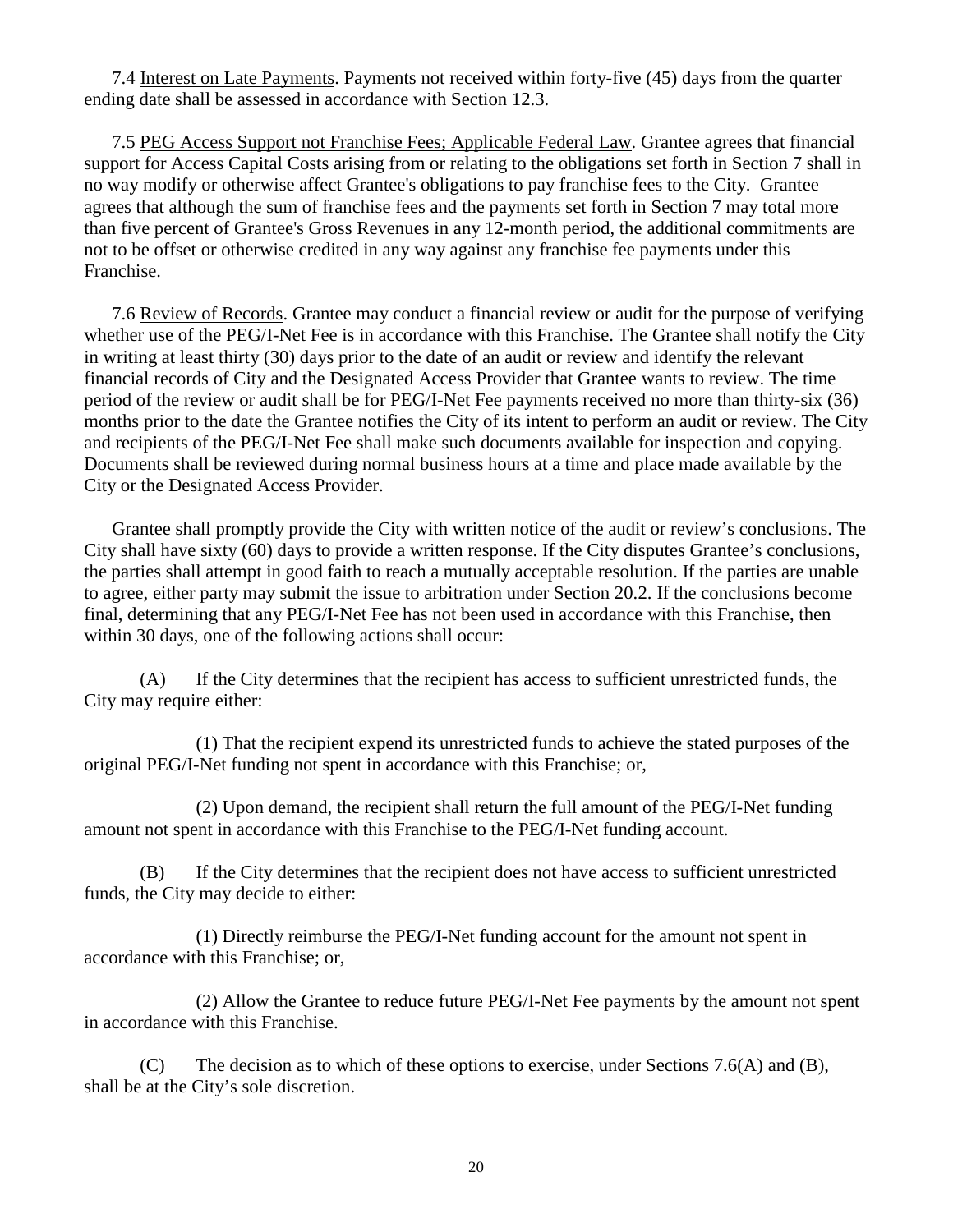7.4 Interest on Late Payments. Payments not received within forty-five (45) days from the quarter ending date shall be assessed in accordance with Section 12.3.

7.5 PEG Access Support not Franchise Fees; Applicable Federal Law. Grantee agrees that financial support for Access Capital Costs arising from or relating to the obligations set forth in Section 7 shall in no way modify or otherwise affect Grantee's obligations to pay franchise fees to the City. Grantee agrees that although the sum of franchise fees and the payments set forth in Section 7 may total more than five percent of Grantee's Gross Revenues in any 12-month period, the additional commitments are not to be offset or otherwise credited in any way against any franchise fee payments under this Franchise.

7.6 Review of Records. Grantee may conduct a financial review or audit for the purpose of verifying whether use of the PEG/I-Net Fee is in accordance with this Franchise. The Grantee shall notify the City in writing at least thirty (30) days prior to the date of an audit or review and identify the relevant financial records of City and the Designated Access Provider that Grantee wants to review. The time period of the review or audit shall be for PEG/I-Net Fee payments received no more than thirty-six (36) months prior to the date the Grantee notifies the City of its intent to perform an audit or review. The City and recipients of the PEG/I-Net Fee shall make such documents available for inspection and copying. Documents shall be reviewed during normal business hours at a time and place made available by the City or the Designated Access Provider.

Grantee shall promptly provide the City with written notice of the audit or review's conclusions. The City shall have sixty (60) days to provide a written response. If the City disputes Grantee's conclusions, the parties shall attempt in good faith to reach a mutually acceptable resolution. If the parties are unable to agree, either party may submit the issue to arbitration under Section 20.2. If the conclusions become final, determining that any PEG/I-Net Fee has not been used in accordance with this Franchise, then within 30 days, one of the following actions shall occur:

(A) If the City determines that the recipient has access to sufficient unrestricted funds, the City may require either:

(1) That the recipient expend its unrestricted funds to achieve the stated purposes of the original PEG/I-Net funding not spent in accordance with this Franchise; or,

(2) Upon demand, the recipient shall return the full amount of the PEG/I-Net funding amount not spent in accordance with this Franchise to the PEG/I-Net funding account.

(B) If the City determines that the recipient does not have access to sufficient unrestricted funds, the City may decide to either:

(1) Directly reimburse the PEG/I-Net funding account for the amount not spent in accordance with this Franchise; or,

(2) Allow the Grantee to reduce future PEG/I-Net Fee payments by the amount not spent in accordance with this Franchise.

(C) The decision as to which of these options to exercise, under Sections 7.6(A) and (B), shall be at the City's sole discretion.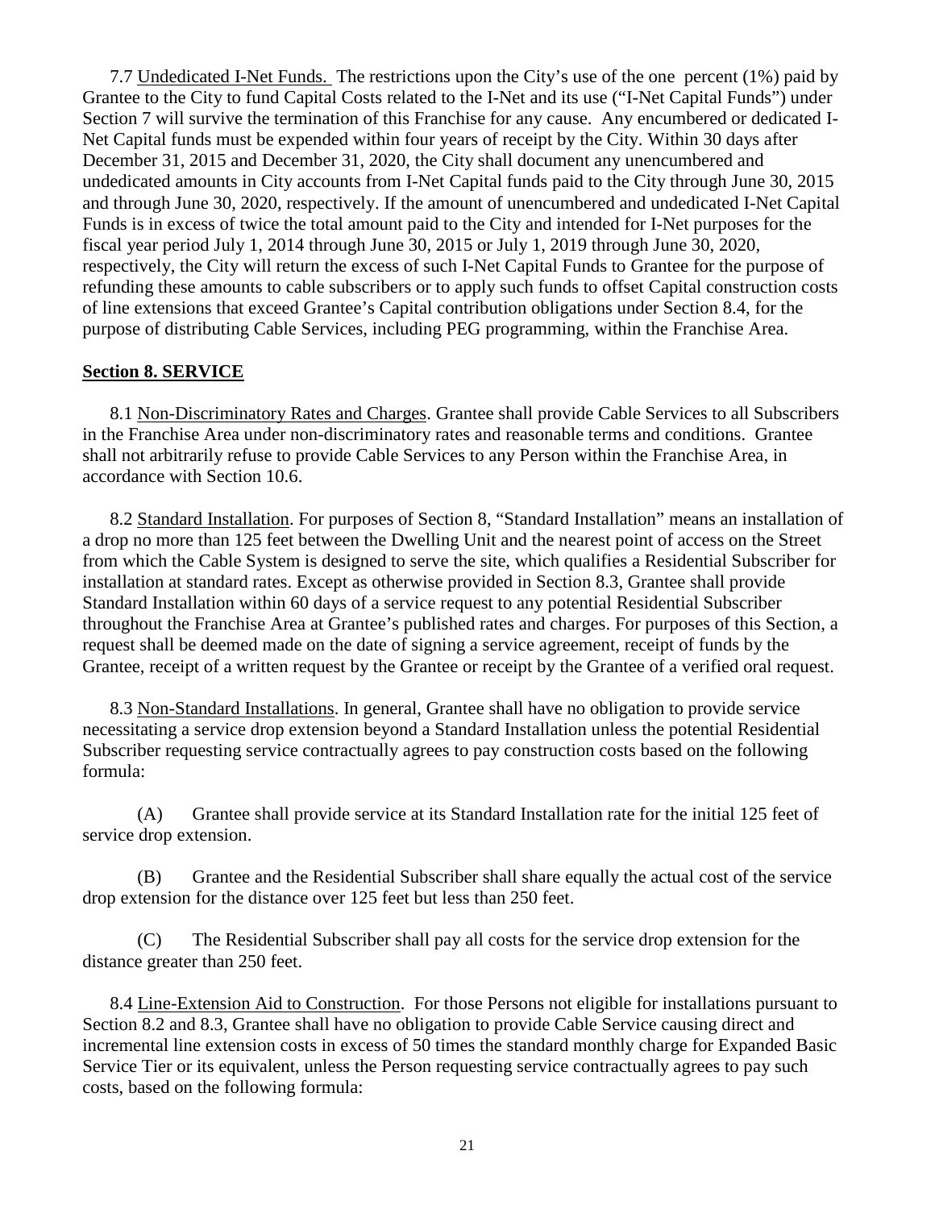7.7 Undedicated I-Net Funds. The restrictions upon the City's use of the one percent (1%) paid by Grantee to the City to fund Capital Costs related to the I-Net and its use ("I-Net Capital Funds") under Section 7 will survive the termination of this Franchise for any cause. Any encumbered or dedicated I-Net Capital funds must be expended within four years of receipt by the City. Within 30 days after December 31, 2015 and December 31, 2020, the City shall document any unencumbered and undedicated amounts in City accounts from I-Net Capital funds paid to the City through June 30, 2015 and through June 30, 2020, respectively. If the amount of unencumbered and undedicated I-Net Capital Funds is in excess of twice the total amount paid to the City and intended for I-Net purposes for the fiscal year period July 1, 2014 through June 30, 2015 or July 1, 2019 through June 30, 2020, respectively, the City will return the excess of such I-Net Capital Funds to Grantee for the purpose of refunding these amounts to cable subscribers or to apply such funds to offset Capital construction costs of line extensions that exceed Grantee's Capital contribution obligations under Section 8.4, for the purpose of distributing Cable Services, including PEG programming, within the Franchise Area.

## Section 8. SERVICE

8.1 Non-Discriminatory Rates and Charges. Grantee shall provide Cable Services to all Subscribers in the Franchise Area under non-discriminatory rates and reasonable terms and conditions. Grantee shall not arbitrarily refuse to provide Cable Services to any Person within the Franchise Area, in accordance with Section 10.6.

8.2 Standard Installation. For purposes of Section 8, "Standard Installation" means an installation of a drop no more than 125 feet between the Dwelling Unit and the nearest point of access on the Street from which the Cable System is designed to serve the site, which qualifies a Residential Subscriber for installation at standard rates. Except as otherwise provided in Section 8.3, Grantee shall provide Standard Installation within 60 days of a service request to any potential Residential Subscriber throughout the Franchise Area at Grantee's published rates and charges. For purposes of this Section, a request shall be deemed made on the date of signing a service agreement, receipt of funds by the Grantee, receipt of a written request by the Grantee or receipt by the Grantee of a verified oral request.

8.3 Non-Standard Installations. In general, Grantee shall have no obligation to provide service necessitating a service drop extension beyond a Standard Installation unless the potential Residential Subscriber requesting service contractually agrees to pay construction costs based on the following formula:

(A) Grantee shall provide service at its Standard Installation rate for the initial 125 feet of service drop extension.

(B) Grantee and the Residential Subscriber shall share equally the actual cost of the service drop extension for the distance over 125 feet but less than 250 feet.

(C) The Residential Subscriber shall pay all costs for the service drop extension for the distance greater than 250 feet.

8.4 Line-Extension Aid to Construction. For those Persons not eligible for installations pursuant to Section 8.2 and 8.3, Grantee shall have no obligation to provide Cable Service causing direct and incremental line extension costs in excess of 50 times the standard monthly charge for Expanded Basic Service Tier or its equivalent, unless the Person requesting service contractually agrees to pay such costs, based on the following formula: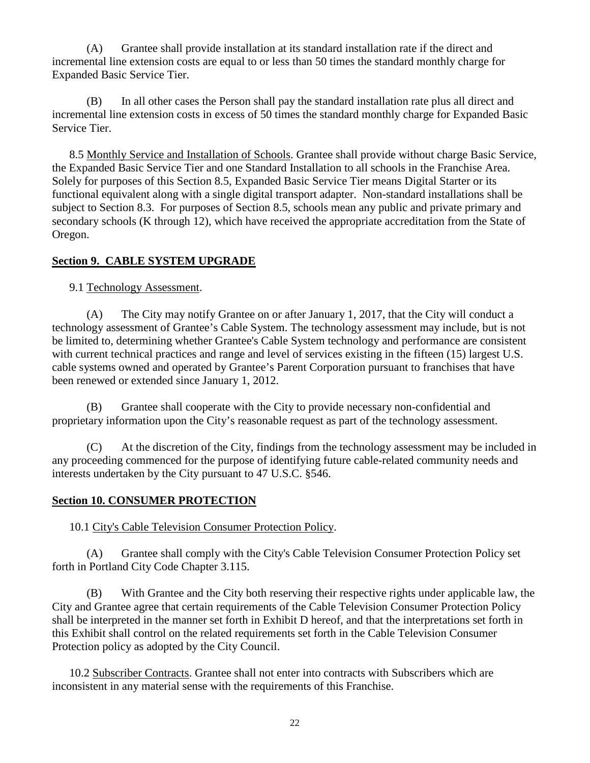(A) Grantee shall provide installation at its standard installation rate if the direct and incremental line extension costs are equal to or less than 50 times the standard monthly charge for Expanded Basic Service Tier.

(B) In all other cases the Person shall pay the standard installation rate plus all direct and incremental line extension costs in excess of 50 times the standard monthly charge for Expanded Basic Service Tier.

8.5 Monthly Service and Installation of Schools. Grantee shall provide without charge Basic Service, the Expanded Basic Service Tier and one Standard Installation to all schools in the Franchise Area. Solely for purposes of this Section 8.5, Expanded Basic Service Tier means Digital Starter or its functional equivalent along with a single digital transport adapter. Non-standard installations shall be subject to Section 8.3. For purposes of Section 8.5, schools mean any public and private primary and secondary schools (K through 12), which have received the appropriate accreditation from the State of Oregon.

## Section 9. CABLE SYSTEM UPGRADE

9.1 Technology Assessment.

(A) The City may notify Grantee on or after January 1, 2017, that the City will conduct a technology assessment of Grantee's Cable System. The technology assessment may include, but is not be limited to, determining whether Grantee's Cable System technology and performance are consistent with current technical practices and range and level of services existing in the fifteen (15) largest U.S. cable systems owned and operated by Grantee's Parent Corporation pursuant to franchises that have been renewed or extended since January 1, 2012.

(B) Grantee shall cooperate with the City to provide necessary non-confidential and proprietary information upon the City's reasonable request as part of the technology assessment.

(C) At the discretion of the City, findings from the technology assessment may be included in any proceeding commenced for the purpose of identifying future cable-related community needs and interests undertaken by the City pursuant to 47 U.S.C. §546.

## Section 10. CONSUMER PROTECTION

10.1 City's Cable Television Consumer Protection Policy.

(A) Grantee shall comply with the City's Cable Television Consumer Protection Policy set forth in Portland City Code Chapter 3.115.

(B) With Grantee and the City both reserving their respective rights under applicable law, the City and Grantee agree that certain requirements of the Cable Television Consumer Protection Policy shall be interpreted in the manner set forth in Exhibit D hereof, and that the interpretations set forth in this Exhibit shall control on the related requirements set forth in the Cable Television Consumer Protection policy as adopted by the City Council.

10.2 Subscriber Contracts. Grantee shall not enter into contracts with Subscribers which are inconsistent in any material sense with the requirements of this Franchise.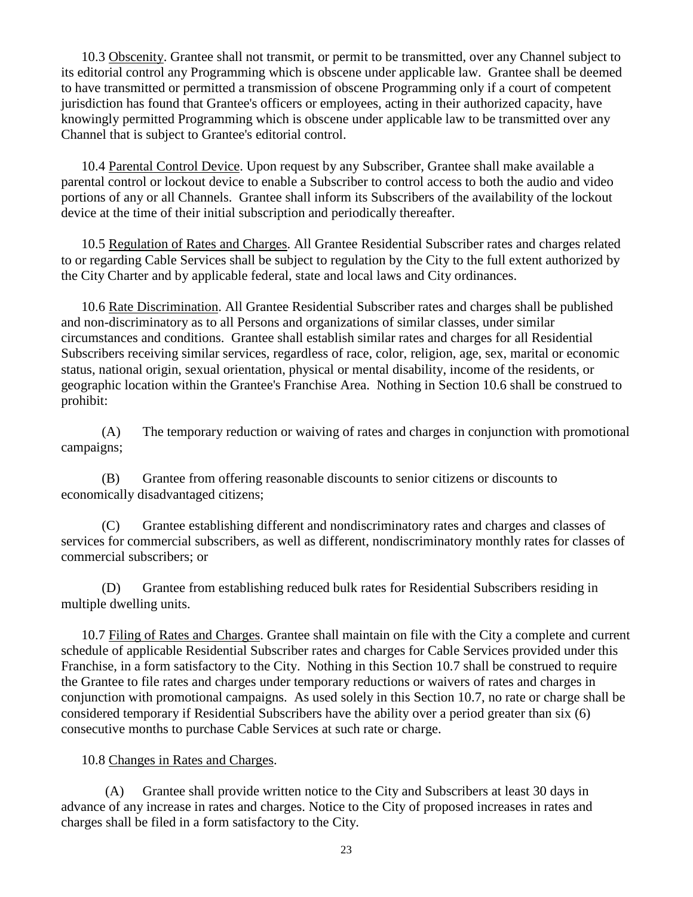10.3 Obscenity. Grantee shall not transmit, or permit to be transmitted, over any Channel subject to its editorial control any Programming which is obscene under applicable law. Grantee shall be deemed to have transmitted or permitted a transmission of obscene Programming only if a court of competent jurisdiction has found that Grantee's officers or employees, acting in their authorized capacity, have knowingly permitted Programming which is obscene under applicable law to be transmitted over any Channel that is subject to Grantee's editorial control.

10.4 Parental Control Device. Upon request by any Subscriber, Grantee shall make available a parental control or lockout device to enable a Subscriber to control access to both the audio and video portions of any or all Channels. Grantee shall inform its Subscribers of the availability of the lockout device at the time of their initial subscription and periodically thereafter.

10.5 Regulation of Rates and Charges. All Grantee Residential Subscriber rates and charges related to or regarding Cable Services shall be subject to regulation by the City to the full extent authorized by the City Charter and by applicable federal, state and local laws and City ordinances.

10.6 Rate Discrimination. All Grantee Residential Subscriber rates and charges shall be published and non-discriminatory as to all Persons and organizations of similar classes, under similar circumstances and conditions. Grantee shall establish similar rates and charges for all Residential Subscribers receiving similar services, regardless of race, color, religion, age, sex, marital or economic status, national origin, sexual orientation, physical or mental disability, income of the residents, or geographic location within the Grantee's Franchise Area. Nothing in Section 10.6 shall be construed to prohibit:

(A) The temporary reduction or waiving of rates and charges in conjunction with promotional campaigns;

(B) Grantee from offering reasonable discounts to senior citizens or discounts to economically disadvantaged citizens;

(C) Grantee establishing different and nondiscriminatory rates and charges and classes of services for commercial subscribers, as well as different, nondiscriminatory monthly rates for classes of commercial subscribers; or

(D) Grantee from establishing reduced bulk rates for Residential Subscribers residing in multiple dwelling units.

10.7 Filing of Rates and Charges. Grantee shall maintain on file with the City a complete and current schedule of applicable Residential Subscriber rates and charges for Cable Services provided under this Franchise, in a form satisfactory to the City. Nothing in this Section 10.7 shall be construed to require the Grantee to file rates and charges under temporary reductions or waivers of rates and charges in conjunction with promotional campaigns. As used solely in this Section 10.7, no rate or charge shall be considered temporary if Residential Subscribers have the ability over a period greater than six (6) consecutive months to purchase Cable Services at such rate or charge.

10.8 Changes in Rates and Charges.

(A) Grantee shall provide written notice to the City and Subscribers at least 30 days in advance of any increase in rates and charges. Notice to the City of proposed increases in rates and charges shall be filed in a form satisfactory to the City.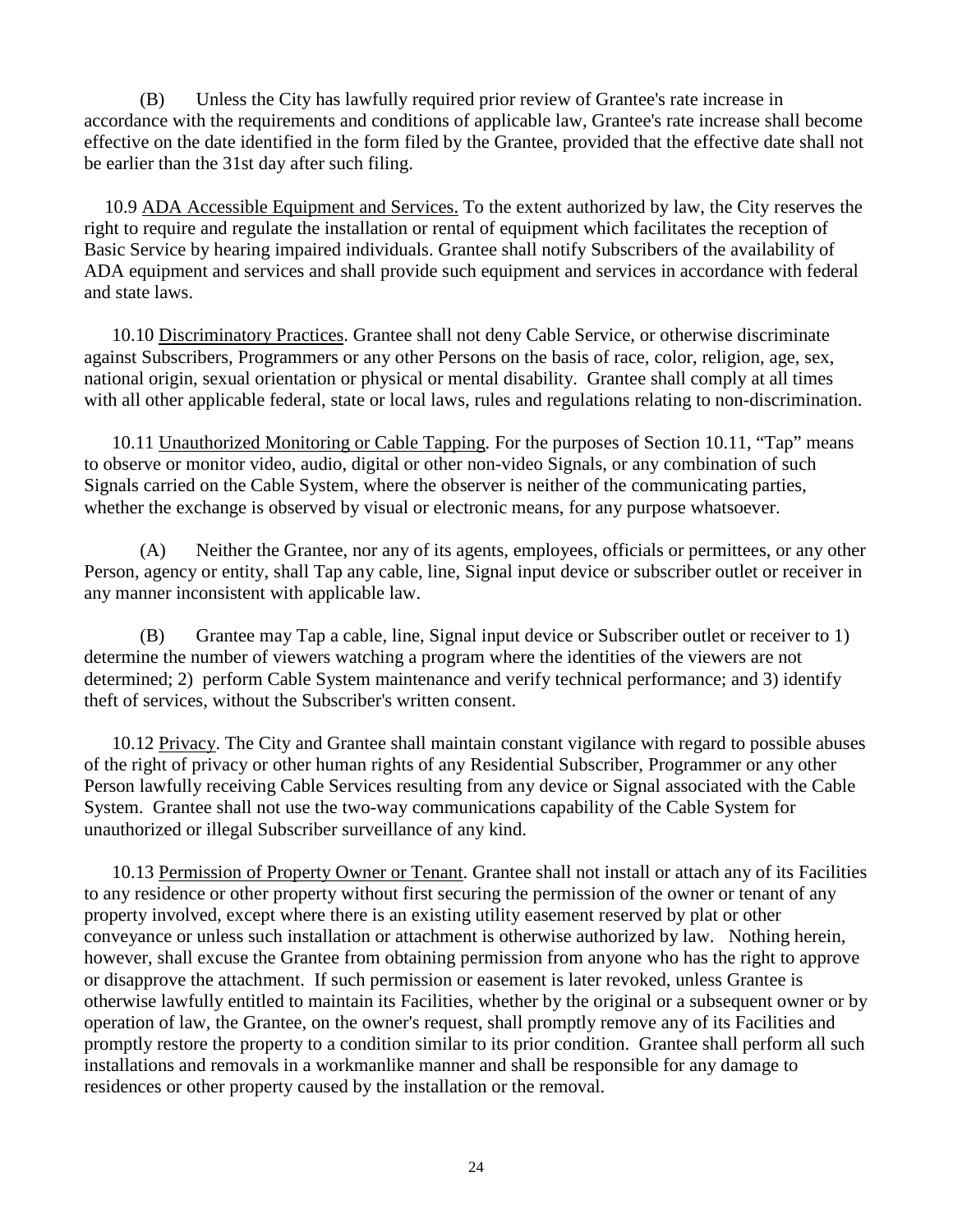(B) Unless the City has lawfully required prior review of Grantee's rate increase in accordance with the requirements and conditions of applicable law, Grantee's rate increase shall become effective on the date identified in the form filed by the Grantee, provided that the effective date shall not be earlier than the 31st day after such filing.

10.9 ADA Accessible Equipment and Services. To the extent authorized by law, the City reserves the right to require and regulate the installation or rental of equipment which facilitates the reception of Basic Service by hearing impaired individuals. Grantee shall notify Subscribers of the availability of ADA equipment and services and shall provide such equipment and services in accordance with federal and state laws.

10.10 Discriminatory Practices. Grantee shall not deny Cable Service, or otherwise discriminate against Subscribers, Programmers or any other Persons on the basis of race, color, religion, age, sex, national origin, sexual orientation or physical or mental disability. Grantee shall comply at all times with all other applicable federal, state or local laws, rules and regulations relating to non-discrimination.

10.11 Unauthorized Monitoring or Cable Tapping. For the purposes of Section 10.11, "Tap" means to observe or monitor video, audio, digital or other non-video Signals, or any combination of such Signals carried on the Cable System, where the observer is neither of the communicating parties, whether the exchange is observed by visual or electronic means, for any purpose whatsoever.

(A) Neither the Grantee, nor any of its agents, employees, officials or permittees, or any other Person, agency or entity, shall Tap any cable, line, Signal input device or subscriber outlet or receiver in any manner inconsistent with applicable law.

(B) Grantee may Tap a cable, line, Signal input device or Subscriber outlet or receiver to 1) determine the number of viewers watching a program where the identities of the viewers are not determined; 2) perform Cable System maintenance and verify technical performance; and 3) identify theft of services, without the Subscriber's written consent.

10.12 Privacy. The City and Grantee shall maintain constant vigilance with regard to possible abuses of the right of privacy or other human rights of any Residential Subscriber, Programmer or any other Person lawfully receiving Cable Services resulting from any device or Signal associated with the Cable System. Grantee shall not use the two-way communications capability of the Cable System for unauthorized or illegal Subscriber surveillance of any kind.

10.13 Permission of Property Owner or Tenant. Grantee shall not install or attach any of its Facilities to any residence or other property without first securing the permission of the owner or tenant of any property involved, except where there is an existing utility easement reserved by plat or other conveyance or unless such installation or attachment is otherwise authorized by law. Nothing herein, however, shall excuse the Grantee from obtaining permission from anyone who has the right to approve or disapprove the attachment. If such permission or easement is later revoked, unless Grantee is otherwise lawfully entitled to maintain its Facilities, whether by the original or a subsequent owner or by operation of law, the Grantee, on the owner's request, shall promptly remove any of its Facilities and promptly restore the property to a condition similar to its prior condition. Grantee shall perform all such installations and removals in a workmanlike manner and shall be responsible for any damage to residences or other property caused by the installation or the removal.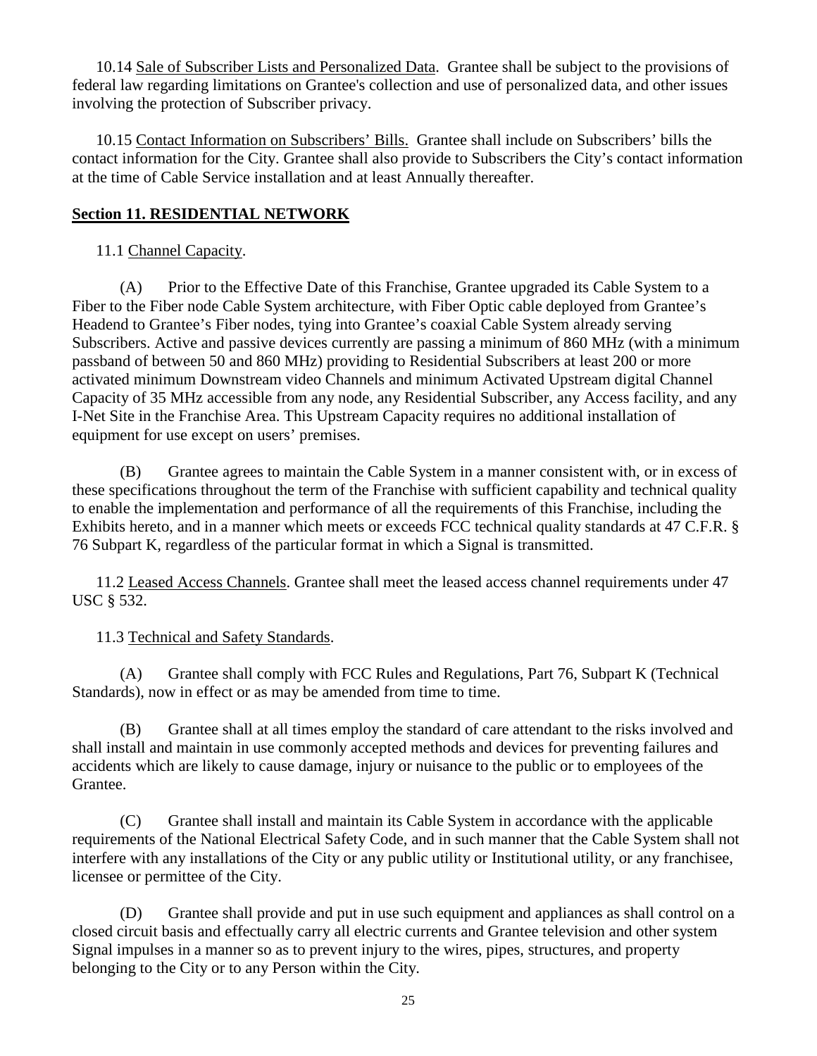10.14 Sale of Subscriber Lists and Personalized Data. Grantee shall be subject to the provisions of federal law regarding limitations on Grantee's collection and use of personalized data, and other issues involving the protection of Subscriber privacy.

10.15 Contact Information on Subscribers' Bills. Grantee shall include on Subscribers' bills the contact information for the City. Grantee shall also provide to Subscribers the City's contact information at the time of Cable Service installation and at least Annually thereafter.

## Section 11. RESIDENTIAL NETWORK

11.1 Channel Capacity.

(A) Prior to the Effective Date of this Franchise, Grantee upgraded its Cable System to a Fiber to the Fiber node Cable System architecture, with Fiber Optic cable deployed from Grantee's Headend to Grantee's Fiber nodes, tying into Grantee's coaxial Cable System already serving Subscribers. Active and passive devices currently are passing a minimum of 860 MHz (with a minimum passband of between 50 and 860 MHz) providing to Residential Subscribers at least 200 or more activated minimum Downstream video Channels and minimum Activated Upstream digital Channel Capacity of 35 MHz accessible from any node, any Residential Subscriber, any Access facility, and any I-Net Site in the Franchise Area. This Upstream Capacity requires no additional installation of equipment for use except on users' premises.

(B) Grantee agrees to maintain the Cable System in a manner consistent with, or in excess of these specifications throughout the term of the Franchise with sufficient capability and technical quality to enable the implementation and performance of all the requirements of this Franchise, including the Exhibits hereto, and in a manner which meets or exceeds FCC technical quality standards at 47 C.F.R. § 76 Subpart K, regardless of the particular format in which a Signal is transmitted.

11.2 Leased Access Channels. Grantee shall meet the leased access channel requirements under 47 USC § 532.

11.3 Technical and Safety Standards.

(A) Grantee shall comply with FCC Rules and Regulations, Part 76, Subpart K (Technical Standards), now in effect or as may be amended from time to time.

(B) Grantee shall at all times employ the standard of care attendant to the risks involved and shall install and maintain in use commonly accepted methods and devices for preventing failures and accidents which are likely to cause damage, injury or nuisance to the public or to employees of the Grantee.

(C) Grantee shall install and maintain its Cable System in accordance with the applicable requirements of the National Electrical Safety Code, and in such manner that the Cable System shall not interfere with any installations of the City or any public utility or Institutional utility, or any franchisee, licensee or permittee of the City.

(D) Grantee shall provide and put in use such equipment and appliances as shall control on a closed circuit basis and effectually carry all electric currents and Grantee television and other system Signal impulses in a manner so as to prevent injury to the wires, pipes, structures, and property belonging to the City or to any Person within the City.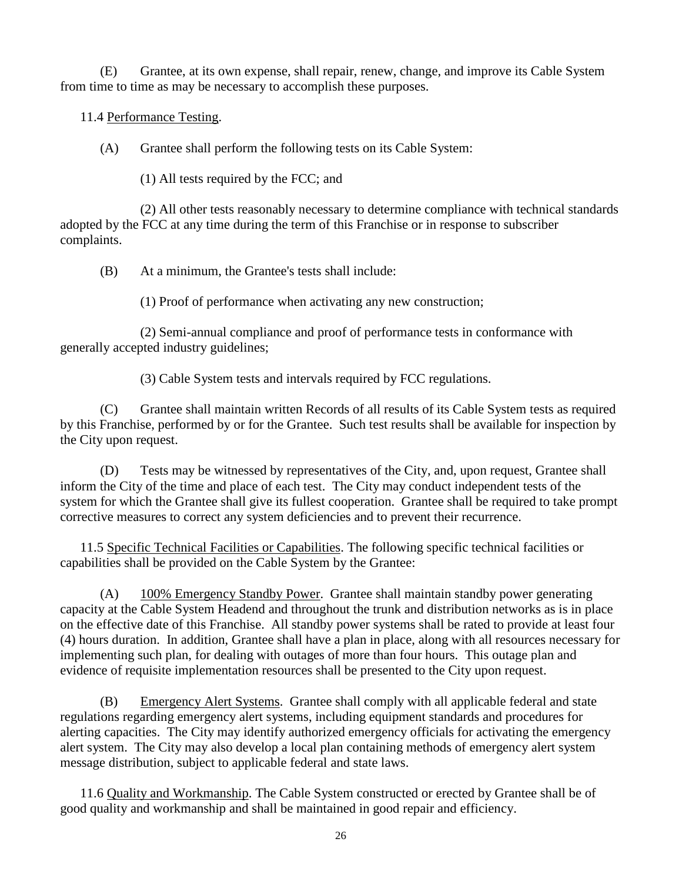(E) Grantee, at its own expense, shall repair, renew, change, and improve its Cable System from time to time as may be necessary to accomplish these purposes.

11.4 Performance Testing.

(A) Grantee shall perform the following tests on its Cable System:

(1) All tests required by the FCC; and

(2) All other tests reasonably necessary to determine compliance with technical standards adopted by the FCC at any time during the term of this Franchise or in response to subscriber complaints.

(B) At a minimum, the Grantee's tests shall include:

(1) Proof of performance when activating any new construction;

(2) Semi-annual compliance and proof of performance tests in conformance with generally accepted industry guidelines;

(3) Cable System tests and intervals required by FCC regulations.

(C) Grantee shall maintain written Records of all results of its Cable System tests as required by this Franchise, performed by or for the Grantee. Such test results shall be available for inspection by the City upon request.

(D) Tests may be witnessed by representatives of the City, and, upon request, Grantee shall inform the City of the time and place of each test. The City may conduct independent tests of the system for which the Grantee shall give its fullest cooperation. Grantee shall be required to take prompt corrective measures to correct any system deficiencies and to prevent their recurrence.

11.5 Specific Technical Facilities or Capabilities. The following specific technical facilities or capabilities shall be provided on the Cable System by the Grantee:

(A) 100% Emergency Standby Power. Grantee shall maintain standby power generating capacity at the Cable System Headend and throughout the trunk and distribution networks as is in place on the effective date of this Franchise. All standby power systems shall be rated to provide at least four (4) hours duration. In addition, Grantee shall have a plan in place, along with all resources necessary for implementing such plan, for dealing with outages of more than four hours. This outage plan and evidence of requisite implementation resources shall be presented to the City upon request.

(B) Emergency Alert Systems. Grantee shall comply with all applicable federal and state regulations regarding emergency alert systems, including equipment standards and procedures for alerting capacities. The City may identify authorized emergency officials for activating the emergency alert system. The City may also develop a local plan containing methods of emergency alert system message distribution, subject to applicable federal and state laws.

11.6 Quality and Workmanship. The Cable System constructed or erected by Grantee shall be of good quality and workmanship and shall be maintained in good repair and efficiency.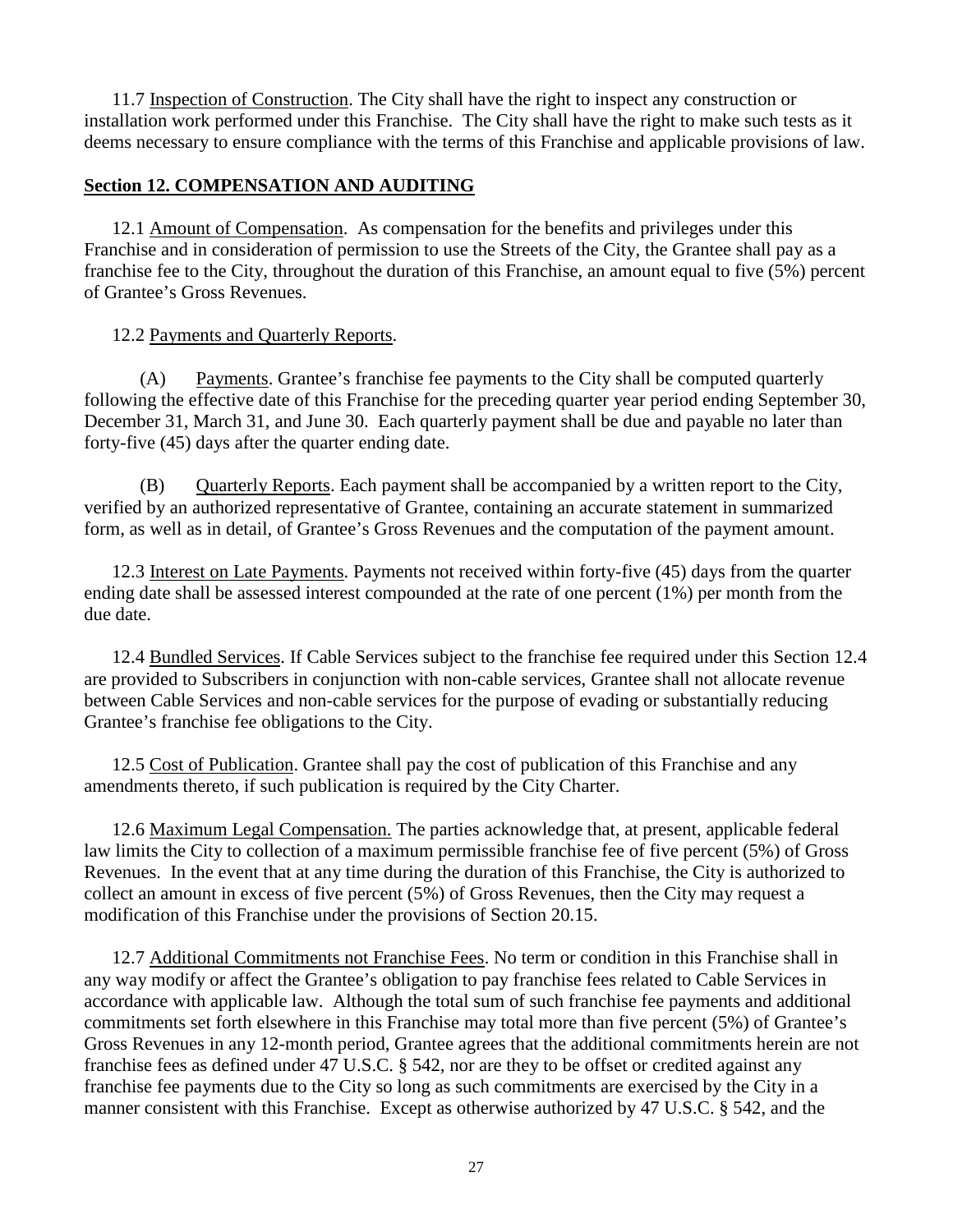11.7 Inspection of Construction. The City shall have the right to inspect any construction or installation work performed under this Franchise. The City shall have the right to make such tests as it deems necessary to ensure compliance with the terms of this Franchise and applicable provisions of law.

## Section 12. COMPENSATION AND AUDITING

12.1 Amount of Compensation. As compensation for the benefits and privileges under this Franchise and in consideration of permission to use the Streets of the City, the Grantee shall pay as a franchise fee to the City, throughout the duration of this Franchise, an amount equal to five (5%) percent of Grantee's Gross Revenues.

12.2 Payments and Quarterly Reports.

(A) Payments. Grantee's franchise fee payments to the City shall be computed quarterly following the effective date of this Franchise for the preceding quarter year period ending September 30, December 31, March 31, and June 30. Each quarterly payment shall be due and payable no later than forty-five (45) days after the quarter ending date.

(B) Quarterly Reports. Each payment shall be accompanied by a written report to the City, verified by an authorized representative of Grantee, containing an accurate statement in summarized form, as well as in detail, of Grantee's Gross Revenues and the computation of the payment amount.

12.3 Interest on Late Payments. Payments not received within forty-five (45) days from the quarter ending date shall be assessed interest compounded at the rate of one percent (1%) per month from the due date.

12.4 Bundled Services. If Cable Services subject to the franchise fee required under this Section 12.4 are provided to Subscribers in conjunction with non-cable services, Grantee shall not allocate revenue between Cable Services and non-cable services for the purpose of evading or substantially reducing Grantee's franchise fee obligations to the City.

12.5 Cost of Publication. Grantee shall pay the cost of publication of this Franchise and any amendments thereto, if such publication is required by the City Charter.

12.6 Maximum Legal Compensation. The parties acknowledge that, at present, applicable federal law limits the City to collection of a maximum permissible franchise fee of five percent (5%) of Gross Revenues. In the event that at any time during the duration of this Franchise, the City is authorized to collect an amount in excess of five percent (5%) of Gross Revenues, then the City may request a modification of this Franchise under the provisions of Section 20.15.

12.7 Additional Commitments not Franchise Fees. No term or condition in this Franchise shall in any way modify or affect the Grantee's obligation to pay franchise fees related to Cable Services in accordance with applicable law. Although the total sum of such franchise fee payments and additional commitments set forth elsewhere in this Franchise may total more than five percent (5%) of Grantee's Gross Revenues in any 12-month period, Grantee agrees that the additional commitments herein are not franchise fees as defined under 47 U.S.C. § 542, nor are they to be offset or credited against any franchise fee payments due to the City so long as such commitments are exercised by the City in a manner consistent with this Franchise. Except as otherwise authorized by 47 U.S.C. § 542, and the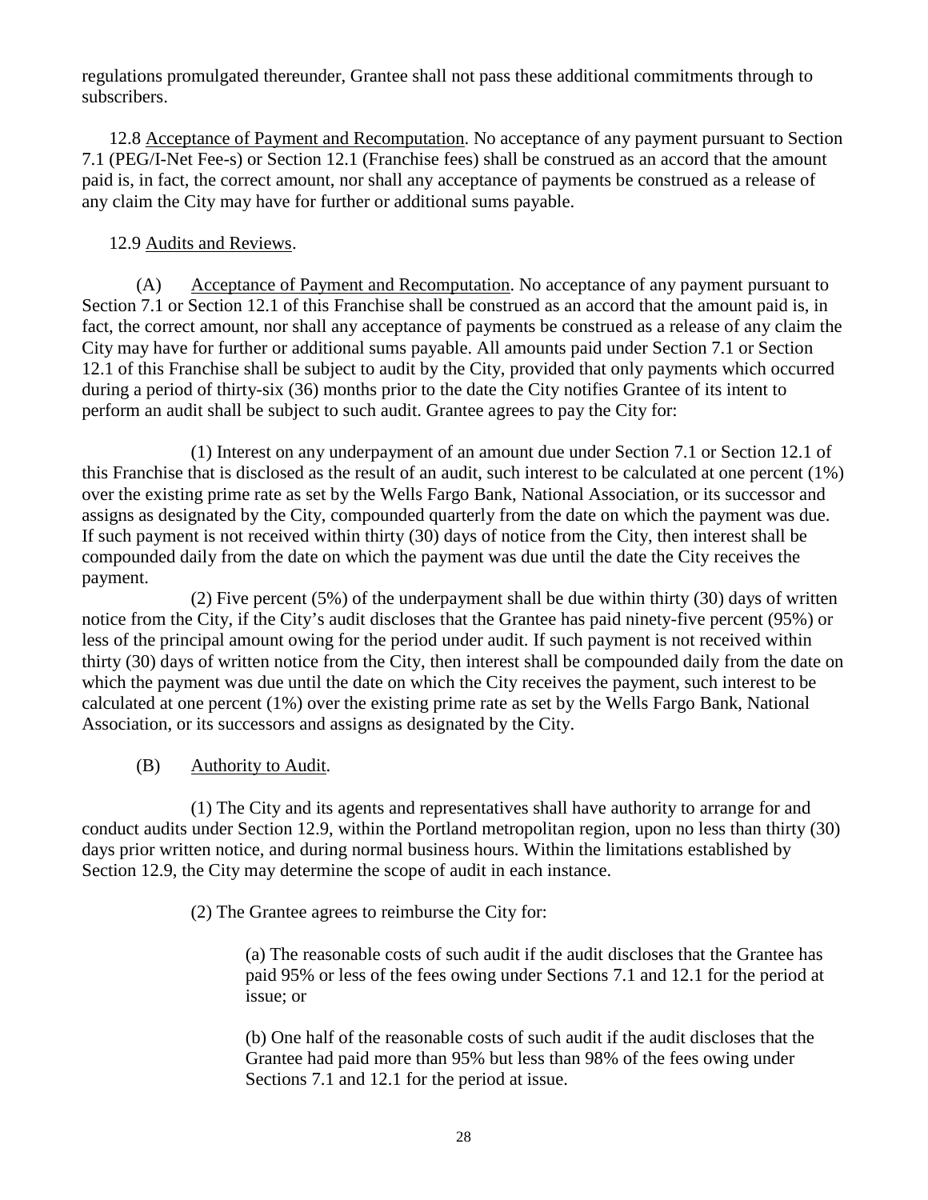regulations promulgated thereunder, Grantee shall not pass these additional commitments through to subscribers.

12.8 Acceptance of Payment and Recomputation. No acceptance of any payment pursuant to Section 7.1 (PEG/I-Net Fee-s) or Section 12.1 (Franchise fees) shall be construed as an accord that the amount paid is, in fact, the correct amount, nor shall any acceptance of payments be construed as a release of any claim the City may have for further or additional sums payable.

12.9 Audits and Reviews.

(A) Acceptance of Payment and Recomputation. No acceptance of any payment pursuant to Section 7.1 or Section 12.1 of this Franchise shall be construed as an accord that the amount paid is, in fact, the correct amount, nor shall any acceptance of payments be construed as a release of any claim the City may have for further or additional sums payable. All amounts paid under Section 7.1 or Section 12.1 of this Franchise shall be subject to audit by the City, provided that only payments which occurred during a period of thirty-six (36) months prior to the date the City notifies Grantee of its intent to perform an audit shall be subject to such audit. Grantee agrees to pay the City for:

(1) Interest on any underpayment of an amount due under Section 7.1 or Section 12.1 of this Franchise that is disclosed as the result of an audit, such interest to be calculated at one percent (1%) over the existing prime rate as set by the Wells Fargo Bank, National Association, or its successor and assigns as designated by the City, compounded quarterly from the date on which the payment was due. If such payment is not received within thirty (30) days of notice from the City, then interest shall be compounded daily from the date on which the payment was due until the date the City receives the payment.

(2) Five percent (5%) of the underpayment shall be due within thirty (30) days of written notice from the City, if the City's audit discloses that the Grantee has paid ninety-five percent (95%) or less of the principal amount owing for the period under audit. If such payment is not received within thirty (30) days of written notice from the City, then interest shall be compounded daily from the date on which the payment was due until the date on which the City receives the payment, such interest to be calculated at one percent (1%) over the existing prime rate as set by the Wells Fargo Bank, National Association, or its successors and assigns as designated by the City.

(B) Authority to Audit.

(1) The City and its agents and representatives shall have authority to arrange for and conduct audits under Section 12.9, within the Portland metropolitan region, upon no less than thirty (30) days prior written notice, and during normal business hours. Within the limitations established by Section 12.9, the City may determine the scope of audit in each instance.

(2) The Grantee agrees to reimburse the City for:

(a) The reasonable costs of such audit if the audit discloses that the Grantee has paid 95% or less of the fees owing under Sections 7.1 and 12.1 for the period at issue; or

(b) One half of the reasonable costs of such audit if the audit discloses that the Grantee had paid more than 95% but less than 98% of the fees owing under Sections 7.1 and 12.1 for the period at issue.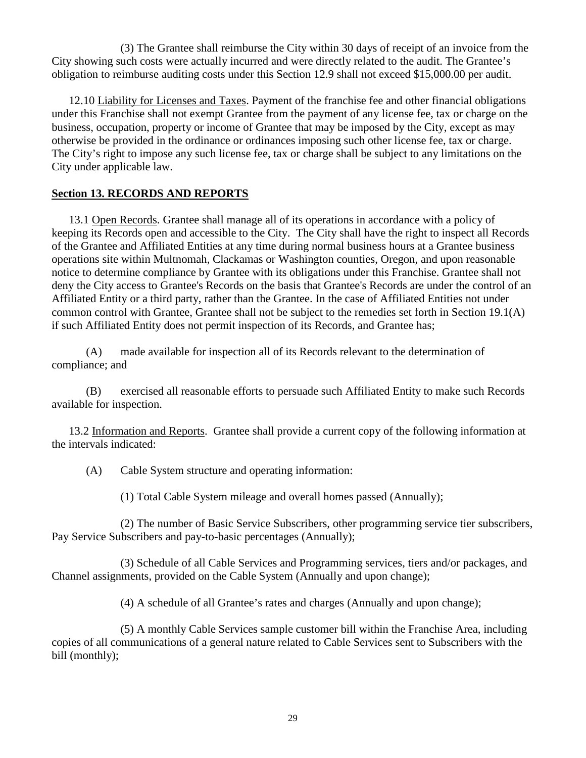(3) The Grantee shall reimburse the City within 30 days of receipt of an invoice from the City showing such costs were actually incurred and were directly related to the audit. The Grantee's obligation to reimburse auditing costs under this Section 12.9 shall not exceed $15,000.00 per audit.

12.10 Liability for Licenses and Taxes. Payment of the franchise fee and other financial obligations under this Franchise shall not exempt Grantee from the payment of any license fee, tax or charge on the business, occupation, property or income of Grantee that may be imposed by the City, except as may otherwise be provided in the ordinance or ordinances imposing such other license fee, tax or charge. The City's right to impose any such license fee, tax or charge shall be subject to any limitations on the City under applicable law.

## Section 13. RECORDS AND REPORTS

13.1 Open Records. Grantee shall manage all of its operations in accordance with a policy of keeping its Records open and accessible to the City. The City shall have the right to inspect all Records of the Grantee and Affiliated Entities at any time during normal business hours at a Grantee business operations site within Multnomah, Clackamas or Washington counties, Oregon, and upon reasonable notice to determine compliance by Grantee with its obligations under this Franchise. Grantee shall not deny the City access to Grantee's Records on the basis that Grantee's Records are under the control of an Affiliated Entity or a third party, rather than the Grantee. In the case of Affiliated Entities not under common control with Grantee, Grantee shall not be subject to the remedies set forth in Section 19.1(A) if such Affiliated Entity does not permit inspection of its Records, and Grantee has;

(A) made available for inspection all of its Records relevant to the determination of compliance; and

(B) exercised all reasonable efforts to persuade such Affiliated Entity to make such Records available for inspection.

13.2 Information and Reports. Grantee shall provide a current copy of the following information at the intervals indicated:

(A) Cable System structure and operating information:

(1) Total Cable System mileage and overall homes passed (Annually);

(2) The number of Basic Service Subscribers, other programming service tier subscribers, Pay Service Subscribers and pay-to-basic percentages (Annually);

(3) Schedule of all Cable Services and Programming services, tiers and/or packages, and Channel assignments, provided on the Cable System (Annually and upon change);

(4) A schedule of all Grantee's rates and charges (Annually and upon change);

(5) A monthly Cable Services sample customer bill within the Franchise Area, including copies of all communications of a general nature related to Cable Services sent to Subscribers with the bill (monthly);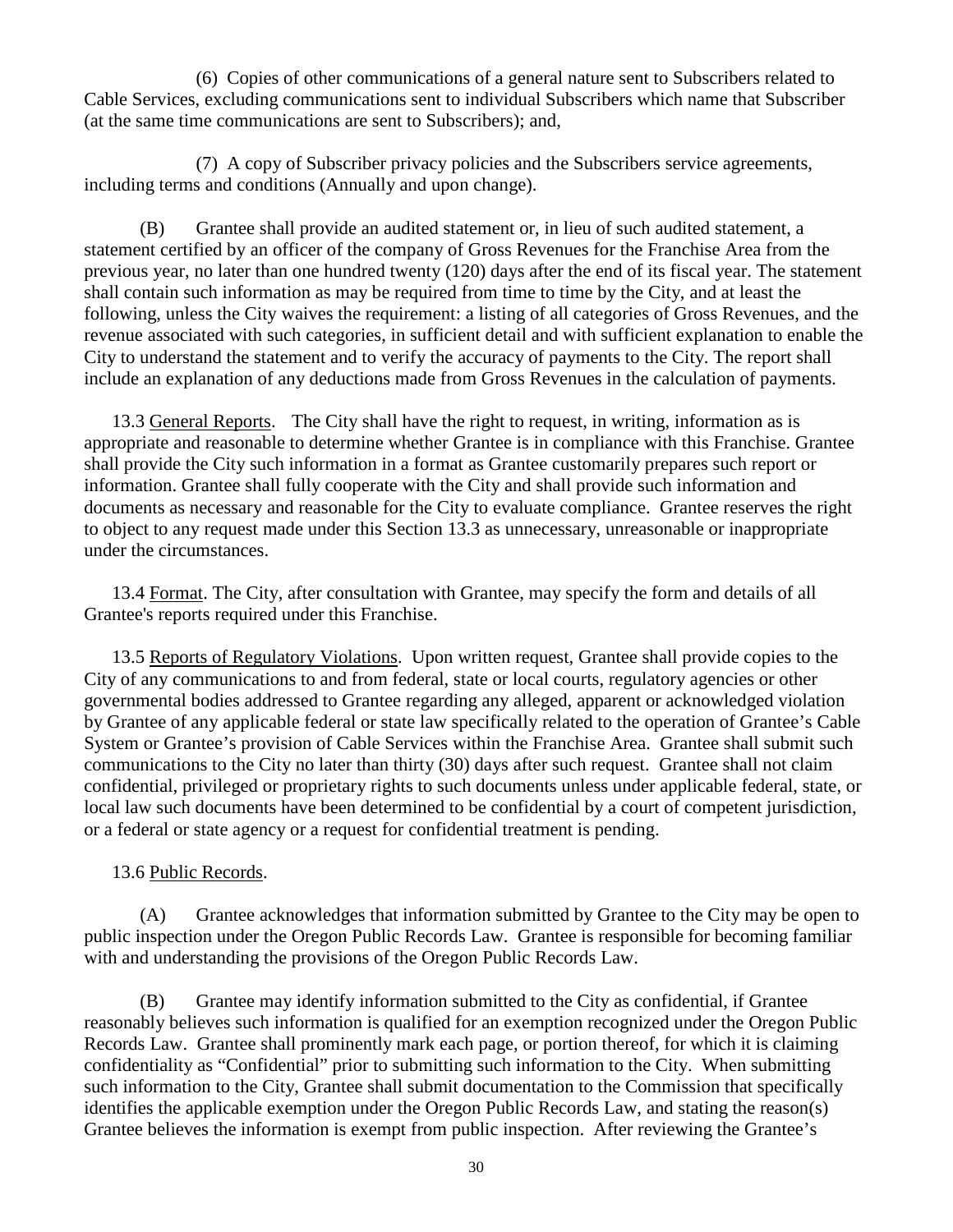(6) Copies of other communications of a general nature sent to Subscribers related to Cable Services, excluding communications sent to individual Subscribers which name that Subscriber (at the same time communications are sent to Subscribers); and,

(7) A copy of Subscriber privacy policies and the Subscribers service agreements, including terms and conditions (Annually and upon change).

(B) Grantee shall provide an audited statement or, in lieu of such audited statement, a statement certified by an officer of the company of Gross Revenues for the Franchise Area from the previous year, no later than one hundred twenty (120) days after the end of its fiscal year. The statement shall contain such information as may be required from time to time by the City, and at least the following, unless the City waives the requirement: a listing of all categories of Gross Revenues, and the revenue associated with such categories, in sufficient detail and with sufficient explanation to enable the City to understand the statement and to verify the accuracy of payments to the City. The report shall include an explanation of any deductions made from Gross Revenues in the calculation of payments.

13.3 General Reports. The City shall have the right to request, in writing, information as is appropriate and reasonable to determine whether Grantee is in compliance with this Franchise. Grantee shall provide the City such information in a format as Grantee customarily prepares such report or information. Grantee shall fully cooperate with the City and shall provide such information and documents as necessary and reasonable for the City to evaluate compliance. Grantee reserves the right to object to any request made under this Section 13.3 as unnecessary, unreasonable or inappropriate under the circumstances.

13.4 Format. The City, after consultation with Grantee, may specify the form and details of all Grantee's reports required under this Franchise.

13.5 Reports of Regulatory Violations. Upon written request, Grantee shall provide copies to the City of any communications to and from federal, state or local courts, regulatory agencies or other governmental bodies addressed to Grantee regarding any alleged, apparent or acknowledged violation by Grantee of any applicable federal or state law specifically related to the operation of Grantee's Cable System or Grantee's provision of Cable Services within the Franchise Area. Grantee shall submit such communications to the City no later than thirty (30) days after such request. Grantee shall not claim confidential, privileged or proprietary rights to such documents unless under applicable federal, state, or local law such documents have been determined to be confidential by a court of competent jurisdiction, or a federal or state agency or a request for confidential treatment is pending.

13.6 Public Records.

(A) Grantee acknowledges that information submitted by Grantee to the City may be open to public inspection under the Oregon Public Records Law. Grantee is responsible for becoming familiar with and understanding the provisions of the Oregon Public Records Law.

(B) Grantee may identify information submitted to the City as confidential, if Grantee reasonably believes such information is qualified for an exemption recognized under the Oregon Public Records Law. Grantee shall prominently mark each page, or portion thereof, for which it is claiming confidentiality as "Confidential" prior to submitting such information to the City. When submitting such information to the City, Grantee shall submit documentation to the Commission that specifically identifies the applicable exemption under the Oregon Public Records Law, and stating the reason(s) Grantee believes the information is exempt from public inspection. After reviewing the Grantee's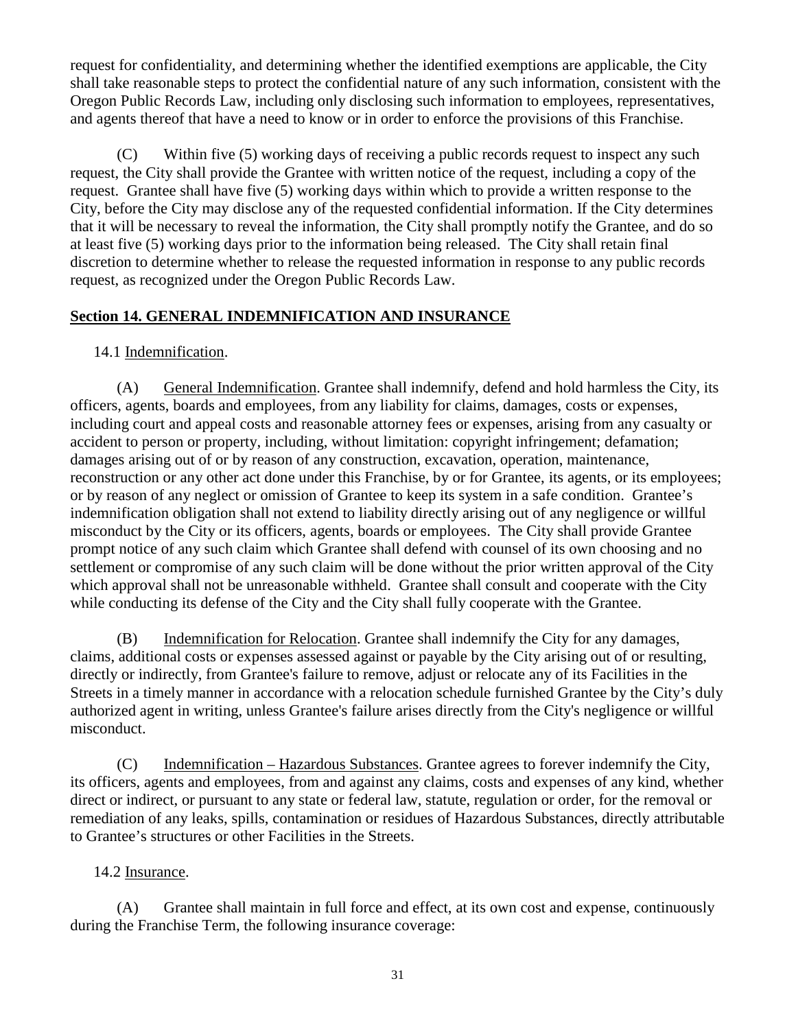request for confidentiality, and determining whether the identified exemptions are applicable, the City shall take reasonable steps to protect the confidential nature of any such information, consistent with the Oregon Public Records Law, including only disclosing such information to employees, representatives, and agents thereof that have a need to know or in order to enforce the provisions of this Franchise.

(C) Within five (5) working days of receiving a public records request to inspect any such request, the City shall provide the Grantee with written notice of the request, including a copy of the request. Grantee shall have five (5) working days within which to provide a written response to the City, before the City may disclose any of the requested confidential information. If the City determines that it will be necessary to reveal the information, the City shall promptly notify the Grantee, and do so at least five (5) working days prior to the information being released. The City shall retain final discretion to determine whether to release the requested information in response to any public records request, as recognized under the Oregon Public Records Law.

## Section 14. GENERAL INDEMNIFICATION AND INSURANCE

14.1 Indemnification.

(A) General Indemnification. Grantee shall indemnify, defend and hold harmless the City, its officers, agents, boards and employees, from any liability for claims, damages, costs or expenses, including court and appeal costs and reasonable attorney fees or expenses, arising from any casualty or accident to person or property, including, without limitation: copyright infringement; defamation; damages arising out of or by reason of any construction, excavation, operation, maintenance, reconstruction or any other act done under this Franchise, by or for Grantee, its agents, or its employees; or by reason of any neglect or omission of Grantee to keep its system in a safe condition. Grantee's indemnification obligation shall not extend to liability directly arising out of any negligence or willful misconduct by the City or its officers, agents, boards or employees. The City shall provide Grantee prompt notice of any such claim which Grantee shall defend with counsel of its own choosing and no settlement or compromise of any such claim will be done without the prior written approval of the City which approval shall not be unreasonable withheld. Grantee shall consult and cooperate with the City while conducting its defense of the City and the City shall fully cooperate with the Grantee.

(B) Indemnification for Relocation. Grantee shall indemnify the City for any damages, claims, additional costs or expenses assessed against or payable by the City arising out of or resulting, directly or indirectly, from Grantee's failure to remove, adjust or relocate any of its Facilities in the Streets in a timely manner in accordance with a relocation schedule furnished Grantee by the City's duly authorized agent in writing, unless Grantee's failure arises directly from the City's negligence or willful misconduct.

(C) Indemnification – Hazardous Substances. Grantee agrees to forever indemnify the City, its officers, agents and employees, from and against any claims, costs and expenses of any kind, whether direct or indirect, or pursuant to any state or federal law, statute, regulation or order, for the removal or remediation of any leaks, spills, contamination or residues of Hazardous Substances, directly attributable to Grantee's structures or other Facilities in the Streets.

14.2 Insurance.

(A) Grantee shall maintain in full force and effect, at its own cost and expense, continuously during the Franchise Term, the following insurance coverage: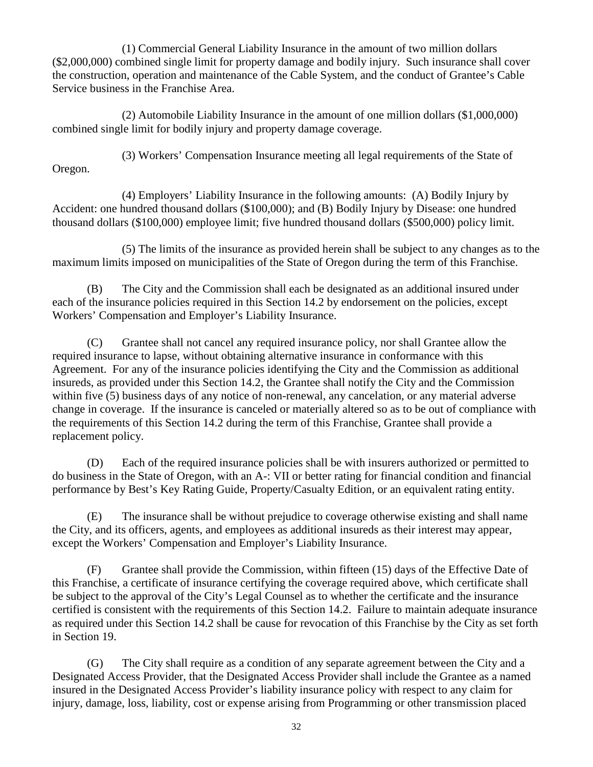(1) Commercial General Liability Insurance in the amount of two million dollars ($2,000,000) combined single limit for property damage and bodily injury. Such insurance shall cover the construction, operation and maintenance of the Cable System, and the conduct of Grantee's Cable Service business in the Franchise Area.

(2) Automobile Liability Insurance in the amount of one million dollars ($1,000,000) combined single limit for bodily injury and property damage coverage.

(3) Workers' Compensation Insurance meeting all legal requirements of the State of Oregon.

(4) Employers' Liability Insurance in the following amounts: (A) Bodily Injury by Accident: one hundred thousand dollars ($100,000); and (B) Bodily Injury by Disease: one hundred thousand dollars ($100,000) employee limit; five hundred thousand dollars ($500,000) policy limit.

(5) The limits of the insurance as provided herein shall be subject to any changes as to the maximum limits imposed on municipalities of the State of Oregon during the term of this Franchise.

(B) The City and the Commission shall each be designated as an additional insured under each of the insurance policies required in this Section 14.2 by endorsement on the policies, except Workers' Compensation and Employer's Liability Insurance.

(C) Grantee shall not cancel any required insurance policy, nor shall Grantee allow the required insurance to lapse, without obtaining alternative insurance in conformance with this Agreement. For any of the insurance policies identifying the City and the Commission as additional insureds, as provided under this Section 14.2, the Grantee shall notify the City and the Commission within five (5) business days of any notice of non-renewal, any cancelation, or any material adverse change in coverage. If the insurance is canceled or materially altered so as to be out of compliance with the requirements of this Section 14.2 during the term of this Franchise, Grantee shall provide a replacement policy.

(D) Each of the required insurance policies shall be with insurers authorized or permitted to do business in the State of Oregon, with an A-: VII or better rating for financial condition and financial performance by Best's Key Rating Guide, Property/Casualty Edition, or an equivalent rating entity.

(E) The insurance shall be without prejudice to coverage otherwise existing and shall name the City, and its officers, agents, and employees as additional insureds as their interest may appear, except the Workers' Compensation and Employer's Liability Insurance.

(F) Grantee shall provide the Commission, within fifteen (15) days of the Effective Date of this Franchise, a certificate of insurance certifying the coverage required above, which certificate shall be subject to the approval of the City's Legal Counsel as to whether the certificate and the insurance certified is consistent with the requirements of this Section 14.2. Failure to maintain adequate insurance as required under this Section 14.2 shall be cause for revocation of this Franchise by the City as set forth in Section 19.

(G) The City shall require as a condition of any separate agreement between the City and a Designated Access Provider, that the Designated Access Provider shall include the Grantee as a named insured in the Designated Access Provider's liability insurance policy with respect to any claim for injury, damage, loss, liability, cost or expense arising from Programming or other transmission placed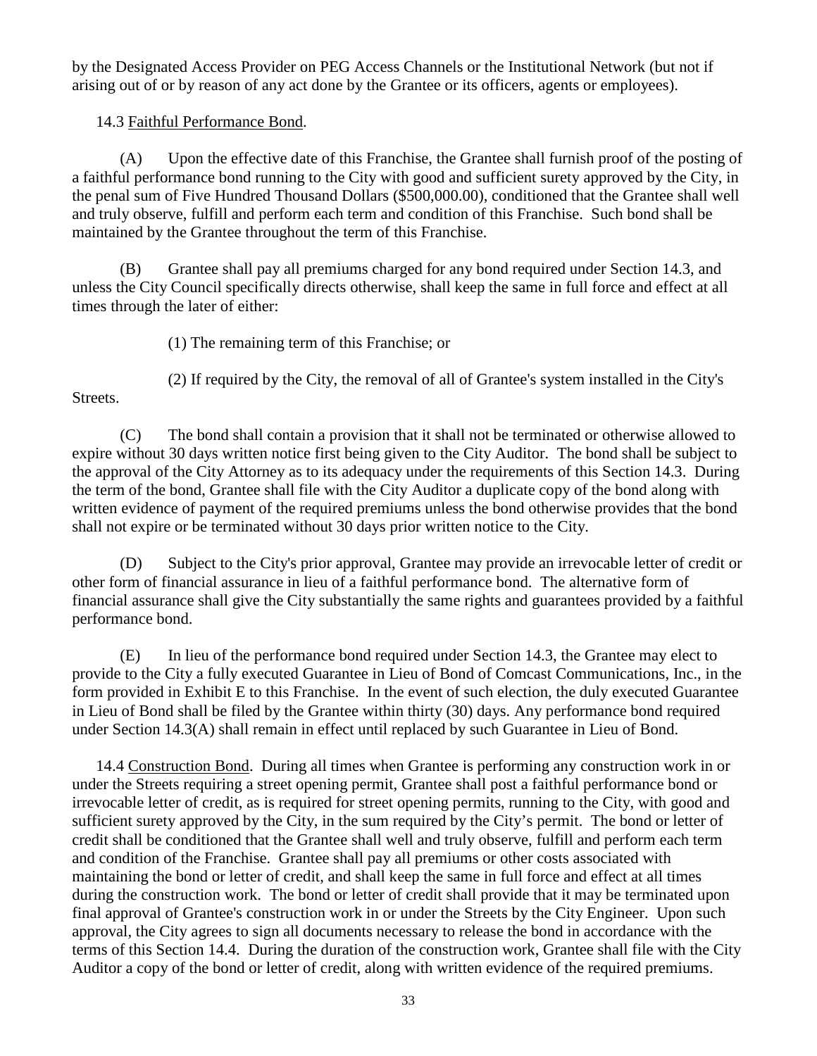by the Designated Access Provider on PEG Access Channels or the Institutional Network (but not if arising out of or by reason of any act done by the Grantee or its officers, agents or employees).

14.3 Faithful Performance Bond.

(A) Upon the effective date of this Franchise, the Grantee shall furnish proof of the posting of a faithful performance bond running to the City with good and sufficient surety approved by the City, in the penal sum of Five Hundred Thousand Dollars ($500,000.00), conditioned that the Grantee shall well and truly observe, fulfill and perform each term and condition of this Franchise. Such bond shall be maintained by the Grantee throughout the term of this Franchise.

(B) Grantee shall pay all premiums charged for any bond required under Section 14.3, and unless the City Council specifically directs otherwise, shall keep the same in full force and effect at all times through the later of either:

(1) The remaining term of this Franchise; or

(2) If required by the City, the removal of all of Grantee's system installed in the City's Streets.

(C) The bond shall contain a provision that it shall not be terminated or otherwise allowed to expire without 30 days written notice first being given to the City Auditor. The bond shall be subject to the approval of the City Attorney as to its adequacy under the requirements of this Section 14.3. During the term of the bond, Grantee shall file with the City Auditor a duplicate copy of the bond along with written evidence of payment of the required premiums unless the bond otherwise provides that the bond shall not expire or be terminated without 30 days prior written notice to the City.

(D) Subject to the City's prior approval, Grantee may provide an irrevocable letter of credit or other form of financial assurance in lieu of a faithful performance bond. The alternative form of financial assurance shall give the City substantially the same rights and guarantees provided by a faithful performance bond.

(E) In lieu of the performance bond required under Section 14.3, the Grantee may elect to provide to the City a fully executed Guarantee in Lieu of Bond of Comcast Communications, Inc., in the form provided in Exhibit E to this Franchise. In the event of such election, the duly executed Guarantee in Lieu of Bond shall be filed by the Grantee within thirty (30) days. Any performance bond required under Section 14.3(A) shall remain in effect until replaced by such Guarantee in Lieu of Bond.

14.4 Construction Bond. During all times when Grantee is performing any construction work in or under the Streets requiring a street opening permit, Grantee shall post a faithful performance bond or irrevocable letter of credit, as is required for street opening permits, running to the City, with good and sufficient surety approved by the City, in the sum required by the City's permit. The bond or letter of credit shall be conditioned that the Grantee shall well and truly observe, fulfill and perform each term and condition of the Franchise. Grantee shall pay all premiums or other costs associated with maintaining the bond or letter of credit, and shall keep the same in full force and effect at all times during the construction work. The bond or letter of credit shall provide that it may be terminated upon final approval of Grantee's construction work in or under the Streets by the City Engineer. Upon such approval, the City agrees to sign all documents necessary to release the bond in accordance with the terms of this Section 14.4. During the duration of the construction work, Grantee shall file with the City Auditor a copy of the bond or letter of credit, along with written evidence of the required premiums.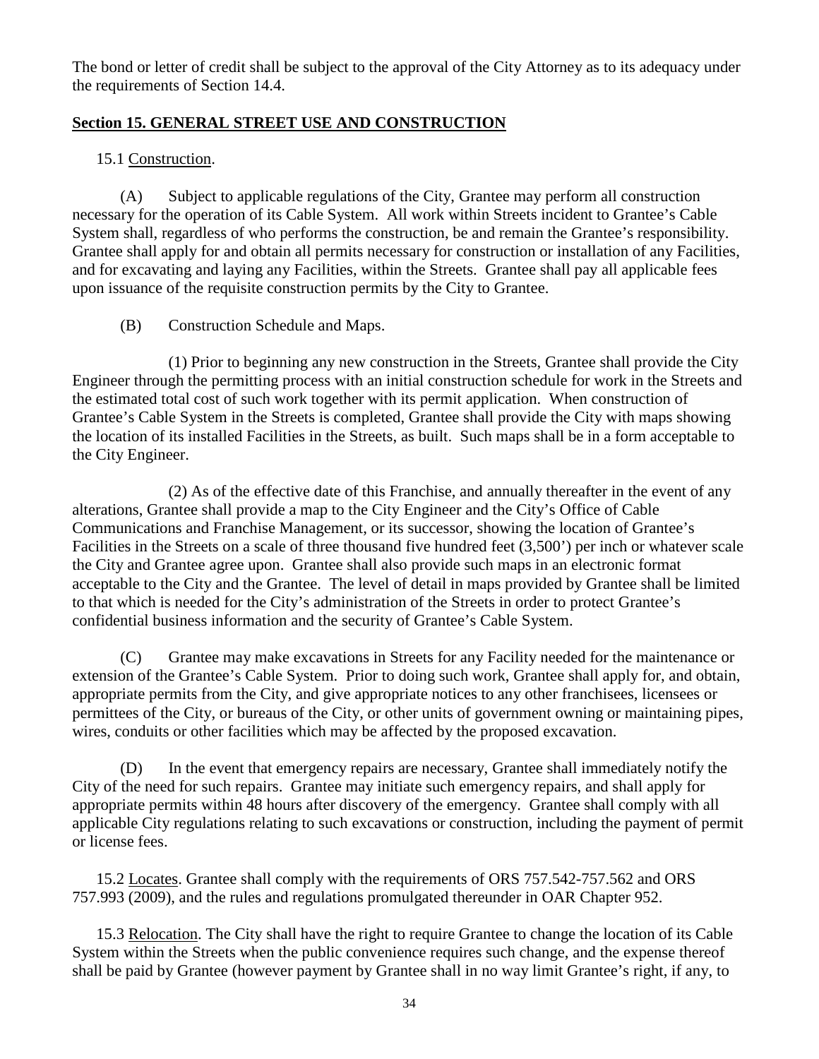The bond or letter of credit shall be subject to the approval of the City Attorney as to its adequacy under the requirements of Section 14.4.

## Section 15. GENERAL STREET USE AND CONSTRUCTION

15.1 Construction.

(A) Subject to applicable regulations of the City, Grantee may perform all construction necessary for the operation of its Cable System. All work within Streets incident to Grantee's Cable System shall, regardless of who performs the construction, be and remain the Grantee's responsibility. Grantee shall apply for and obtain all permits necessary for construction or installation of any Facilities, and for excavating and laying any Facilities, within the Streets. Grantee shall pay all applicable fees upon issuance of the requisite construction permits by the City to Grantee.

(B) Construction Schedule and Maps.

(1) Prior to beginning any new construction in the Streets, Grantee shall provide the City Engineer through the permitting process with an initial construction schedule for work in the Streets and the estimated total cost of such work together with its permit application. When construction of Grantee's Cable System in the Streets is completed, Grantee shall provide the City with maps showing the location of its installed Facilities in the Streets, as built. Such maps shall be in a form acceptable to the City Engineer.

(2) As of the effective date of this Franchise, and annually thereafter in the event of any alterations, Grantee shall provide a map to the City Engineer and the City's Office of Cable Communications and Franchise Management, or its successor, showing the location of Grantee's Facilities in the Streets on a scale of three thousand five hundred feet (3,500') per inch or whatever scale the City and Grantee agree upon. Grantee shall also provide such maps in an electronic format acceptable to the City and the Grantee. The level of detail in maps provided by Grantee shall be limited to that which is needed for the City's administration of the Streets in order to protect Grantee's confidential business information and the security of Grantee's Cable System.

(C) Grantee may make excavations in Streets for any Facility needed for the maintenance or extension of the Grantee's Cable System. Prior to doing such work, Grantee shall apply for, and obtain, appropriate permits from the City, and give appropriate notices to any other franchisees, licensees or permittees of the City, or bureaus of the City, or other units of government owning or maintaining pipes, wires, conduits or other facilities which may be affected by the proposed excavation.

(D) In the event that emergency repairs are necessary, Grantee shall immediately notify the City of the need for such repairs. Grantee may initiate such emergency repairs, and shall apply for appropriate permits within 48 hours after discovery of the emergency. Grantee shall comply with all applicable City regulations relating to such excavations or construction, including the payment of permit or license fees.

15.2 Locates. Grantee shall comply with the requirements of ORS 757.542-757.562 and ORS 757.993 (2009), and the rules and regulations promulgated thereunder in OAR Chapter 952.

15.3 Relocation. The City shall have the right to require Grantee to change the location of its Cable System within the Streets when the public convenience requires such change, and the expense thereof shall be paid by Grantee (however payment by Grantee shall in no way limit Grantee's right, if any, to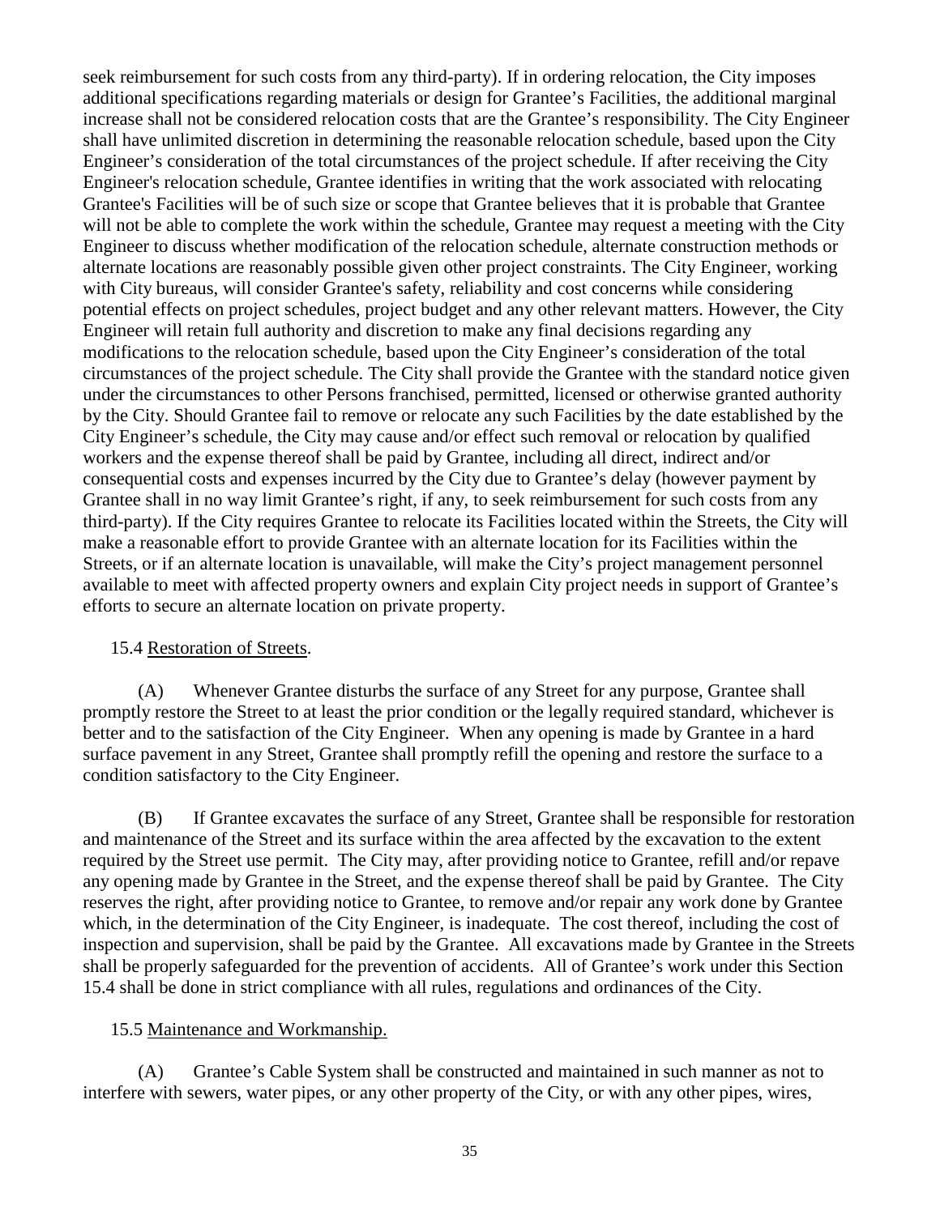seek reimbursement for such costs from any third-party). If in ordering relocation, the City imposes additional specifications regarding materials or design for Grantee's Facilities, the additional marginal increase shall not be considered relocation costs that are the Grantee's responsibility. The City Engineer shall have unlimited discretion in determining the reasonable relocation schedule, based upon the City Engineer's consideration of the total circumstances of the project schedule. If after receiving the City Engineer's relocation schedule, Grantee identifies in writing that the work associated with relocating Grantee's Facilities will be of such size or scope that Grantee believes that it is probable that Grantee will not be able to complete the work within the schedule, Grantee may request a meeting with the City Engineer to discuss whether modification of the relocation schedule, alternate construction methods or alternate locations are reasonably possible given other project constraints. The City Engineer, working with City bureaus, will consider Grantee's safety, reliability and cost concerns while considering potential effects on project schedules, project budget and any other relevant matters. However, the City Engineer will retain full authority and discretion to make any final decisions regarding any modifications to the relocation schedule, based upon the City Engineer's consideration of the total circumstances of the project schedule. The City shall provide the Grantee with the standard notice given under the circumstances to other Persons franchised, permitted, licensed or otherwise granted authority by the City. Should Grantee fail to remove or relocate any such Facilities by the date established by the City Engineer's schedule, the City may cause and/or effect such removal or relocation by qualified workers and the expense thereof shall be paid by Grantee, including all direct, indirect and/or consequential costs and expenses incurred by the City due to Grantee's delay (however payment by Grantee shall in no way limit Grantee's right, if any, to seek reimbursement for such costs from any third-party). If the City requires Grantee to relocate its Facilities located within the Streets, the City will make a reasonable effort to provide Grantee with an alternate location for its Facilities within the Streets, or if an alternate location is unavailable, will make the City's project management personnel available to meet with affected property owners and explain City project needs in support of Grantee's efforts to secure an alternate location on private property.

15.4 Restoration of Streets.

(A) Whenever Grantee disturbs the surface of any Street for any purpose, Grantee shall promptly restore the Street to at least the prior condition or the legally required standard, whichever is better and to the satisfaction of the City Engineer. When any opening is made by Grantee in a hard surface pavement in any Street, Grantee shall promptly refill the opening and restore the surface to a condition satisfactory to the City Engineer.

(B) If Grantee excavates the surface of any Street, Grantee shall be responsible for restoration and maintenance of the Street and its surface within the area affected by the excavation to the extent required by the Street use permit. The City may, after providing notice to Grantee, refill and/or repave any opening made by Grantee in the Street, and the expense thereof shall be paid by Grantee. The City reserves the right, after providing notice to Grantee, to remove and/or repair any work done by Grantee which, in the determination of the City Engineer, is inadequate. The cost thereof, including the cost of inspection and supervision, shall be paid by the Grantee. All excavations made by Grantee in the Streets shall be properly safeguarded for the prevention of accidents. All of Grantee's work under this Section 15.4 shall be done in strict compliance with all rules, regulations and ordinances of the City.

15.5 Maintenance and Workmanship.

(A) Grantee's Cable System shall be constructed and maintained in such manner as not to interfere with sewers, water pipes, or any other property of the City, or with any other pipes, wires,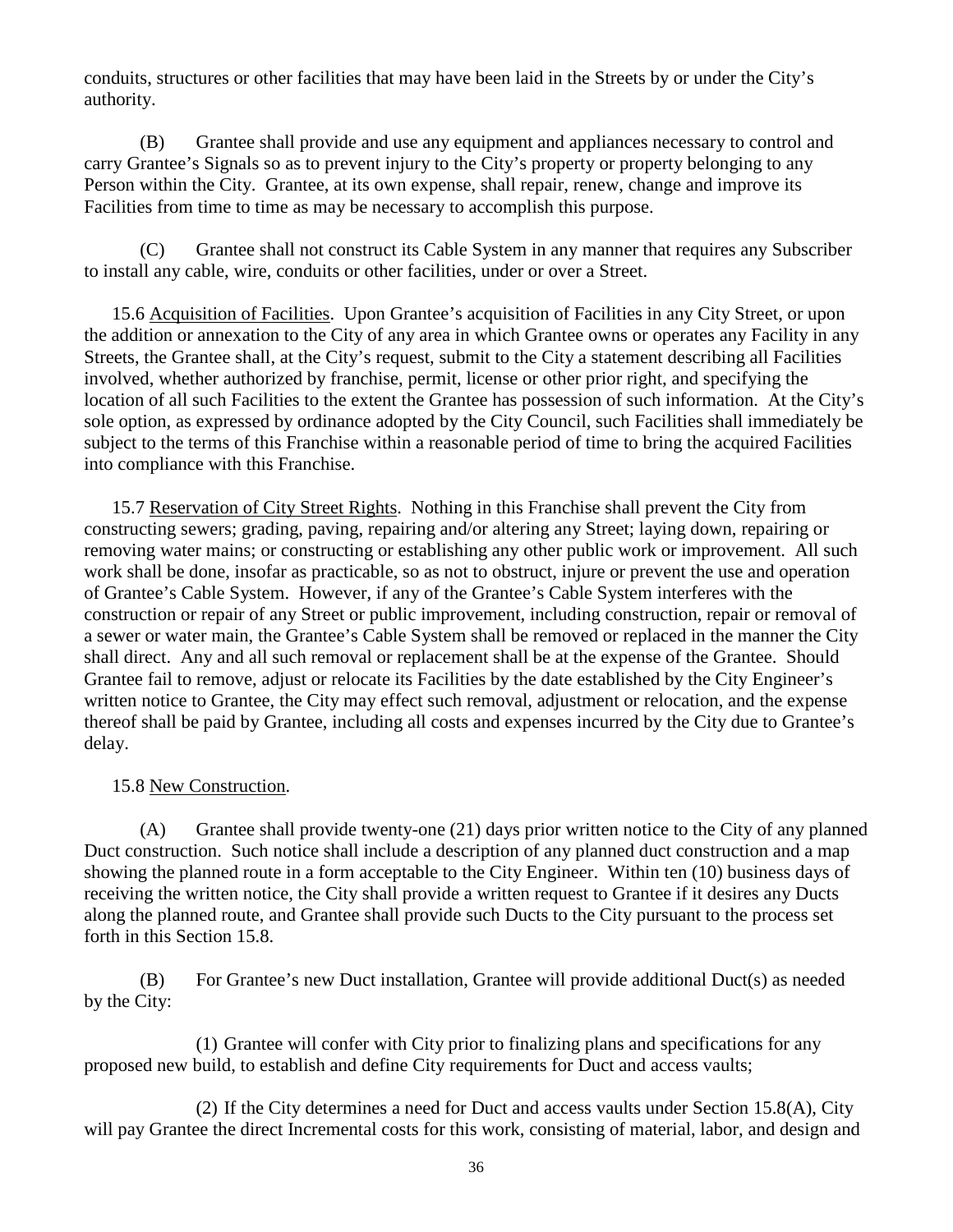conduits, structures or other facilities that may have been laid in the Streets by or under the City's authority.

(B) Grantee shall provide and use any equipment and appliances necessary to control and carry Grantee's Signals so as to prevent injury to the City's property or property belonging to any Person within the City. Grantee, at its own expense, shall repair, renew, change and improve its Facilities from time to time as may be necessary to accomplish this purpose.

(C) Grantee shall not construct its Cable System in any manner that requires any Subscriber to install any cable, wire, conduits or other facilities, under or over a Street.

15.6 <u>Acquisition of Facilities</u>. Upon Grantee's acquisition of Facilities in any City Street, or upon the addition or annexation to the City of any area in which Grantee owns or operates any Facility in any Streets, the Grantee shall, at the City's request, submit to the City a statement describing all Facilities involved, whether authorized by franchise, permit, license or other prior right, and specifying the location of all such Facilities to the extent the Grantee has possession of such information. At the City's sole option, as expressed by ordinance adopted by the City Council, such Facilities shall immediately be subject to the terms of this Franchise within a reasonable period of time to bring the acquired Facilities into compliance with this Franchise.

15.7 <u>Reservation of City Street Rights</u>. Nothing in this Franchise shall prevent the City from constructing sewers; grading, paving, repairing and/or altering any Street; laying down, repairing or removing water mains; or constructing or establishing any other public work or improvement. All such work shall be done, insofar as practicable, so as not to obstruct, injure or prevent the use and operation of Grantee's Cable System. However, if any of the Grantee's Cable System interferes with the construction or repair of any Street or public improvement, including construction, repair or removal of a sewer or water main, the Grantee's Cable System shall be removed or replaced in the manner the City shall direct. Any and all such removal or replacement shall be at the expense of the Grantee. Should Grantee fail to remove, adjust or relocate its Facilities by the date established by the City Engineer's written notice to Grantee, the City may effect such removal, adjustment or relocation, and the expense thereof shall be paid by Grantee, including all costs and expenses incurred by the City due to Grantee's delay.

15.8 <u>New Construction</u>.

(A) Grantee shall provide twenty-one (21) days prior written notice to the City of any planned Duct construction. Such notice shall include a description of any planned duct construction and a map showing the planned route in a form acceptable to the City Engineer. Within ten (10) business days of receiving the written notice, the City shall provide a written request to Grantee if it desires any Ducts along the planned route, and Grantee shall provide such Ducts to the City pursuant to the process set forth in this Section 15.8.

(B) For Grantee's new Duct installation, Grantee will provide additional Duct(s) as needed by the City:

(1) Grantee will confer with City prior to finalizing plans and specifications for any proposed new build, to establish and define City requirements for Duct and access vaults;

(2) If the City determines a need for Duct and access vaults under Section 15.8(A), City will pay Grantee the direct Incremental costs for this work, consisting of material, labor, and design and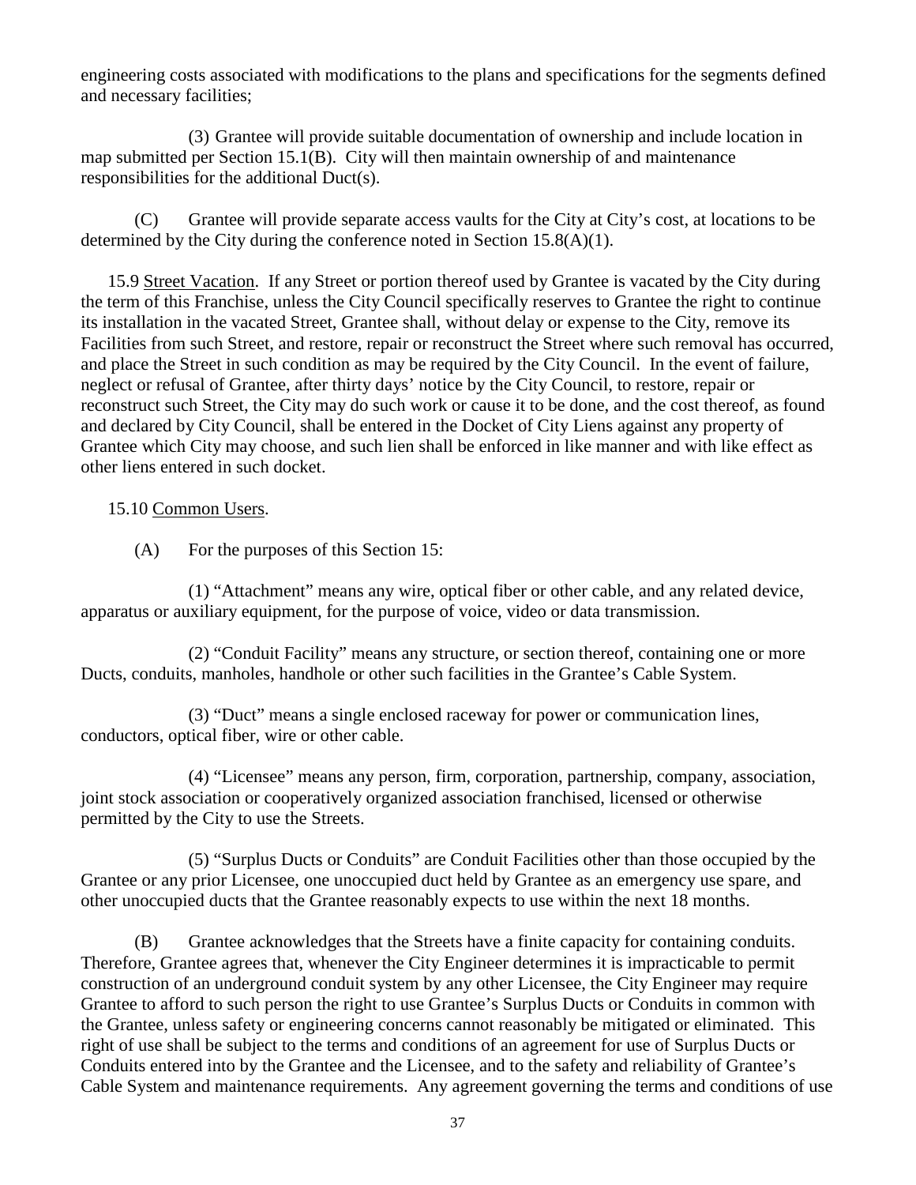engineering costs associated with modifications to the plans and specifications for the segments defined and necessary facilities;

(3) Grantee will provide suitable documentation of ownership and include location in map submitted per Section 15.1(B). City will then maintain ownership of and maintenance responsibilities for the additional Duct(s).

(C) Grantee will provide separate access vaults for the City at City's cost, at locations to be determined by the City during the conference noted in Section 15.8(A)(1).

15.9 <u>Street Vacation</u>. If any Street or portion thereof used by Grantee is vacated by the City during the term of this Franchise, unless the City Council specifically reserves to Grantee the right to continue its installation in the vacated Street, Grantee shall, without delay or expense to the City, remove its Facilities from such Street, and restore, repair or reconstruct the Street where such removal has occurred, and place the Street in such condition as may be required by the City Council. In the event of failure, neglect or refusal of Grantee, after thirty days' notice by the City Council, to restore, repair or reconstruct such Street, the City may do such work or cause it to be done, and the cost thereof, as found and declared by City Council, shall be entered in the Docket of City Liens against any property of Grantee which City may choose, and such lien shall be enforced in like manner and with like effect as other liens entered in such docket.

15.10 <u>Common Users</u>.

(A) For the purposes of this Section 15:

(1) "Attachment" means any wire, optical fiber or other cable, and any related device, apparatus or auxiliary equipment, for the purpose of voice, video or data transmission.

(2) "Conduit Facility" means any structure, or section thereof, containing one or more Ducts, conduits, manholes, handhole or other such facilities in the Grantee's Cable System.

(3) "Duct" means a single enclosed raceway for power or communication lines, conductors, optical fiber, wire or other cable.

(4) "Licensee" means any person, firm, corporation, partnership, company, association, joint stock association or cooperatively organized association franchised, licensed or otherwise permitted by the City to use the Streets.

(5) "Surplus Ducts or Conduits" are Conduit Facilities other than those occupied by the Grantee or any prior Licensee, one unoccupied duct held by Grantee as an emergency use spare, and other unoccupied ducts that the Grantee reasonably expects to use within the next 18 months.

(B) Grantee acknowledges that the Streets have a finite capacity for containing conduits. Therefore, Grantee agrees that, whenever the City Engineer determines it is impracticable to permit construction of an underground conduit system by any other Licensee, the City Engineer may require Grantee to afford to such person the right to use Grantee's Surplus Ducts or Conduits in common with the Grantee, unless safety or engineering concerns cannot reasonably be mitigated or eliminated. This right of use shall be subject to the terms and conditions of an agreement for use of Surplus Ducts or Conduits entered into by the Grantee and the Licensee, and to the safety and reliability of Grantee's Cable System and maintenance requirements. Any agreement governing the terms and conditions of use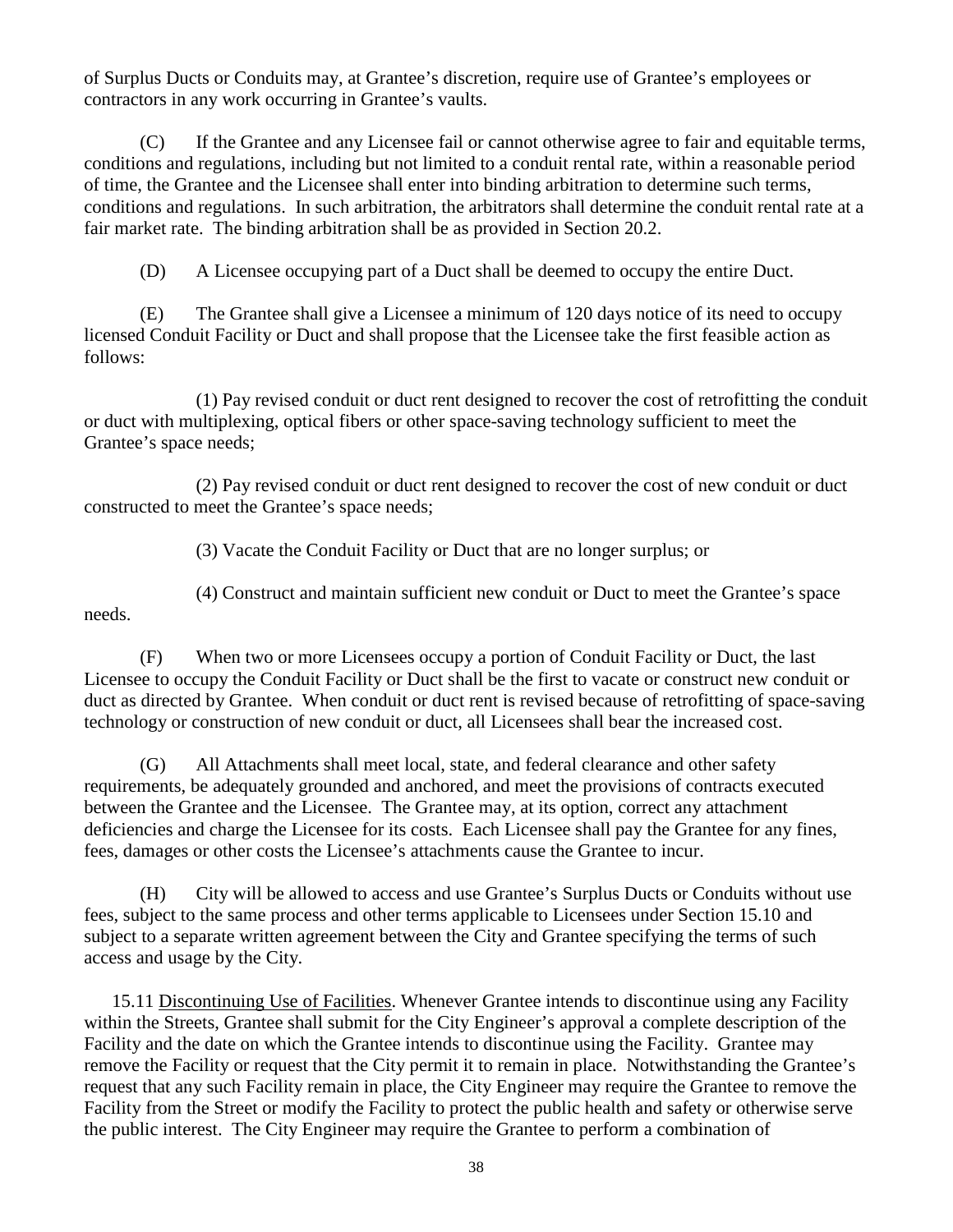of Surplus Ducts or Conduits may, at Grantee's discretion, require use of Grantee's employees or contractors in any work occurring in Grantee's vaults.

(C) If the Grantee and any Licensee fail or cannot otherwise agree to fair and equitable terms, conditions and regulations, including but not limited to a conduit rental rate, within a reasonable period of time, the Grantee and the Licensee shall enter into binding arbitration to determine such terms, conditions and regulations. In such arbitration, the arbitrators shall determine the conduit rental rate at a fair market rate. The binding arbitration shall be as provided in Section 20.2.

(D) A Licensee occupying part of a Duct shall be deemed to occupy the entire Duct.

(E) The Grantee shall give a Licensee a minimum of 120 days notice of its need to occupy licensed Conduit Facility or Duct and shall propose that the Licensee take the first feasible action as follows:

(1) Pay revised conduit or duct rent designed to recover the cost of retrofitting the conduit or duct with multiplexing, optical fibers or other space-saving technology sufficient to meet the Grantee's space needs;

(2) Pay revised conduit or duct rent designed to recover the cost of new conduit or duct constructed to meet the Grantee's space needs;

(3) Vacate the Conduit Facility or Duct that are no longer surplus; or

(4) Construct and maintain sufficient new conduit or Duct to meet the Grantee's space needs.

(F) When two or more Licensees occupy a portion of Conduit Facility or Duct, the last Licensee to occupy the Conduit Facility or Duct shall be the first to vacate or construct new conduit or duct as directed by Grantee. When conduit or duct rent is revised because of retrofitting of space-saving technology or construction of new conduit or duct, all Licensees shall bear the increased cost.

(G) All Attachments shall meet local, state, and federal clearance and other safety requirements, be adequately grounded and anchored, and meet the provisions of contracts executed between the Grantee and the Licensee. The Grantee may, at its option, correct any attachment deficiencies and charge the Licensee for its costs. Each Licensee shall pay the Grantee for any fines, fees, damages or other costs the Licensee's attachments cause the Grantee to incur.

(H) City will be allowed to access and use Grantee's Surplus Ducts or Conduits without use fees, subject to the same process and other terms applicable to Licensees under Section 15.10 and subject to a separate written agreement between the City and Grantee specifying the terms of such access and usage by the City.

15.11 Discontinuing Use of Facilities. Whenever Grantee intends to discontinue using any Facility within the Streets, Grantee shall submit for the City Engineer's approval a complete description of the Facility and the date on which the Grantee intends to discontinue using the Facility. Grantee may remove the Facility or request that the City permit it to remain in place. Notwithstanding the Grantee's request that any such Facility remain in place, the City Engineer may require the Grantee to remove the Facility from the Street or modify the Facility to protect the public health and safety or otherwise serve the public interest. The City Engineer may require the Grantee to perform a combination of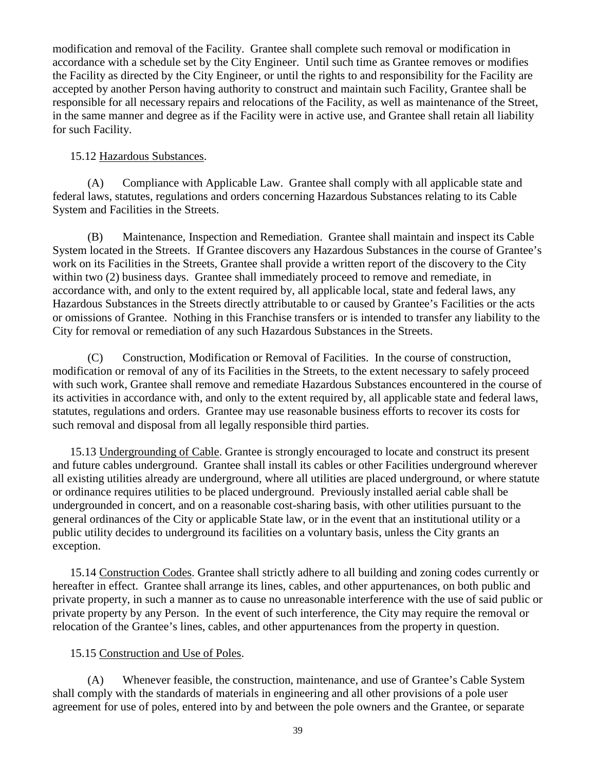modification and removal of the Facility. Grantee shall complete such removal or modification in accordance with a schedule set by the City Engineer. Until such time as Grantee removes or modifies the Facility as directed by the City Engineer, or until the rights to and responsibility for the Facility are accepted by another Person having authority to construct and maintain such Facility, Grantee shall be responsible for all necessary repairs and relocations of the Facility, as well as maintenance of the Street, in the same manner and degree as if the Facility were in active use, and Grantee shall retain all liability for such Facility.

15.12 Hazardous Substances.

(A) Compliance with Applicable Law. Grantee shall comply with all applicable state and federal laws, statutes, regulations and orders concerning Hazardous Substances relating to its Cable System and Facilities in the Streets.

(B) Maintenance, Inspection and Remediation. Grantee shall maintain and inspect its Cable System located in the Streets. If Grantee discovers any Hazardous Substances in the course of Grantee's work on its Facilities in the Streets, Grantee shall provide a written report of the discovery to the City within two (2) business days. Grantee shall immediately proceed to remove and remediate, in accordance with, and only to the extent required by, all applicable local, state and federal laws, any Hazardous Substances in the Streets directly attributable to or caused by Grantee's Facilities or the acts or omissions of Grantee. Nothing in this Franchise transfers or is intended to transfer any liability to the City for removal or remediation of any such Hazardous Substances in the Streets.

(C) Construction, Modification or Removal of Facilities. In the course of construction, modification or removal of any of its Facilities in the Streets, to the extent necessary to safely proceed with such work, Grantee shall remove and remediate Hazardous Substances encountered in the course of its activities in accordance with, and only to the extent required by, all applicable state and federal laws, statutes, regulations and orders. Grantee may use reasonable business efforts to recover its costs for such removal and disposal from all legally responsible third parties.

15.13 Undergrounding of Cable. Grantee is strongly encouraged to locate and construct its present and future cables underground. Grantee shall install its cables or other Facilities underground wherever all existing utilities already are underground, where all utilities are placed underground, or where statute or ordinance requires utilities to be placed underground. Previously installed aerial cable shall be undergrounded in concert, and on a reasonable cost-sharing basis, with other utilities pursuant to the general ordinances of the City or applicable State law, or in the event that an institutional utility or a public utility decides to underground its facilities on a voluntary basis, unless the City grants an exception.

15.14 Construction Codes. Grantee shall strictly adhere to all building and zoning codes currently or hereafter in effect. Grantee shall arrange its lines, cables, and other appurtenances, on both public and private property, in such a manner as to cause no unreasonable interference with the use of said public or private property by any Person. In the event of such interference, the City may require the removal or relocation of the Grantee's lines, cables, and other appurtenances from the property in question.

15.15 Construction and Use of Poles.

(A) Whenever feasible, the construction, maintenance, and use of Grantee's Cable System shall comply with the standards of materials in engineering and all other provisions of a pole user agreement for use of poles, entered into by and between the pole owners and the Grantee, or separate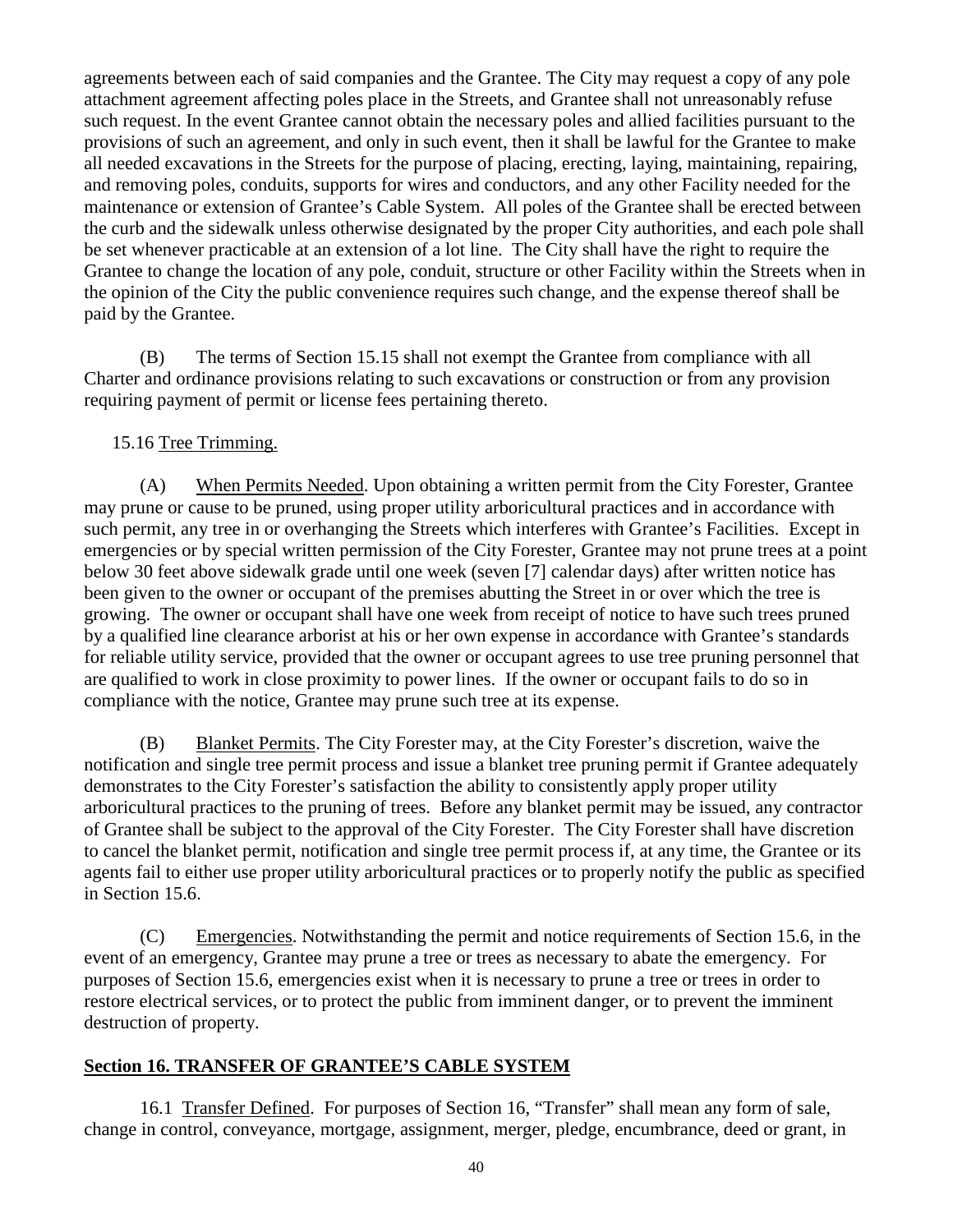agreements between each of said companies and the Grantee. The City may request a copy of any pole attachment agreement affecting poles place in the Streets, and Grantee shall not unreasonably refuse such request. In the event Grantee cannot obtain the necessary poles and allied facilities pursuant to the provisions of such an agreement, and only in such event, then it shall be lawful for the Grantee to make all needed excavations in the Streets for the purpose of placing, erecting, laying, maintaining, repairing, and removing poles, conduits, supports for wires and conductors, and any other Facility needed for the maintenance or extension of Grantee's Cable System. All poles of the Grantee shall be erected between the curb and the sidewalk unless otherwise designated by the proper City authorities, and each pole shall be set whenever practicable at an extension of a lot line. The City shall have the right to require the Grantee to change the location of any pole, conduit, structure or other Facility within the Streets when in the opinion of the City the public convenience requires such change, and the expense thereof shall be paid by the Grantee.

(B) The terms of Section 15.15 shall not exempt the Grantee from compliance with all Charter and ordinance provisions relating to such excavations or construction or from any provision requiring payment of permit or license fees pertaining thereto.

15.16 Tree Trimming.

(A) When Permits Needed. Upon obtaining a written permit from the City Forester, Grantee may prune or cause to be pruned, using proper utility arboricultural practices and in accordance with such permit, any tree in or overhanging the Streets which interferes with Grantee's Facilities. Except in emergencies or by special written permission of the City Forester, Grantee may not prune trees at a point below 30 feet above sidewalk grade until one week (seven [7] calendar days) after written notice has been given to the owner or occupant of the premises abutting the Street in or over which the tree is growing. The owner or occupant shall have one week from receipt of notice to have such trees pruned by a qualified line clearance arborist at his or her own expense in accordance with Grantee's standards for reliable utility service, provided that the owner or occupant agrees to use tree pruning personnel that are qualified to work in close proximity to power lines. If the owner or occupant fails to do so in compliance with the notice, Grantee may prune such tree at its expense.

(B) Blanket Permits. The City Forester may, at the City Forester's discretion, waive the notification and single tree permit process and issue a blanket tree pruning permit if Grantee adequately demonstrates to the City Forester's satisfaction the ability to consistently apply proper utility arboricultural practices to the pruning of trees. Before any blanket permit may be issued, any contractor of Grantee shall be subject to the approval of the City Forester. The City Forester shall have discretion to cancel the blanket permit, notification and single tree permit process if, at any time, the Grantee or its agents fail to either use proper utility arboricultural practices or to properly notify the public as specified in Section 15.6.

(C) Emergencies. Notwithstanding the permit and notice requirements of Section 15.6, in the event of an emergency, Grantee may prune a tree or trees as necessary to abate the emergency. For purposes of Section 15.6, emergencies exist when it is necessary to prune a tree or trees in order to restore electrical services, or to protect the public from imminent danger, or to prevent the imminent destruction of property.

## Section 16. TRANSFER OF GRANTEE'S CABLE SYSTEM

16.1 Transfer Defined. For purposes of Section 16, "Transfer" shall mean any form of sale, change in control, conveyance, mortgage, assignment, merger, pledge, encumbrance, deed or grant, in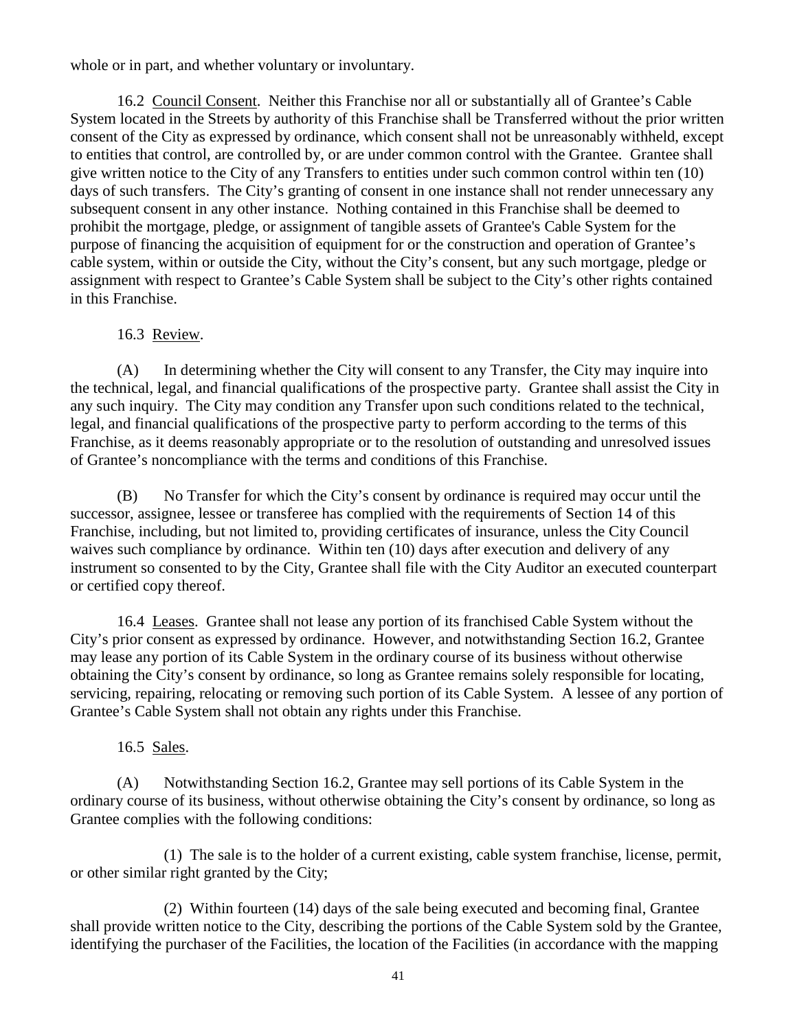whole or in part, and whether voluntary or involuntary.

16.2 Council Consent. Neither this Franchise nor all or substantially all of Grantee's Cable System located in the Streets by authority of this Franchise shall be Transferred without the prior written consent of the City as expressed by ordinance, which consent shall not be unreasonably withheld, except to entities that control, are controlled by, or are under common control with the Grantee. Grantee shall give written notice to the City of any Transfers to entities under such common control within ten (10) days of such transfers. The City's granting of consent in one instance shall not render unnecessary any subsequent consent in any other instance. Nothing contained in this Franchise shall be deemed to prohibit the mortgage, pledge, or assignment of tangible assets of Grantee's Cable System for the purpose of financing the acquisition of equipment for or the construction and operation of Grantee's cable system, within or outside the City, without the City's consent, but any such mortgage, pledge or assignment with respect to Grantee's Cable System shall be subject to the City's other rights contained in this Franchise.

16.3 Review.

(A) In determining whether the City will consent to any Transfer, the City may inquire into the technical, legal, and financial qualifications of the prospective party. Grantee shall assist the City in any such inquiry. The City may condition any Transfer upon such conditions related to the technical, legal, and financial qualifications of the prospective party to perform according to the terms of this Franchise, as it deems reasonably appropriate or to the resolution of outstanding and unresolved issues of Grantee's noncompliance with the terms and conditions of this Franchise.

(B) No Transfer for which the City's consent by ordinance is required may occur until the successor, assignee, lessee or transferee has complied with the requirements of Section 14 of this Franchise, including, but not limited to, providing certificates of insurance, unless the City Council waives such compliance by ordinance. Within ten (10) days after execution and delivery of any instrument so consented to by the City, Grantee shall file with the City Auditor an executed counterpart or certified copy thereof.

16.4 Leases. Grantee shall not lease any portion of its franchised Cable System without the City's prior consent as expressed by ordinance. However, and notwithstanding Section 16.2, Grantee may lease any portion of its Cable System in the ordinary course of its business without otherwise obtaining the City's consent by ordinance, so long as Grantee remains solely responsible for locating, servicing, repairing, relocating or removing such portion of its Cable System. A lessee of any portion of Grantee's Cable System shall not obtain any rights under this Franchise.

16.5 Sales.

(A) Notwithstanding Section 16.2, Grantee may sell portions of its Cable System in the ordinary course of its business, without otherwise obtaining the City's consent by ordinance, so long as Grantee complies with the following conditions:

(1) The sale is to the holder of a current existing, cable system franchise, license, permit, or other similar right granted by the City;

(2) Within fourteen (14) days of the sale being executed and becoming final, Grantee shall provide written notice to the City, describing the portions of the Cable System sold by the Grantee, identifying the purchaser of the Facilities, the location of the Facilities (in accordance with the mapping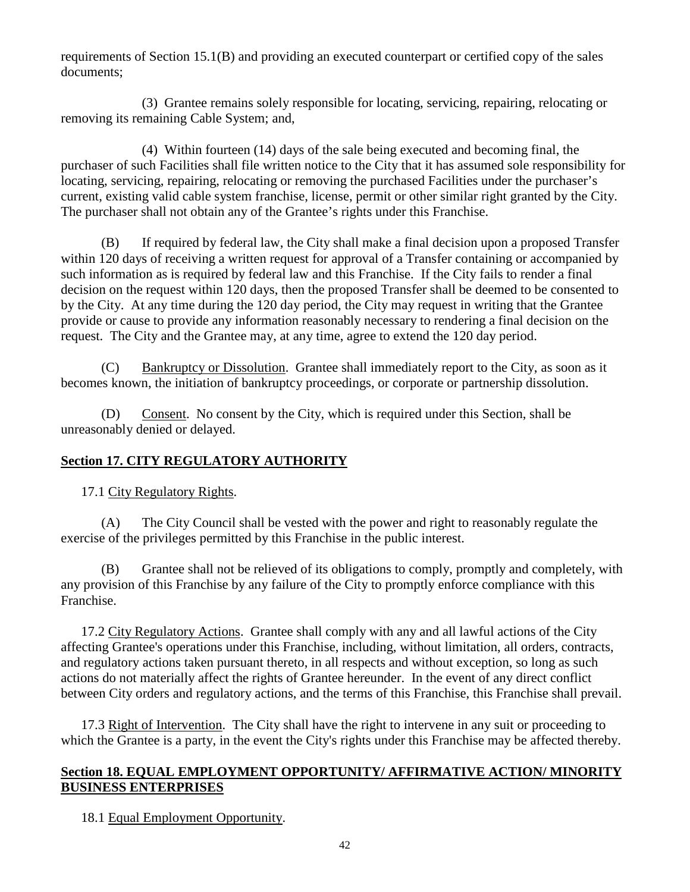requirements of Section 15.1(B) and providing an executed counterpart or certified copy of the sales documents;

(3) Grantee remains solely responsible for locating, servicing, repairing, relocating or removing its remaining Cable System; and,

(4) Within fourteen (14) days of the sale being executed and becoming final, the purchaser of such Facilities shall file written notice to the City that it has assumed sole responsibility for locating, servicing, repairing, relocating or removing the purchased Facilities under the purchaser's current, existing valid cable system franchise, license, permit or other similar right granted by the City. The purchaser shall not obtain any of the Grantee's rights under this Franchise.

(B) If required by federal law, the City shall make a final decision upon a proposed Transfer within 120 days of receiving a written request for approval of a Transfer containing or accompanied by such information as is required by federal law and this Franchise. If the City fails to render a final decision on the request within 120 days, then the proposed Transfer shall be deemed to be consented to by the City. At any time during the 120 day period, the City may request in writing that the Grantee provide or cause to provide any information reasonably necessary to rendering a final decision on the request. The City and the Grantee may, at any time, agree to extend the 120 day period.

(C) Bankruptcy or Dissolution. Grantee shall immediately report to the City, as soon as it becomes known, the initiation of bankruptcy proceedings, or corporate or partnership dissolution.

(D) Consent. No consent by the City, which is required under this Section, shall be unreasonably denied or delayed.

## Section 17. CITY REGULATORY AUTHORITY

17.1 City Regulatory Rights.

(A) The City Council shall be vested with the power and right to reasonably regulate the exercise of the privileges permitted by this Franchise in the public interest.

(B) Grantee shall not be relieved of its obligations to comply, promptly and completely, with any provision of this Franchise by any failure of the City to promptly enforce compliance with this Franchise.

17.2 City Regulatory Actions. Grantee shall comply with any and all lawful actions of the City affecting Grantee's operations under this Franchise, including, without limitation, all orders, contracts, and regulatory actions taken pursuant thereto, in all respects and without exception, so long as such actions do not materially affect the rights of Grantee hereunder. In the event of any direct conflict between City orders and regulatory actions, and the terms of this Franchise, this Franchise shall prevail.

17.3 Right of Intervention. The City shall have the right to intervene in any suit or proceeding to which the Grantee is a party, in the event the City's rights under this Franchise may be affected thereby.

## Section 18. EQUAL EMPLOYMENT OPPORTUNITY/ AFFIRMATIVE ACTION/ MINORITY BUSINESS ENTERPRISES

18.1 Equal Employment Opportunity.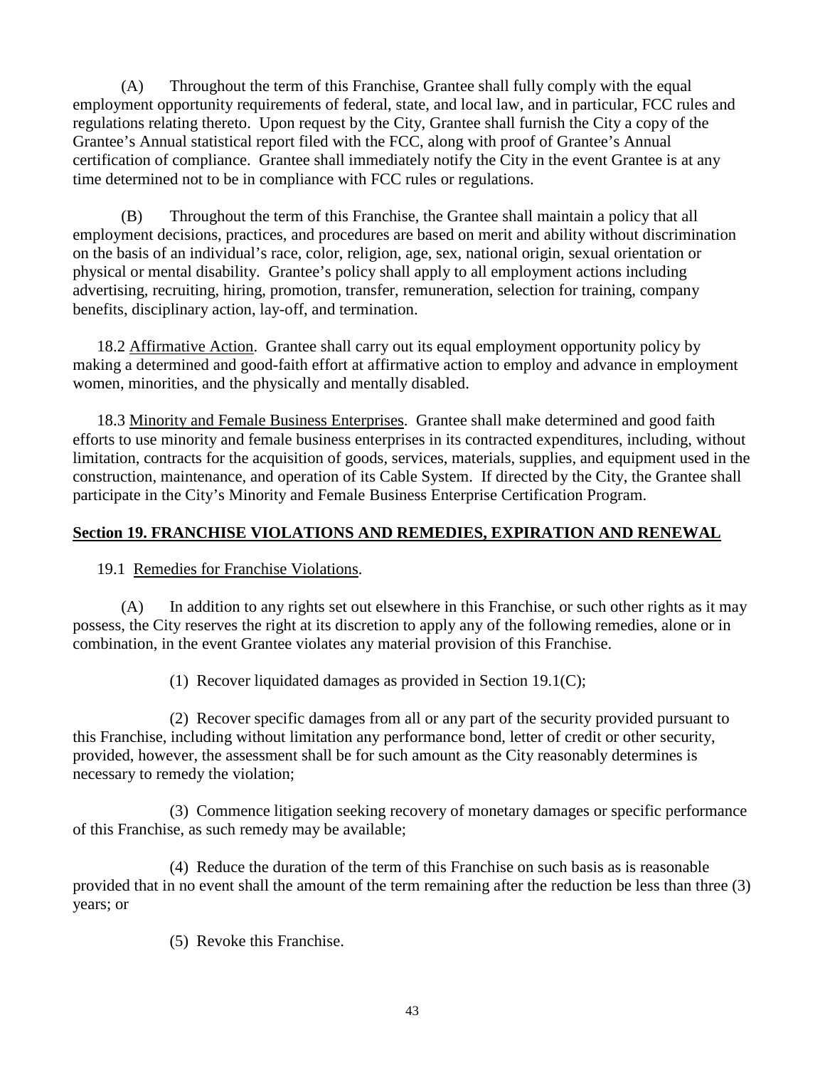(A) Throughout the term of this Franchise, Grantee shall fully comply with the equal employment opportunity requirements of federal, state, and local law, and in particular, FCC rules and regulations relating thereto. Upon request by the City, Grantee shall furnish the City a copy of the Grantee's Annual statistical report filed with the FCC, along with proof of Grantee's Annual certification of compliance. Grantee shall immediately notify the City in the event Grantee is at any time determined not to be in compliance with FCC rules or regulations.

(B) Throughout the term of this Franchise, the Grantee shall maintain a policy that all employment decisions, practices, and procedures are based on merit and ability without discrimination on the basis of an individual's race, color, religion, age, sex, national origin, sexual orientation or physical or mental disability. Grantee's policy shall apply to all employment actions including advertising, recruiting, hiring, promotion, transfer, remuneration, selection for training, company benefits, disciplinary action, lay-off, and termination.

18.2 Affirmative Action. Grantee shall carry out its equal employment opportunity policy by making a determined and good-faith effort at affirmative action to employ and advance in employment women, minorities, and the physically and mentally disabled.

18.3 Minority and Female Business Enterprises. Grantee shall make determined and good faith efforts to use minority and female business enterprises in its contracted expenditures, including, without limitation, contracts for the acquisition of goods, services, materials, supplies, and equipment used in the construction, maintenance, and operation of its Cable System. If directed by the City, the Grantee shall participate in the City's Minority and Female Business Enterprise Certification Program.

## Section 19. FRANCHISE VIOLATIONS AND REMEDIES, EXPIRATION AND RENEWAL

19.1 Remedies for Franchise Violations.

(A) In addition to any rights set out elsewhere in this Franchise, or such other rights as it may possess, the City reserves the right at its discretion to apply any of the following remedies, alone or in combination, in the event Grantee violates any material provision of this Franchise.

(1) Recover liquidated damages as provided in Section 19.1(C);

(2) Recover specific damages from all or any part of the security provided pursuant to this Franchise, including without limitation any performance bond, letter of credit or other security, provided, however, the assessment shall be for such amount as the City reasonably determines is necessary to remedy the violation;

(3) Commence litigation seeking recovery of monetary damages or specific performance of this Franchise, as such remedy may be available;

(4) Reduce the duration of the term of this Franchise on such basis as is reasonable provided that in no event shall the amount of the term remaining after the reduction be less than three (3) years; or

(5) Revoke this Franchise.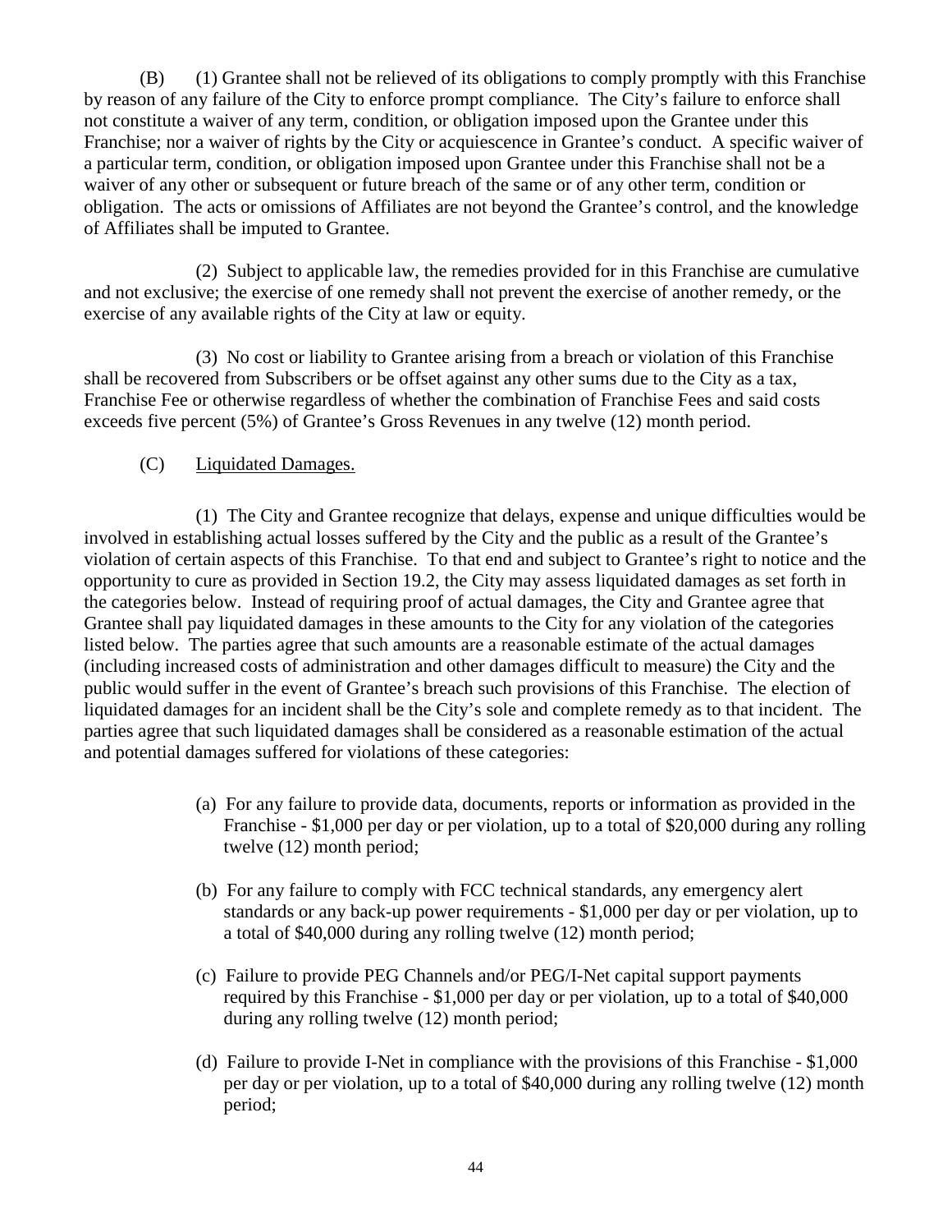(B) (1) Grantee shall not be relieved of its obligations to comply promptly with this Franchise by reason of any failure of the City to enforce prompt compliance. The City's failure to enforce shall not constitute a waiver of any term, condition, or obligation imposed upon the Grantee under this Franchise; nor a waiver of rights by the City or acquiescence in Grantee's conduct. A specific waiver of a particular term, condition, or obligation imposed upon Grantee under this Franchise shall not be a waiver of any other or subsequent or future breach of the same or of any other term, condition or obligation. The acts or omissions of Affiliates are not beyond the Grantee's control, and the knowledge of Affiliates shall be imputed to Grantee.

(2) Subject to applicable law, the remedies provided for in this Franchise are cumulative and not exclusive; the exercise of one remedy shall not prevent the exercise of another remedy, or the exercise of any available rights of the City at law or equity.

(3) No cost or liability to Grantee arising from a breach or violation of this Franchise shall be recovered from Subscribers or be offset against any other sums due to the City as a tax, Franchise Fee or otherwise regardless of whether the combination of Franchise Fees and said costs exceeds five percent (5%) of Grantee's Gross Revenues in any twelve (12) month period.

(C) Liquidated Damages.

(1) The City and Grantee recognize that delays, expense and unique difficulties would be involved in establishing actual losses suffered by the City and the public as a result of the Grantee's violation of certain aspects of this Franchise. To that end and subject to Grantee's right to notice and the opportunity to cure as provided in Section 19.2, the City may assess liquidated damages as set forth in the categories below. Instead of requiring proof of actual damages, the City and Grantee agree that Grantee shall pay liquidated damages in these amounts to the City for any violation of the categories listed below. The parties agree that such amounts are a reasonable estimate of the actual damages (including increased costs of administration and other damages difficult to measure) the City and the public would suffer in the event of Grantee's breach such provisions of this Franchise. The election of liquidated damages for an incident shall be the City's sole and complete remedy as to that incident. The parties agree that such liquidated damages shall be considered as a reasonable estimation of the actual and potential damages suffered for violations of these categories:

(a) For any failure to provide data, documents, reports or information as provided in the Franchise - $1,000 per day or per violation, up to a total of $20,000 during any rolling twelve (12) month period;

(b) For any failure to comply with FCC technical standards, any emergency alert standards or any back-up power requirements - $1,000 per day or per violation, up to a total of $40,000 during any rolling twelve (12) month period;

(c) Failure to provide PEG Channels and/or PEG/I-Net capital support payments required by this Franchise - $1,000 per day or per violation, up to a total of $40,000 during any rolling twelve (12) month period;

(d) Failure to provide I-Net in compliance with the provisions of this Franchise - $1,000 per day or per violation, up to a total of $40,000 during any rolling twelve (12) month period;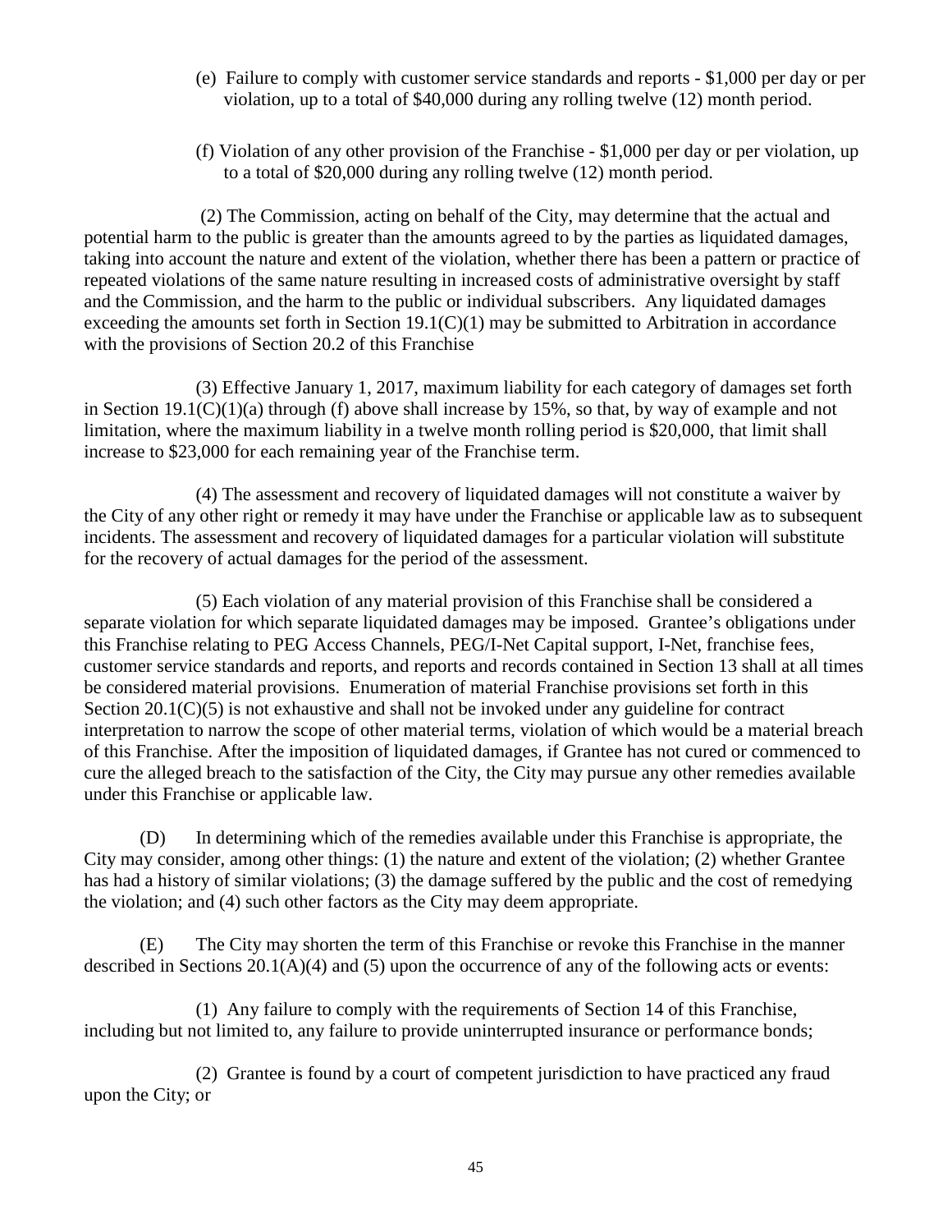(e) Failure to comply with customer service standards and reports - $1,000 per day or per violation, up to a total of $40,000 during any rolling twelve (12) month period.

(f) Violation of any other provision of the Franchise - $1,000 per day or per violation, up to a total of $20,000 during any rolling twelve (12) month period.

(2) The Commission, acting on behalf of the City, may determine that the actual and potential harm to the public is greater than the amounts agreed to by the parties as liquidated damages, taking into account the nature and extent of the violation, whether there has been a pattern or practice of repeated violations of the same nature resulting in increased costs of administrative oversight by staff and the Commission, and the harm to the public or individual subscribers. Any liquidated damages exceeding the amounts set forth in Section 19.1(C)(1) may be submitted to Arbitration in accordance with the provisions of Section 20.2 of this Franchise

(3) Effective January 1, 2017, maximum liability for each category of damages set forth in Section 19.1(C)(1)(a) through (f) above shall increase by 15%, so that, by way of example and not limitation, where the maximum liability in a twelve month rolling period is $20,000, that limit shall increase to $23,000 for each remaining year of the Franchise term.

(4) The assessment and recovery of liquidated damages will not constitute a waiver by the City of any other right or remedy it may have under the Franchise or applicable law as to subsequent incidents. The assessment and recovery of liquidated damages for a particular violation will substitute for the recovery of actual damages for the period of the assessment.

(5) Each violation of any material provision of this Franchise shall be considered a separate violation for which separate liquidated damages may be imposed. Grantee's obligations under this Franchise relating to PEG Access Channels, PEG/I-Net Capital support, I-Net, franchise fees, customer service standards and reports, and reports and records contained in Section 13 shall at all times be considered material provisions. Enumeration of material Franchise provisions set forth in this Section 20.1(C)(5) is not exhaustive and shall not be invoked under any guideline for contract interpretation to narrow the scope of other material terms, violation of which would be a material breach of this Franchise. After the imposition of liquidated damages, if Grantee has not cured or commenced to cure the alleged breach to the satisfaction of the City, the City may pursue any other remedies available under this Franchise or applicable law.

(D) In determining which of the remedies available under this Franchise is appropriate, the City may consider, among other things: (1) the nature and extent of the violation; (2) whether Grantee has had a history of similar violations; (3) the damage suffered by the public and the cost of remedying the violation; and (4) such other factors as the City may deem appropriate.

(E) The City may shorten the term of this Franchise or revoke this Franchise in the manner described in Sections 20.1(A)(4) and (5) upon the occurrence of any of the following acts or events:

(1) Any failure to comply with the requirements of Section 14 of this Franchise, including but not limited to, any failure to provide uninterrupted insurance or performance bonds;

(2) Grantee is found by a court of competent jurisdiction to have practiced any fraud upon the City; or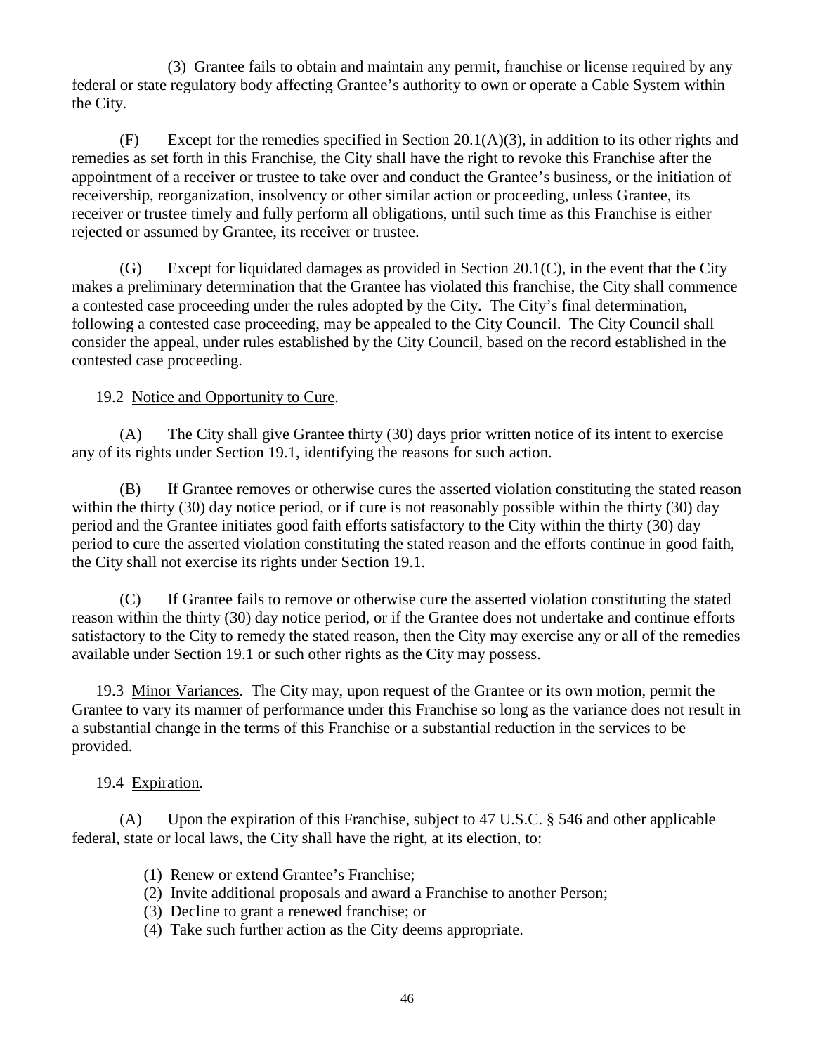(3) Grantee fails to obtain and maintain any permit, franchise or license required by any federal or state regulatory body affecting Grantee's authority to own or operate a Cable System within the City.

(F) Except for the remedies specified in Section 20.1(A)(3), in addition to its other rights and remedies as set forth in this Franchise, the City shall have the right to revoke this Franchise after the appointment of a receiver or trustee to take over and conduct the Grantee's business, or the initiation of receivership, reorganization, insolvency or other similar action or proceeding, unless Grantee, its receiver or trustee timely and fully perform all obligations, until such time as this Franchise is either rejected or assumed by Grantee, its receiver or trustee.

(G) Except for liquidated damages as provided in Section 20.1(C), in the event that the City makes a preliminary determination that the Grantee has violated this franchise, the City shall commence a contested case proceeding under the rules adopted by the City. The City's final determination, following a contested case proceeding, may be appealed to the City Council. The City Council shall consider the appeal, under rules established by the City Council, based on the record established in the contested case proceeding.

19.2 Notice and Opportunity to Cure.

(A) The City shall give Grantee thirty (30) days prior written notice of its intent to exercise any of its rights under Section 19.1, identifying the reasons for such action.

(B) If Grantee removes or otherwise cures the asserted violation constituting the stated reason within the thirty (30) day notice period, or if cure is not reasonably possible within the thirty (30) day period and the Grantee initiates good faith efforts satisfactory to the City within the thirty (30) day period to cure the asserted violation constituting the stated reason and the efforts continue in good faith, the City shall not exercise its rights under Section 19.1.

(C) If Grantee fails to remove or otherwise cure the asserted violation constituting the stated reason within the thirty (30) day notice period, or if the Grantee does not undertake and continue efforts satisfactory to the City to remedy the stated reason, then the City may exercise any or all of the remedies available under Section 19.1 or such other rights as the City may possess.

19.3 Minor Variances. The City may, upon request of the Grantee or its own motion, permit the Grantee to vary its manner of performance under this Franchise so long as the variance does not result in a substantial change in the terms of this Franchise or a substantial reduction in the services to be provided.

19.4 Expiration.

(A) Upon the expiration of this Franchise, subject to 47 U.S.C. § 546 and other applicable federal, state or local laws, the City shall have the right, at its election, to:

(1) Renew or extend Grantee's Franchise;
(2) Invite additional proposals and award a Franchise to another Person;
(3) Decline to grant a renewed franchise; or
(4) Take such further action as the City deems appropriate.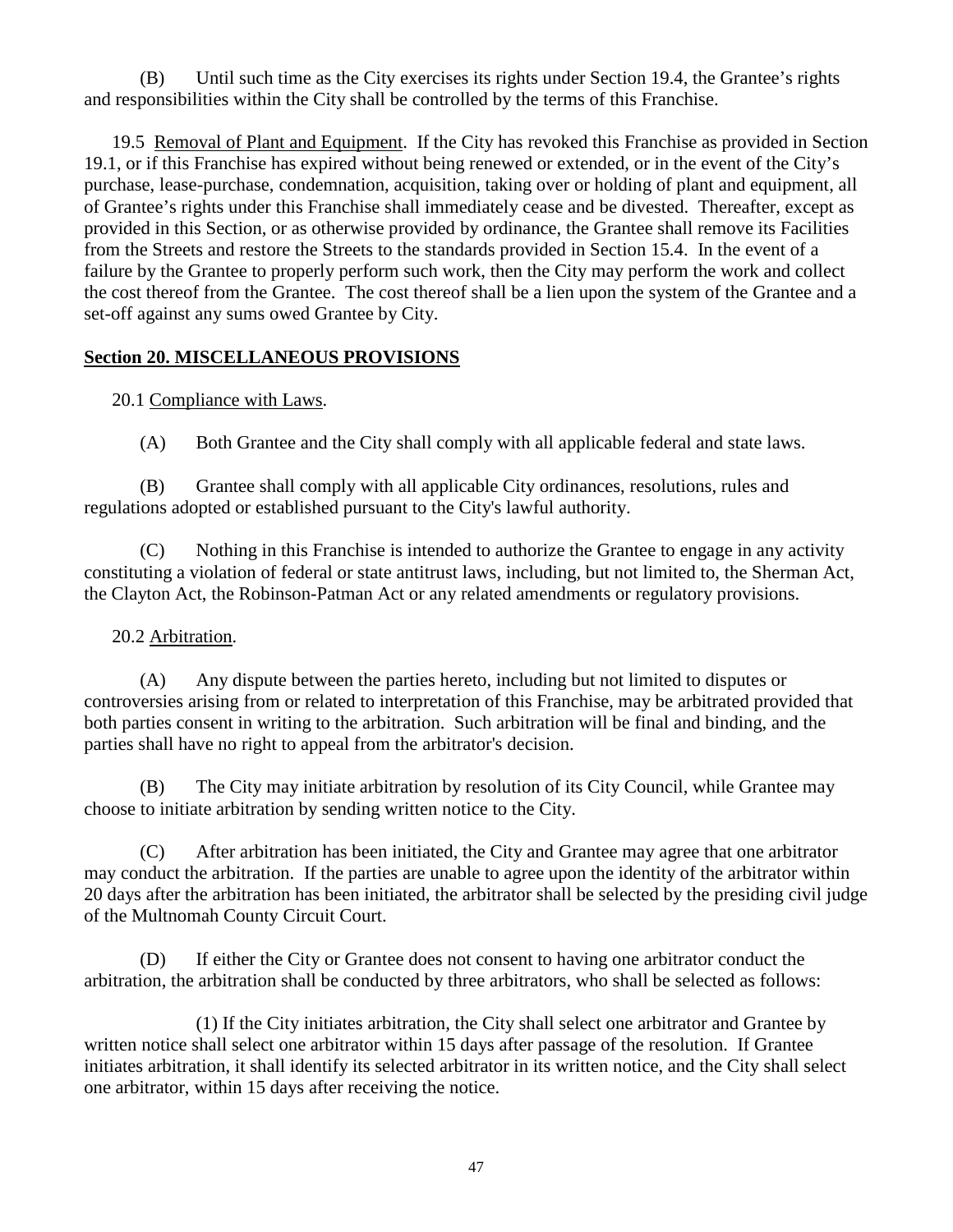(B) Until such time as the City exercises its rights under Section 19.4, the Grantee's rights and responsibilities within the City shall be controlled by the terms of this Franchise.

19.5 Removal of Plant and Equipment. If the City has revoked this Franchise as provided in Section 19.1, or if this Franchise has expired without being renewed or extended, or in the event of the City's purchase, lease-purchase, condemnation, acquisition, taking over or holding of plant and equipment, all of Grantee's rights under this Franchise shall immediately cease and be divested. Thereafter, except as provided in this Section, or as otherwise provided by ordinance, the Grantee shall remove its Facilities from the Streets and restore the Streets to the standards provided in Section 15.4. In the event of a failure by the Grantee to properly perform such work, then the City may perform the work and collect the cost thereof from the Grantee. The cost thereof shall be a lien upon the system of the Grantee and a set-off against any sums owed Grantee by City.

## Section 20. MISCELLANEOUS PROVISIONS

20.1 Compliance with Laws.

(A) Both Grantee and the City shall comply with all applicable federal and state laws.

(B) Grantee shall comply with all applicable City ordinances, resolutions, rules and regulations adopted or established pursuant to the City's lawful authority.

(C) Nothing in this Franchise is intended to authorize the Grantee to engage in any activity constituting a violation of federal or state antitrust laws, including, but not limited to, the Sherman Act, the Clayton Act, the Robinson-Patman Act or any related amendments or regulatory provisions.

20.2 Arbitration.

(A) Any dispute between the parties hereto, including but not limited to disputes or controversies arising from or related to interpretation of this Franchise, may be arbitrated provided that both parties consent in writing to the arbitration. Such arbitration will be final and binding, and the parties shall have no right to appeal from the arbitrator's decision.

(B) The City may initiate arbitration by resolution of its City Council, while Grantee may choose to initiate arbitration by sending written notice to the City.

(C) After arbitration has been initiated, the City and Grantee may agree that one arbitrator may conduct the arbitration. If the parties are unable to agree upon the identity of the arbitrator within 20 days after the arbitration has been initiated, the arbitrator shall be selected by the presiding civil judge of the Multnomah County Circuit Court.

(D) If either the City or Grantee does not consent to having one arbitrator conduct the arbitration, the arbitration shall be conducted by three arbitrators, who shall be selected as follows:

(1) If the City initiates arbitration, the City shall select one arbitrator and Grantee by written notice shall select one arbitrator within 15 days after passage of the resolution. If Grantee initiates arbitration, it shall identify its selected arbitrator in its written notice, and the City shall select one arbitrator, within 15 days after receiving the notice.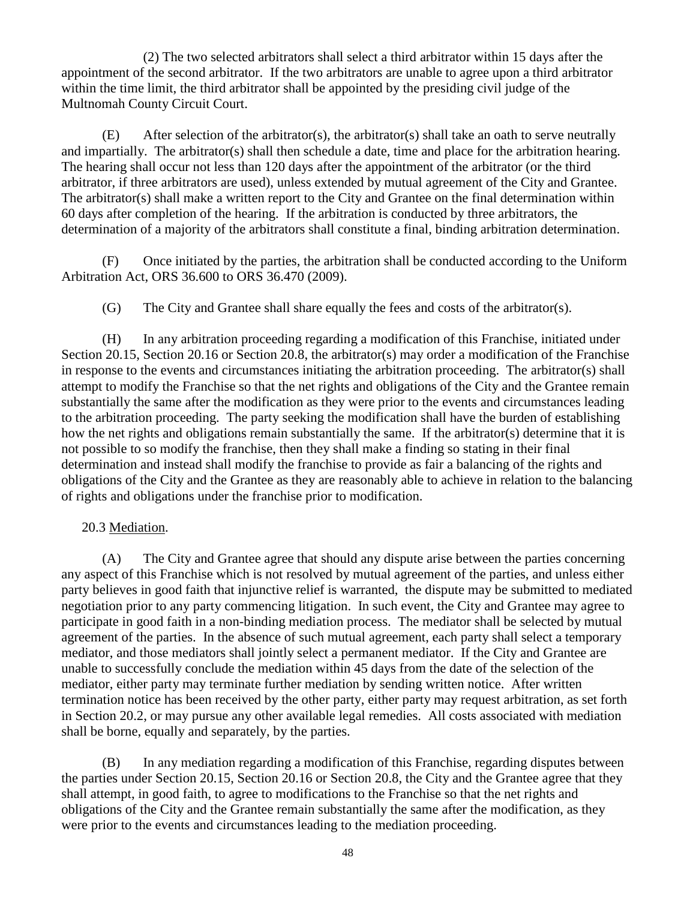(2) The two selected arbitrators shall select a third arbitrator within 15 days after the appointment of the second arbitrator. If the two arbitrators are unable to agree upon a third arbitrator within the time limit, the third arbitrator shall be appointed by the presiding civil judge of the Multnomah County Circuit Court.

(E) After selection of the arbitrator(s), the arbitrator(s) shall take an oath to serve neutrally and impartially. The arbitrator(s) shall then schedule a date, time and place for the arbitration hearing. The hearing shall occur not less than 120 days after the appointment of the arbitrator (or the third arbitrator, if three arbitrators are used), unless extended by mutual agreement of the City and Grantee. The arbitrator(s) shall make a written report to the City and Grantee on the final determination within 60 days after completion of the hearing. If the arbitration is conducted by three arbitrators, the determination of a majority of the arbitrators shall constitute a final, binding arbitration determination.

(F) Once initiated by the parties, the arbitration shall be conducted according to the Uniform Arbitration Act, ORS 36.600 to ORS 36.470 (2009).

(G) The City and Grantee shall share equally the fees and costs of the arbitrator(s).

(H) In any arbitration proceeding regarding a modification of this Franchise, initiated under Section 20.15, Section 20.16 or Section 20.8, the arbitrator(s) may order a modification of the Franchise in response to the events and circumstances initiating the arbitration proceeding. The arbitrator(s) shall attempt to modify the Franchise so that the net rights and obligations of the City and the Grantee remain substantially the same after the modification as they were prior to the events and circumstances leading to the arbitration proceeding. The party seeking the modification shall have the burden of establishing how the net rights and obligations remain substantially the same. If the arbitrator(s) determine that it is not possible to so modify the franchise, then they shall make a finding so stating in their final determination and instead shall modify the franchise to provide as fair a balancing of the rights and obligations of the City and the Grantee as they are reasonably able to achieve in relation to the balancing of rights and obligations under the franchise prior to modification.

20.3 Mediation.

(A) The City and Grantee agree that should any dispute arise between the parties concerning any aspect of this Franchise which is not resolved by mutual agreement of the parties, and unless either party believes in good faith that injunctive relief is warranted, the dispute may be submitted to mediated negotiation prior to any party commencing litigation. In such event, the City and Grantee may agree to participate in good faith in a non-binding mediation process. The mediator shall be selected by mutual agreement of the parties. In the absence of such mutual agreement, each party shall select a temporary mediator, and those mediators shall jointly select a permanent mediator. If the City and Grantee are unable to successfully conclude the mediation within 45 days from the date of the selection of the mediator, either party may terminate further mediation by sending written notice. After written termination notice has been received by the other party, either party may request arbitration, as set forth in Section 20.2, or may pursue any other available legal remedies. All costs associated with mediation shall be borne, equally and separately, by the parties.

(B) In any mediation regarding a modification of this Franchise, regarding disputes between the parties under Section 20.15, Section 20.16 or Section 20.8, the City and the Grantee agree that they shall attempt, in good faith, to agree to modifications to the Franchise so that the net rights and obligations of the City and the Grantee remain substantially the same after the modification, as they were prior to the events and circumstances leading to the mediation proceeding.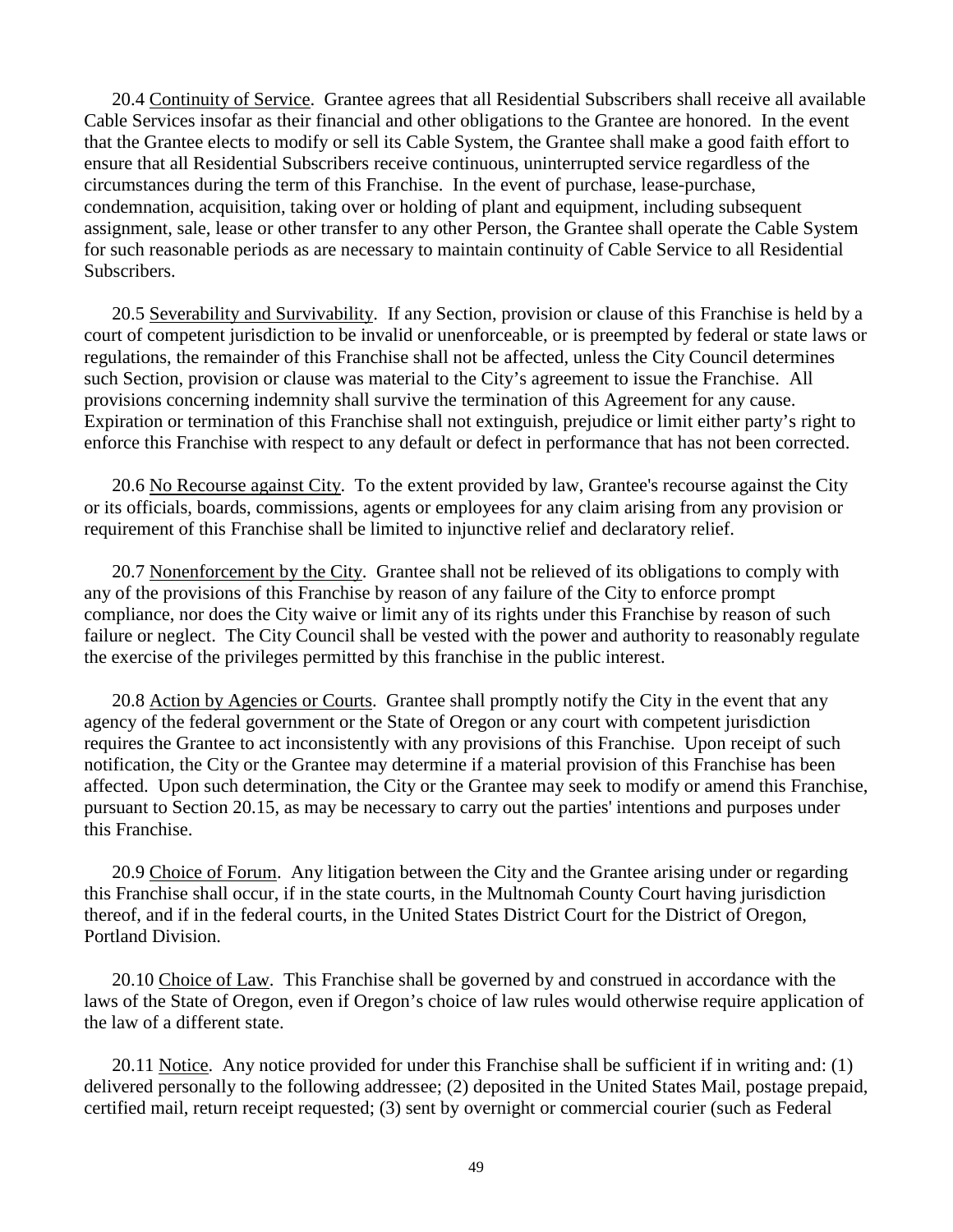20.4 Continuity of Service. Grantee agrees that all Residential Subscribers shall receive all available Cable Services insofar as their financial and other obligations to the Grantee are honored. In the event that the Grantee elects to modify or sell its Cable System, the Grantee shall make a good faith effort to ensure that all Residential Subscribers receive continuous, uninterrupted service regardless of the circumstances during the term of this Franchise. In the event of purchase, lease-purchase, condemnation, acquisition, taking over or holding of plant and equipment, including subsequent assignment, sale, lease or other transfer to any other Person, the Grantee shall operate the Cable System for such reasonable periods as are necessary to maintain continuity of Cable Service to all Residential Subscribers.

20.5 Severability and Survivability. If any Section, provision or clause of this Franchise is held by a court of competent jurisdiction to be invalid or unenforceable, or is preempted by federal or state laws or regulations, the remainder of this Franchise shall not be affected, unless the City Council determines such Section, provision or clause was material to the City's agreement to issue the Franchise. All provisions concerning indemnity shall survive the termination of this Agreement for any cause. Expiration or termination of this Franchise shall not extinguish, prejudice or limit either party's right to enforce this Franchise with respect to any default or defect in performance that has not been corrected.

20.6 No Recourse against City. To the extent provided by law, Grantee's recourse against the City or its officials, boards, commissions, agents or employees for any claim arising from any provision or requirement of this Franchise shall be limited to injunctive relief and declaratory relief.

20.7 Nonenforcement by the City. Grantee shall not be relieved of its obligations to comply with any of the provisions of this Franchise by reason of any failure of the City to enforce prompt compliance, nor does the City waive or limit any of its rights under this Franchise by reason of such failure or neglect. The City Council shall be vested with the power and authority to reasonably regulate the exercise of the privileges permitted by this franchise in the public interest.

20.8 Action by Agencies or Courts. Grantee shall promptly notify the City in the event that any agency of the federal government or the State of Oregon or any court with competent jurisdiction requires the Grantee to act inconsistently with any provisions of this Franchise. Upon receipt of such notification, the City or the Grantee may determine if a material provision of this Franchise has been affected. Upon such determination, the City or the Grantee may seek to modify or amend this Franchise, pursuant to Section 20.15, as may be necessary to carry out the parties' intentions and purposes under this Franchise.

20.9 Choice of Forum. Any litigation between the City and the Grantee arising under or regarding this Franchise shall occur, if in the state courts, in the Multnomah County Court having jurisdiction thereof, and if in the federal courts, in the United States District Court for the District of Oregon, Portland Division.

20.10 Choice of Law. This Franchise shall be governed by and construed in accordance with the laws of the State of Oregon, even if Oregon's choice of law rules would otherwise require application of the law of a different state.

20.11 Notice. Any notice provided for under this Franchise shall be sufficient if in writing and: (1) delivered personally to the following addressee; (2) deposited in the United States Mail, postage prepaid, certified mail, return receipt requested; (3) sent by overnight or commercial courier (such as Federal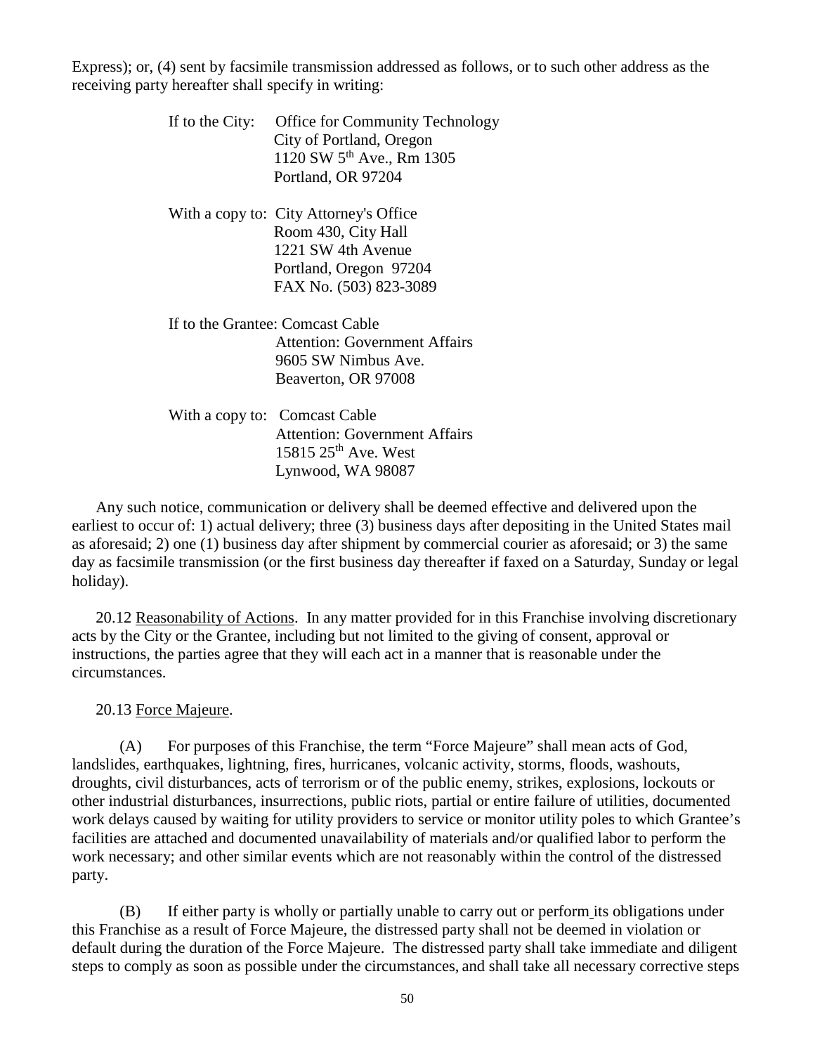Express); or, (4) sent by facsimile transmission addressed as follows, or to such other address as the receiving party hereafter shall specify in writing:

If to the City: Office for Community Technology
City of Portland, Oregon
1120 SW 5th Ave., Rm 1305
Portland, OR 97204

With a copy to: City Attorney's Office
Room 430, City Hall
1221 SW 4th Avenue
Portland, Oregon 97204
FAX No. (503) 823-3089

If to the Grantee: Comcast Cable
Attention: Government Affairs
9605 SW Nimbus Ave.
Beaverton, OR 97008

With a copy to: Comcast Cable
Attention: Government Affairs
15815 25th Ave. West
Lynwood, WA 98087

Any such notice, communication or delivery shall be deemed effective and delivered upon the earliest to occur of: 1) actual delivery; three (3) business days after depositing in the United States mail as aforesaid; 2) one (1) business day after shipment by commercial courier as aforesaid; or 3) the same day as facsimile transmission (or the first business day thereafter if faxed on a Saturday, Sunday or legal holiday).

20.12 Reasonability of Actions. In any matter provided for in this Franchise involving discretionary acts by the City or the Grantee, including but not limited to the giving of consent, approval or instructions, the parties agree that they will each act in a manner that is reasonable under the circumstances.

20.13 Force Majeure.

(A) For purposes of this Franchise, the term "Force Majeure" shall mean acts of God, landslides, earthquakes, lightning, fires, hurricanes, volcanic activity, storms, floods, washouts, droughts, civil disturbances, acts of terrorism or of the public enemy, strikes, explosions, lockouts or other industrial disturbances, insurrections, public riots, partial or entire failure of utilities, documented work delays caused by waiting for utility providers to service or monitor utility poles to which Grantee's facilities are attached and documented unavailability of materials and/or qualified labor to perform the work necessary; and other similar events which are not reasonably within the control of the distressed party.

(B) If either party is wholly or partially unable to carry out or perform its obligations under this Franchise as a result of Force Majeure, the distressed party shall not be deemed in violation or default during the duration of the Force Majeure. The distressed party shall take immediate and diligent steps to comply as soon as possible under the circumstances, and shall take all necessary corrective steps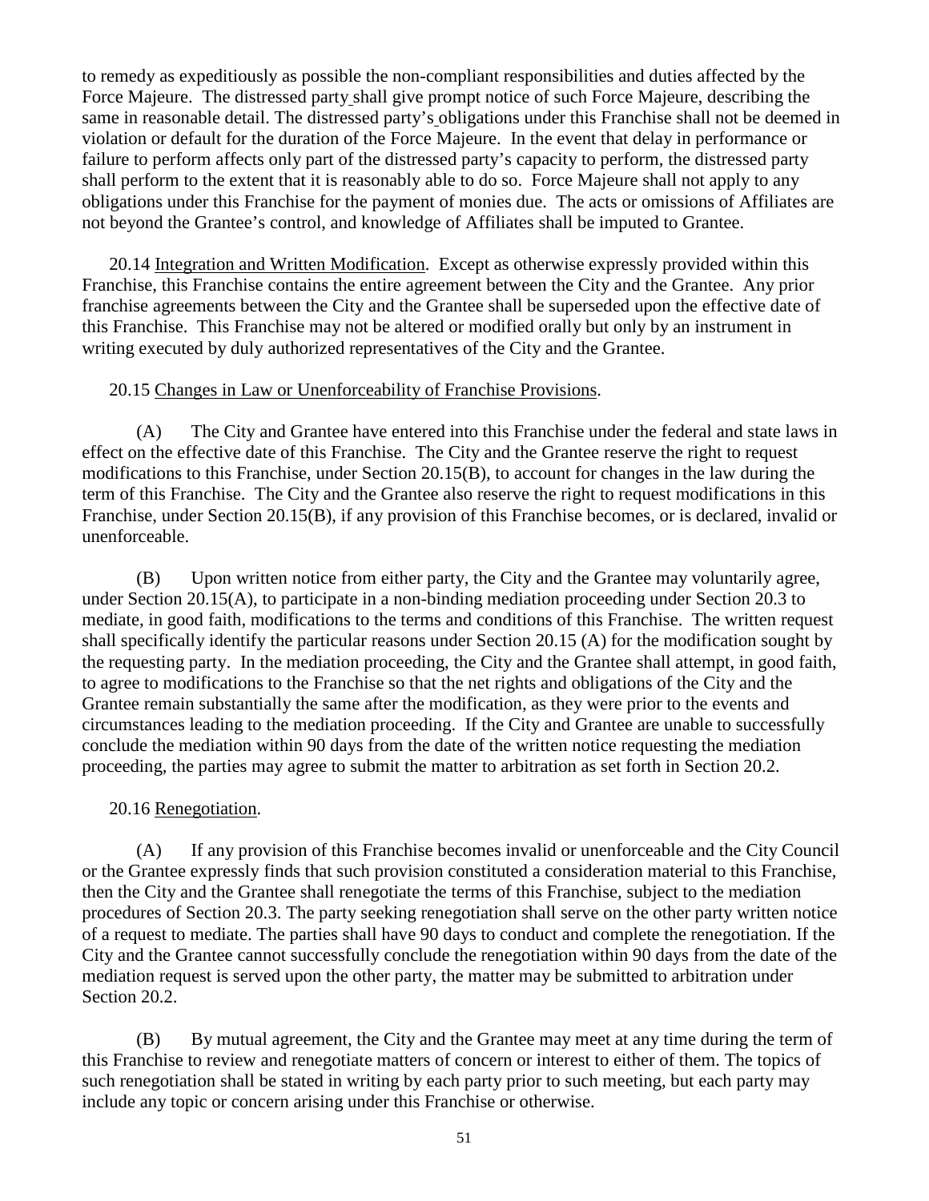to remedy as expeditiously as possible the non-compliant responsibilities and duties affected by the Force Majeure. The distressed party shall give prompt notice of such Force Majeure, describing the same in reasonable detail. The distressed party's obligations under this Franchise shall not be deemed in violation or default for the duration of the Force Majeure. In the event that delay in performance or failure to perform affects only part of the distressed party's capacity to perform, the distressed party shall perform to the extent that it is reasonably able to do so. Force Majeure shall not apply to any obligations under this Franchise for the payment of monies due. The acts or omissions of Affiliates are not beyond the Grantee's control, and knowledge of Affiliates shall be imputed to Grantee.

20.14 Integration and Written Modification. Except as otherwise expressly provided within this Franchise, this Franchise contains the entire agreement between the City and the Grantee. Any prior franchise agreements between the City and the Grantee shall be superseded upon the effective date of this Franchise. This Franchise may not be altered or modified orally but only by an instrument in writing executed by duly authorized representatives of the City and the Grantee.

20.15 Changes in Law or Unenforceability of Franchise Provisions.

(A) The City and Grantee have entered into this Franchise under the federal and state laws in effect on the effective date of this Franchise. The City and the Grantee reserve the right to request modifications to this Franchise, under Section 20.15(B), to account for changes in the law during the term of this Franchise. The City and the Grantee also reserve the right to request modifications in this Franchise, under Section 20.15(B), if any provision of this Franchise becomes, or is declared, invalid or unenforceable.

(B) Upon written notice from either party, the City and the Grantee may voluntarily agree, under Section 20.15(A), to participate in a non-binding mediation proceeding under Section 20.3 to mediate, in good faith, modifications to the terms and conditions of this Franchise. The written request shall specifically identify the particular reasons under Section 20.15 (A) for the modification sought by the requesting party. In the mediation proceeding, the City and the Grantee shall attempt, in good faith, to agree to modifications to the Franchise so that the net rights and obligations of the City and the Grantee remain substantially the same after the modification, as they were prior to the events and circumstances leading to the mediation proceeding. If the City and Grantee are unable to successfully conclude the mediation within 90 days from the date of the written notice requesting the mediation proceeding, the parties may agree to submit the matter to arbitration as set forth in Section 20.2.

20.16 Renegotiation.

(A) If any provision of this Franchise becomes invalid or unenforceable and the City Council or the Grantee expressly finds that such provision constituted a consideration material to this Franchise, then the City and the Grantee shall renegotiate the terms of this Franchise, subject to the mediation procedures of Section 20.3. The party seeking renegotiation shall serve on the other party written notice of a request to mediate. The parties shall have 90 days to conduct and complete the renegotiation. If the City and the Grantee cannot successfully conclude the renegotiation within 90 days from the date of the mediation request is served upon the other party, the matter may be submitted to arbitration under Section 20.2.

(B) By mutual agreement, the City and the Grantee may meet at any time during the term of this Franchise to review and renegotiate matters of concern or interest to either of them. The topics of such renegotiation shall be stated in writing by each party prior to such meeting, but each party may include any topic or concern arising under this Franchise or otherwise.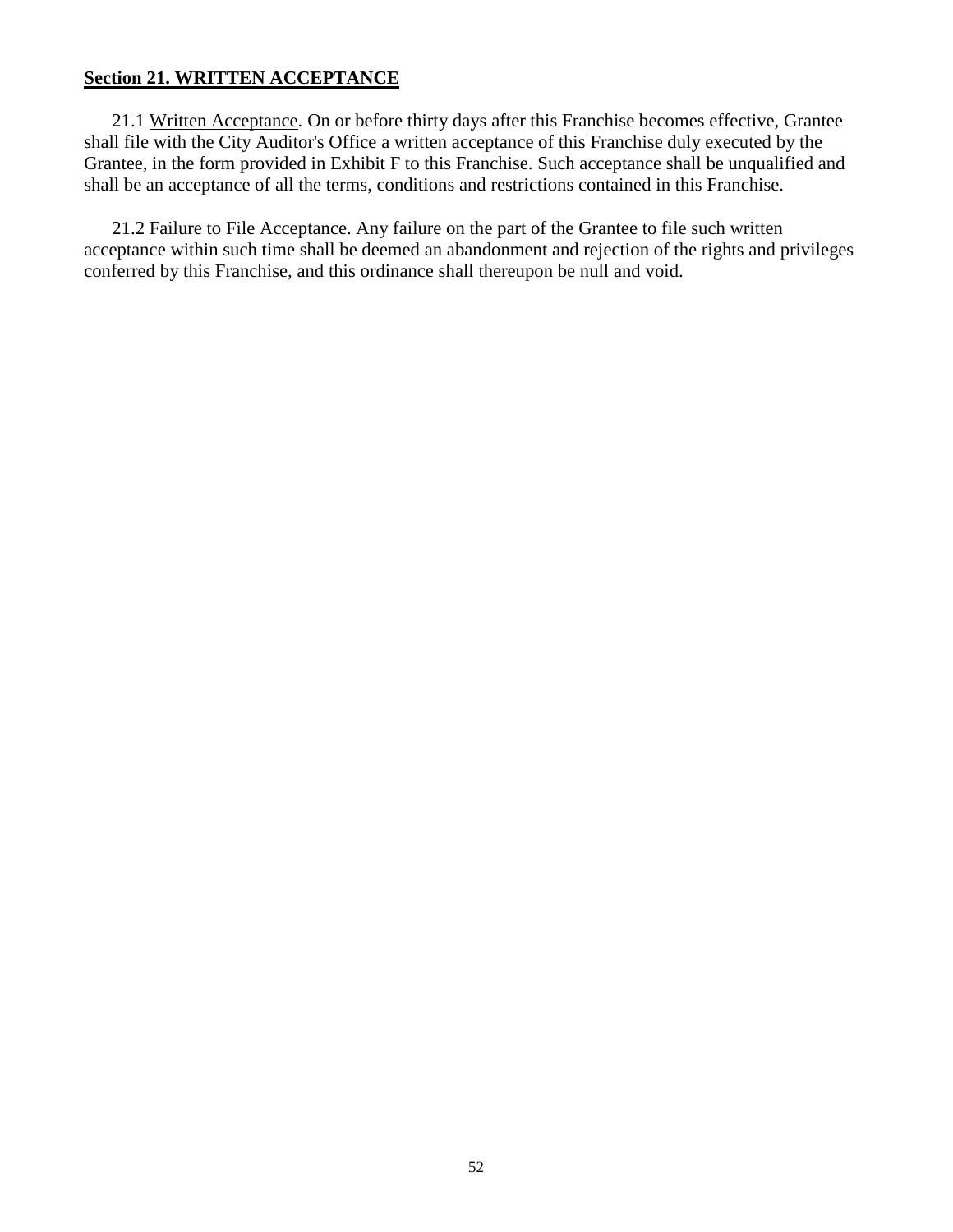## **Section 21. WRITTEN ACCEPTANCE**

21.1 Written Acceptance. On or before thirty days after this Franchise becomes effective, Grantee shall file with the City Auditor's Office a written acceptance of this Franchise duly executed by the Grantee, in the form provided in Exhibit F to this Franchise. Such acceptance shall be unqualified and shall be an acceptance of all the terms, conditions and restrictions contained in this Franchise.

21.2 Failure to File Acceptance. Any failure on the part of the Grantee to file such written acceptance within such time shall be deemed an abandonment and rejection of the rights and privileges conferred by this Franchise, and this ordinance shall thereupon be null and void.